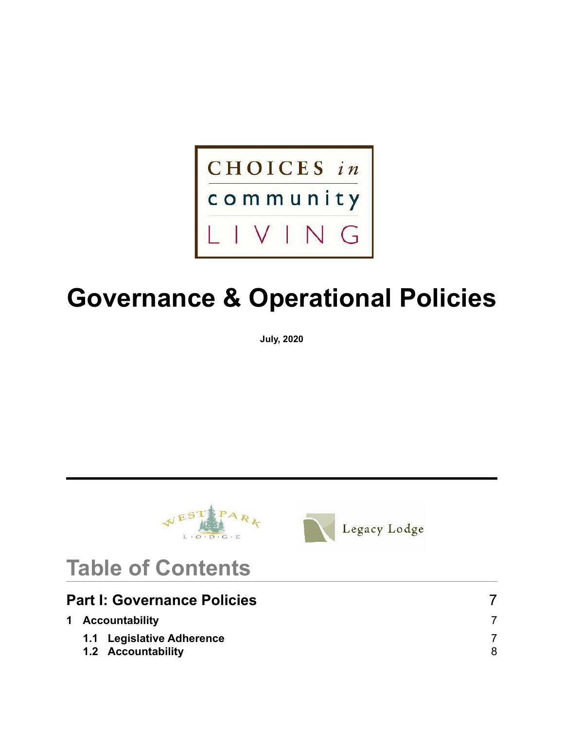CHOICES in community LIVING

# Governance & Operational Policies

**July, 2020**

---

WEST PARK LODGE

Legacy Lodge

# Table of Contents

## Part I: Governance Policies 7

**1 Accountability** 7

**1.1 Legislative Adherence** 7

**1.2 Accountability** 8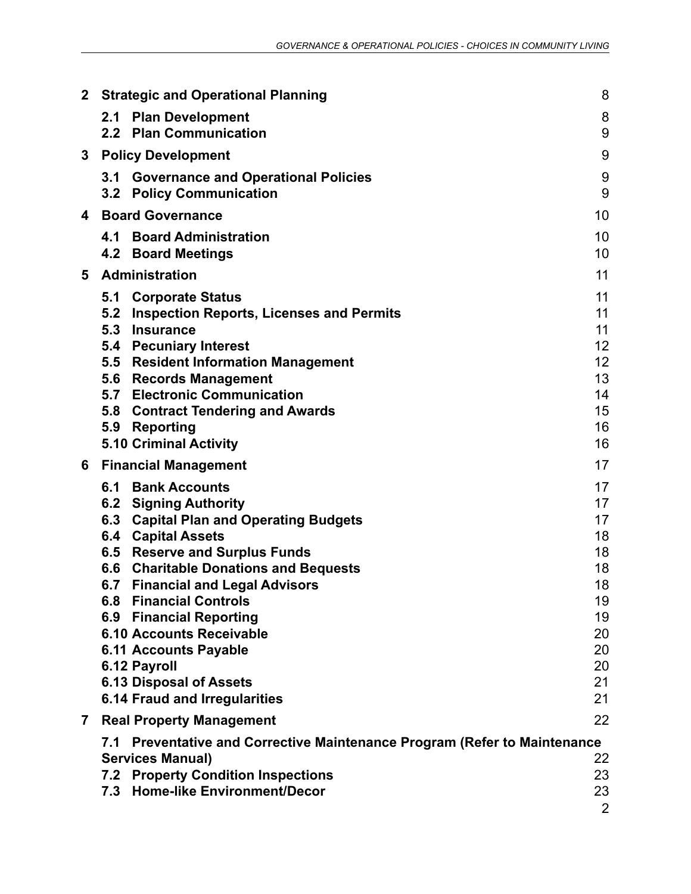| | | |
|---|---|---|
| **2** | **Strategic and Operational Planning** | 8 |
| | **2.1 Plan Development** | 8 |
| | **2.2 Plan Communication** | 9 |
| **3** | **Policy Development** | 9 |
| | **3.1 Governance and Operational Policies** | 9 |
| | **3.2 Policy Communication** | 9 |
| **4** | **Board Governance** | 10 |
| | **4.1 Board Administration** | 10 |
| | **4.2 Board Meetings** | 10 |
| **5** | **Administration** | 11 |
| | **5.1 Corporate Status** | 11 |
| | **5.2 Inspection Reports, Licenses and Permits** | 11 |
| | **5.3 Insurance** | 11 |
| | **5.4 Pecuniary Interest** | 12 |
| | **5.5 Resident Information Management** | 12 |
| | **5.6 Records Management** | 13 |
| | **5.7 Electronic Communication** | 14 |
| | **5.8 Contract Tendering and Awards** | 15 |
| | **5.9 Reporting** | 16 |
| | **5.10 Criminal Activity** | 16 |
| **6** | **Financial Management** | 17 |
| | **6.1 Bank Accounts** | 17 |
| | **6.2 Signing Authority** | 17 |
| | **6.3 Capital Plan and Operating Budgets** | 17 |
| | **6.4 Capital Assets** | 18 |
| | **6.5 Reserve and Surplus Funds** | 18 |
| | **6.6 Charitable Donations and Bequests** | 18 |
| | **6.7 Financial and Legal Advisors** | 18 |
| | **6.8 Financial Controls** | 19 |
| | **6.9 Financial Reporting** | 19 |
| | **6.10 Accounts Receivable** | 20 |
| | **6.11 Accounts Payable** | 20 |
| | **6.12 Payroll** | 20 |
| | **6.13 Disposal of Assets** | 21 |
| | **6.14 Fraud and Irregularities** | 21 |
| **7** | **Real Property Management** | 22 |
| | **7.1 Preventative and Corrective Maintenance Program (Refer to Maintenance Services Manual)** | 22 |
| | **7.2 Property Condition Inspections** | 23 |
| | **7.3 Home-like Environment/Decor** | 23 |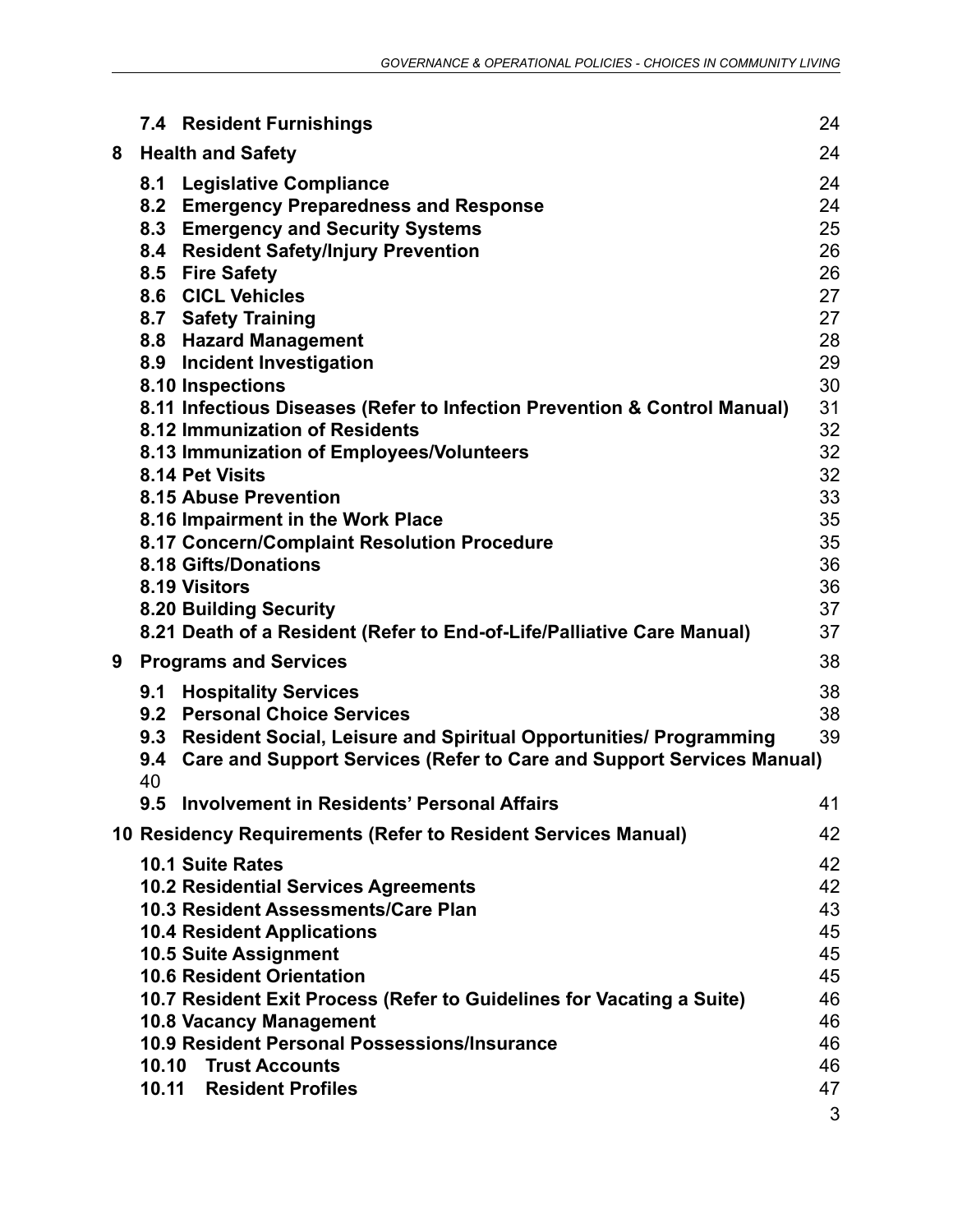| | | |
|---|---|---|
| | **7.4 Resident Furnishings** | 24 |
| **8** | **Health and Safety** | 24 |
| | **8.1 Legislative Compliance** | 24 |
| | **8.2 Emergency Preparedness and Response** | 24 |
| | **8.3 Emergency and Security Systems** | 25 |
| | **8.4 Resident Safety/Injury Prevention** | 26 |
| | **8.5 Fire Safety** | 26 |
| | **8.6 CICL Vehicles** | 27 |
| | **8.7 Safety Training** | 27 |
| | **8.8 Hazard Management** | 28 |
| | **8.9 Incident Investigation** | 29 |
| | **8.10 Inspections** | 30 |
| | **8.11 Infectious Diseases (Refer to Infection Prevention & Control Manual)** | 31 |
| | **8.12 Immunization of Residents** | 32 |
| | **8.13 Immunization of Employees/Volunteers** | 32 |
| | **8.14 Pet Visits** | 32 |
| | **8.15 Abuse Prevention** | 33 |
| | **8.16 Impairment in the Work Place** | 35 |
| | **8.17 Concern/Complaint Resolution Procedure** | 35 |
| | **8.18 Gifts/Donations** | 36 |
| | **8.19 Visitors** | 36 |
| | **8.20 Building Security** | 37 |
| | **8.21 Death of a Resident (Refer to End-of-Life/Palliative Care Manual)** | 37 |
| **9** | **Programs and Services** | 38 |
| | **9.1 Hospitality Services** | 38 |
| | **9.2 Personal Choice Services** | 38 |
| | **9.3 Resident Social, Leisure and Spiritual Opportunities/ Programming** | 39 |
| | **9.4 Care and Support Services (Refer to Care and Support Services Manual)** | 40 |
| | **9.5 Involvement in Residents' Personal Affairs** | 41 |
| **10** | **Residency Requirements (Refer to Resident Services Manual)** | 42 |
| | **10.1 Suite Rates** | 42 |
| | **10.2 Residential Services Agreements** | 42 |
| | **10.3 Resident Assessments/Care Plan** | 43 |
| | **10.4 Resident Applications** | 45 |
| | **10.5 Suite Assignment** | 45 |
| | **10.6 Resident Orientation** | 45 |
| | **10.7 Resident Exit Process (Refer to Guidelines for Vacating a Suite)** | 46 |
| | **10.8 Vacancy Management** | 46 |
| | **10.9 Resident Personal Possessions/Insurance** | 46 |
| | **10.10 Trust Accounts** | 46 |
| | **10.11 Resident Profiles** | 47 |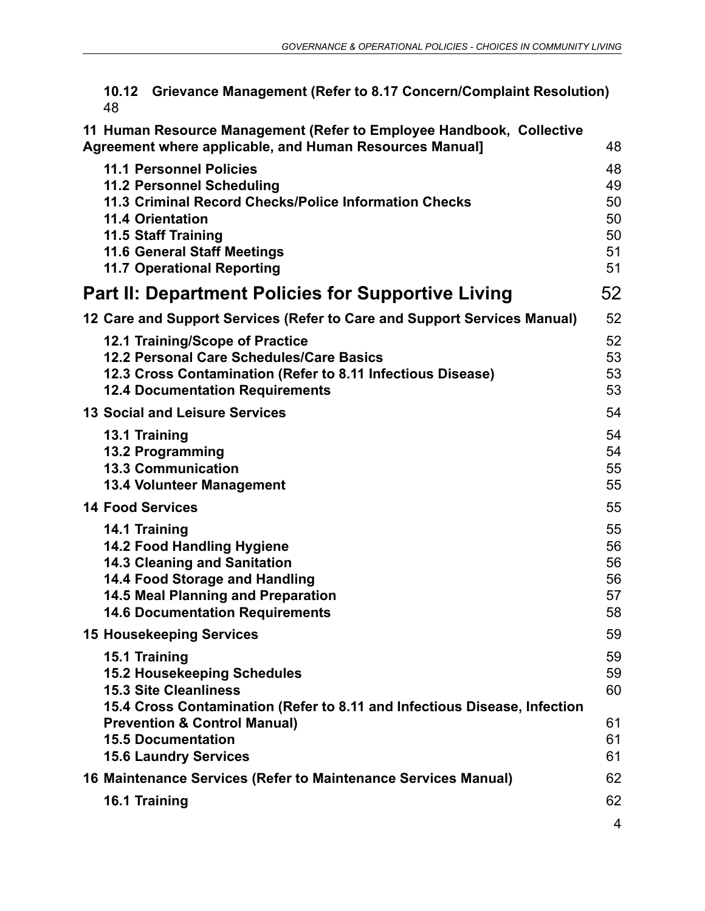**10.12 Grievance Management (Refer to 8.17 Concern/Complaint Resolution)** 48

**11 Human Resource Management (Refer to Employee Handbook, Collective Agreement where applicable, and Human Resources Manual]** 48

**11.1 Personnel Policies** 48
**11.2 Personnel Scheduling** 49
**11.3 Criminal Record Checks/Police Information Checks** 50
**11.4 Orientation** 50
**11.5 Staff Training** 50
**11.6 General Staff Meetings** 51
**11.7 Operational Reporting** 51

# Part II: Department Policies for Supportive Living 52

**12 Care and Support Services (Refer to Care and Support Services Manual)** 52

**12.1 Training/Scope of Practice** 52
**12.2 Personal Care Schedules/Care Basics** 53
**12.3 Cross Contamination (Refer to 8.11 Infectious Disease)** 53
**12.4 Documentation Requirements** 53

**13 Social and Leisure Services** 54

**13.1 Training** 54
**13.2 Programming** 54
**13.3 Communication** 55
**13.4 Volunteer Management** 55

**14 Food Services** 55

**14.1 Training** 55
**14.2 Food Handling Hygiene** 56
**14.3 Cleaning and Sanitation** 56
**14.4 Food Storage and Handling** 56
**14.5 Meal Planning and Preparation** 57
**14.6 Documentation Requirements** 58

**15 Housekeeping Services** 59

**15.1 Training** 59
**15.2 Housekeeping Schedules** 59
**15.3 Site Cleanliness** 60
**15.4 Cross Contamination (Refer to 8.11 and Infectious Disease, Infection Prevention & Control Manual)** 61
**15.5 Documentation** 61
**15.6 Laundry Services** 61

**16 Maintenance Services (Refer to Maintenance Services Manual)** 62

**16.1 Training** 62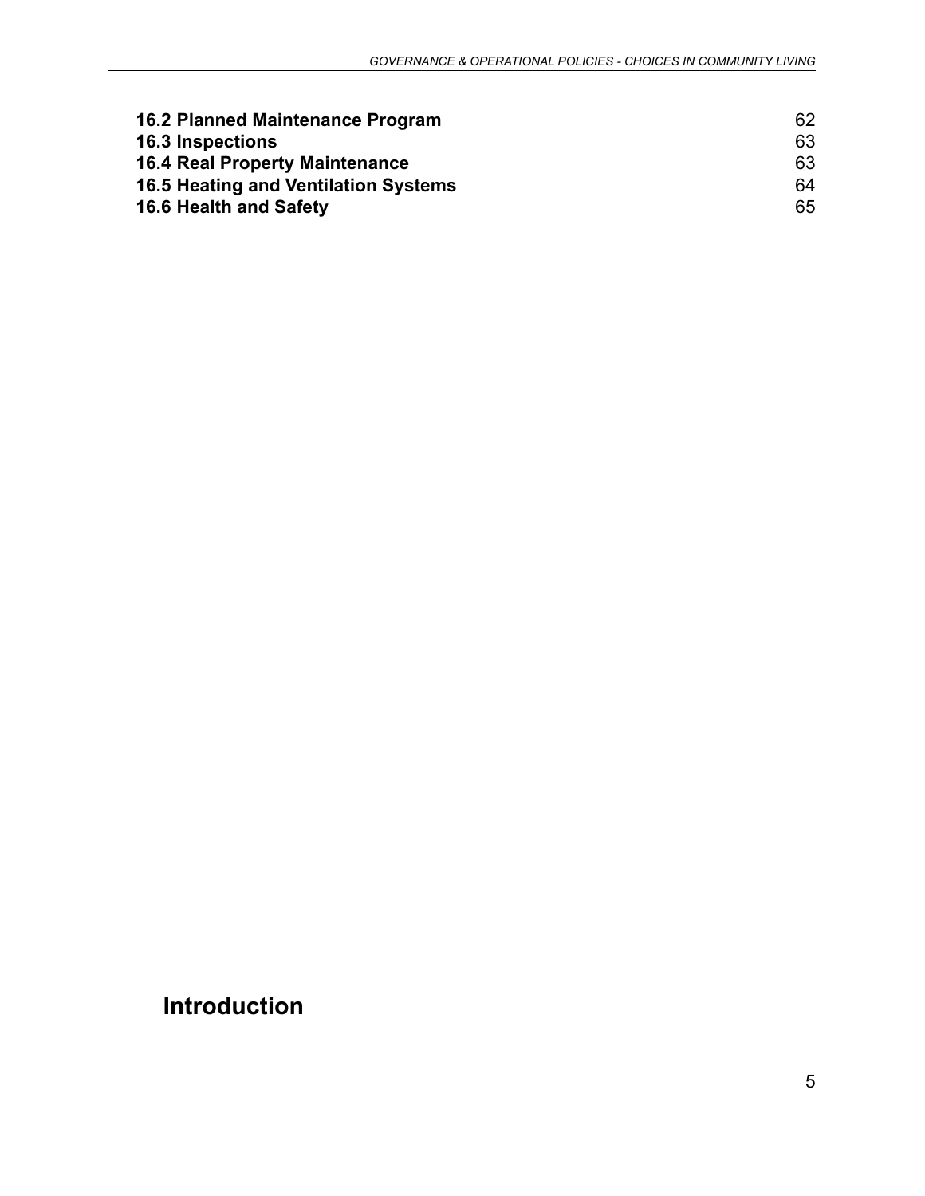**16.2 Planned Maintenance Program** 62
**16.3 Inspections** 63
**16.4 Real Property Maintenance** 63
**16.5 Heating and Ventilation Systems** 64
**16.6 Health and Safety** 65

# Introduction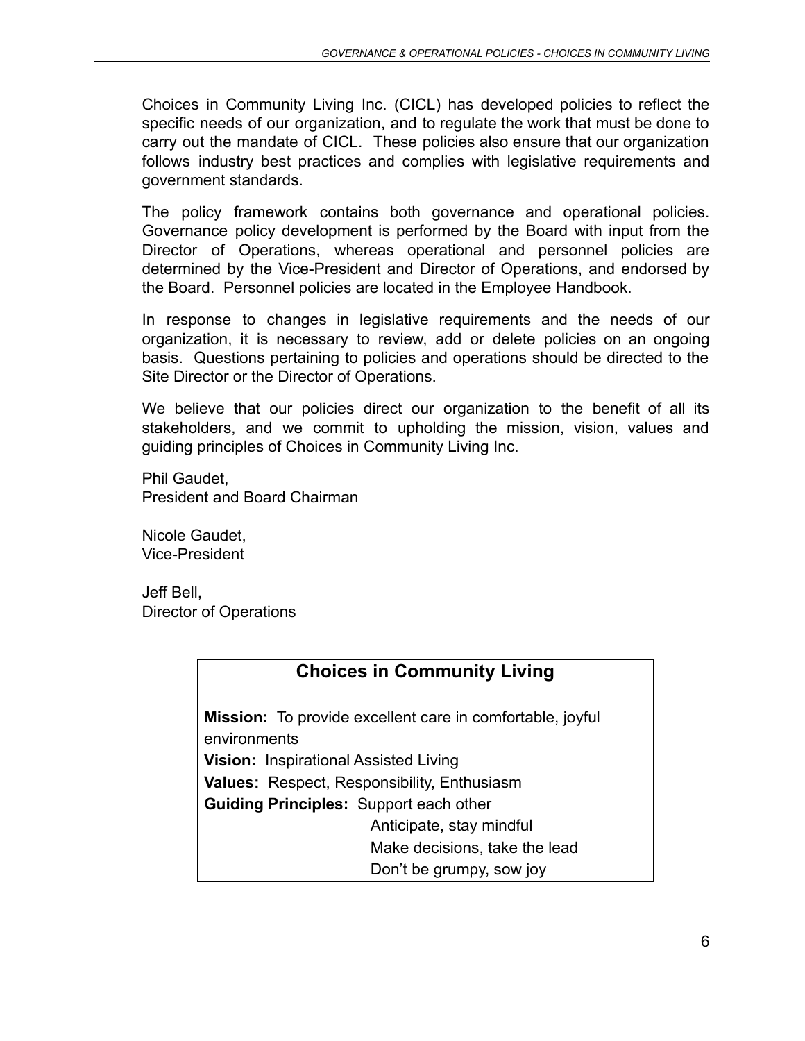Choices in Community Living Inc. (CICL) has developed policies to reflect the specific needs of our organization, and to regulate the work that must be done to carry out the mandate of CICL. These policies also ensure that our organization follows industry best practices and complies with legislative requirements and government standards.

The policy framework contains both governance and operational policies. Governance policy development is performed by the Board with input from the Director of Operations, whereas operational and personnel policies are determined by the Vice-President and Director of Operations, and endorsed by the Board. Personnel policies are located in the Employee Handbook.

In response to changes in legislative requirements and the needs of our organization, it is necessary to review, add or delete policies on an ongoing basis. Questions pertaining to policies and operations should be directed to the Site Director or the Director of Operations.

We believe that our policies direct our organization to the benefit of all its stakeholders, and we commit to upholding the mission, vision, values and guiding principles of Choices in Community Living Inc.

Phil Gaudet,
President and Board Chairman

Nicole Gaudet,
Vice-President

Jeff Bell,
Director of Operations

## Choices in Community Living

**Mission:** To provide excellent care in comfortable, joyful environments

**Vision:** Inspirational Assisted Living

**Values:** Respect, Responsibility, Enthusiasm

**Guiding Principles:** Support each other
Anticipate, stay mindful
Make decisions, take the lead
Don't be grumpy, sow joy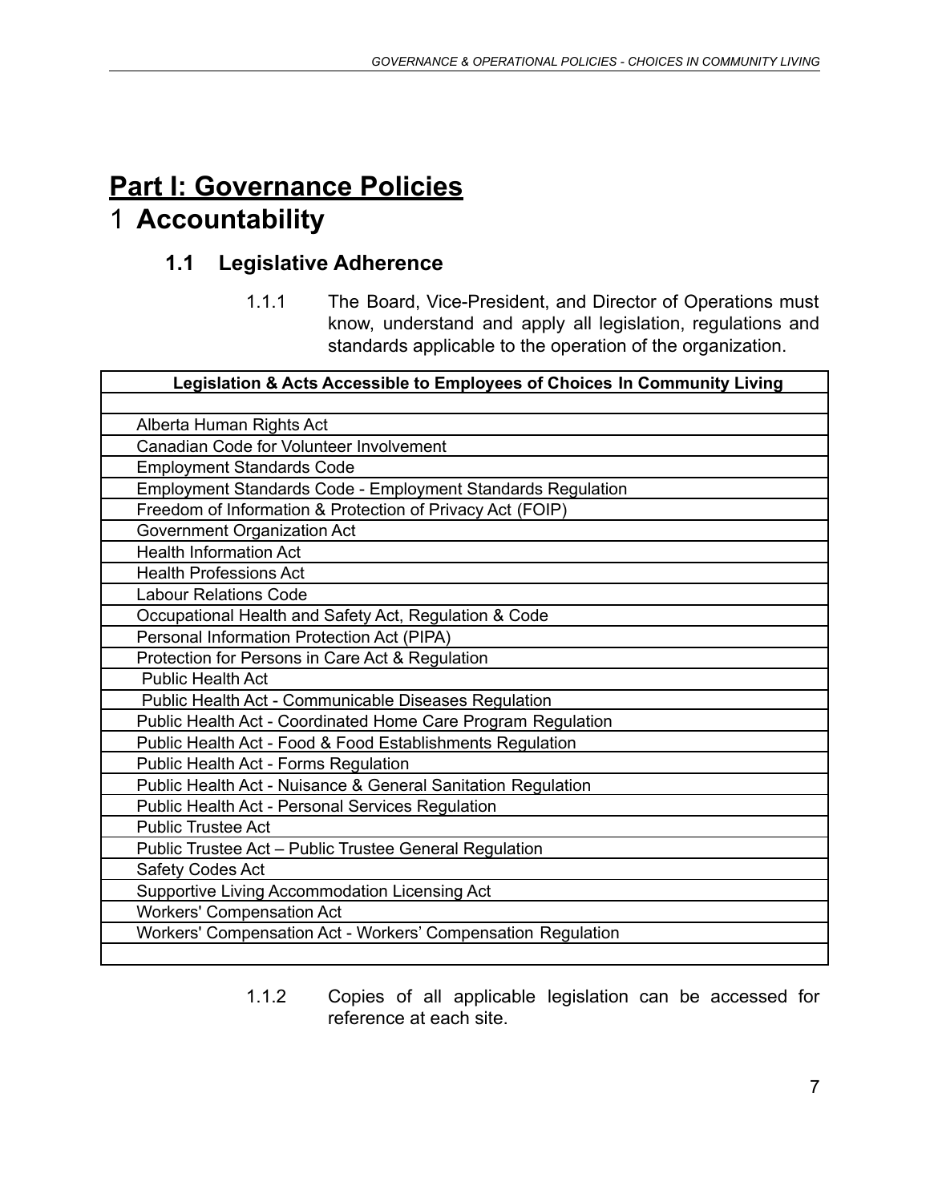# Part I: Governance Policies

# 1 Accountability

## 1.1 Legislative Adherence

1.1.1 The Board, Vice-President, and Director of Operations must know, understand and apply all legislation, regulations and standards applicable to the operation of the organization.

| Legislation & Acts Accessible to Employees of Choices In Community Living |
|---|
| |
| Alberta Human Rights Act |
| Canadian Code for Volunteer Involvement |
| Employment Standards Code |
| Employment Standards Code - Employment Standards Regulation |
| Freedom of Information & Protection of Privacy Act (FOIP) |
| Government Organization Act |
| Health Information Act |
| Health Professions Act |
| Labour Relations Code |
| Occupational Health and Safety Act, Regulation & Code |
| Personal Information Protection Act (PIPA) |
| Protection for Persons in Care Act & Regulation |
| Public Health Act |
| Public Health Act - Communicable Diseases Regulation |
| Public Health Act - Coordinated Home Care Program Regulation |
| Public Health Act - Food & Food Establishments Regulation |
| Public Health Act - Forms Regulation |
| Public Health Act - Nuisance & General Sanitation Regulation |
| Public Health Act - Personal Services Regulation |
| Public Trustee Act |
| Public Trustee Act – Public Trustee General Regulation |
| Safety Codes Act |
| Supportive Living Accommodation Licensing Act |
| Workers' Compensation Act |
| Workers' Compensation Act - Workers' Compensation Regulation |
| |

1.1.2 Copies of all applicable legislation can be accessed for reference at each site.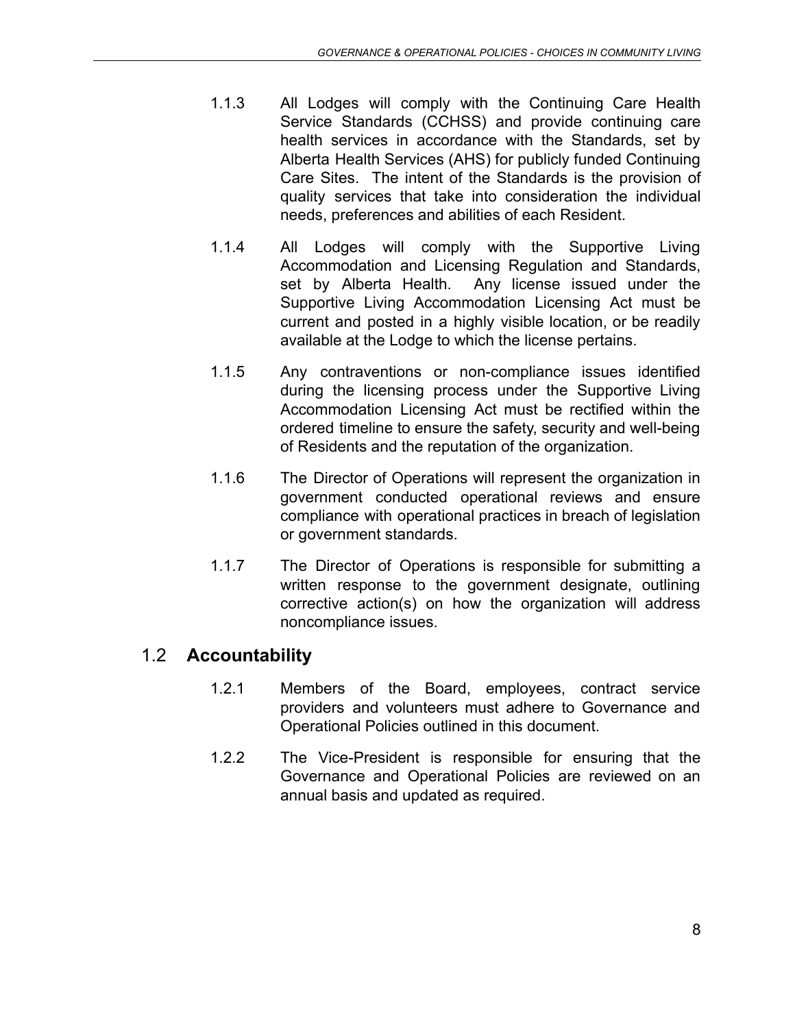1.1.3 All Lodges will comply with the Continuing Care Health Service Standards (CCHSS) and provide continuing care health services in accordance with the Standards, set by Alberta Health Services (AHS) for publicly funded Continuing Care Sites. The intent of the Standards is the provision of quality services that take into consideration the individual needs, preferences and abilities of each Resident.

1.1.4 All Lodges will comply with the Supportive Living Accommodation and Licensing Regulation and Standards, set by Alberta Health. Any license issued under the Supportive Living Accommodation Licensing Act must be current and posted in a highly visible location, or be readily available at the Lodge to which the license pertains.

1.1.5 Any contraventions or non-compliance issues identified during the licensing process under the Supportive Living Accommodation Licensing Act must be rectified within the ordered timeline to ensure the safety, security and well-being of Residents and the reputation of the organization.

1.1.6 The Director of Operations will represent the organization in government conducted operational reviews and ensure compliance with operational practices in breach of legislation or government standards.

1.1.7 The Director of Operations is responsible for submitting a written response to the government designate, outlining corrective action(s) on how the organization will address noncompliance issues.

## 1.2 **Accountability**

1.2.1 Members of the Board, employees, contract service providers and volunteers must adhere to Governance and Operational Policies outlined in this document.

1.2.2 The Vice-President is responsible for ensuring that the Governance and Operational Policies are reviewed on an annual basis and updated as required.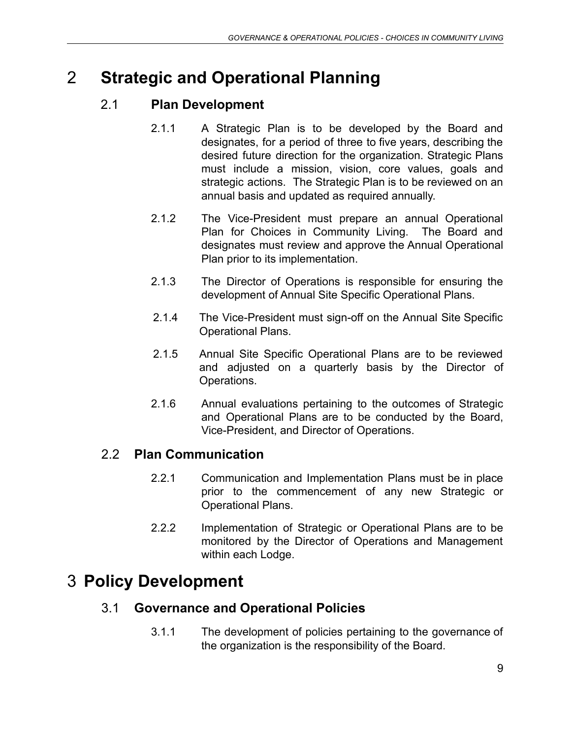# 2 Strategic and Operational Planning

## 2.1 Plan Development

2.1.1 A Strategic Plan is to be developed by the Board and designates, for a period of three to five years, describing the desired future direction for the organization. Strategic Plans must include a mission, vision, core values, goals and strategic actions. The Strategic Plan is to be reviewed on an annual basis and updated as required annually.

2.1.2 The Vice-President must prepare an annual Operational Plan for Choices in Community Living. The Board and designates must review and approve the Annual Operational Plan prior to its implementation.

2.1.3 The Director of Operations is responsible for ensuring the development of Annual Site Specific Operational Plans.

2.1.4 The Vice-President must sign-off on the Annual Site Specific Operational Plans.

2.1.5 Annual Site Specific Operational Plans are to be reviewed and adjusted on a quarterly basis by the Director of Operations.

2.1.6 Annual evaluations pertaining to the outcomes of Strategic and Operational Plans are to be conducted by the Board, Vice-President, and Director of Operations.

## 2.2 Plan Communication

2.2.1 Communication and Implementation Plans must be in place prior to the commencement of any new Strategic or Operational Plans.

2.2.2 Implementation of Strategic or Operational Plans are to be monitored by the Director of Operations and Management within each Lodge.

# 3 Policy Development

## 3.1 Governance and Operational Policies

3.1.1 The development of policies pertaining to the governance of the organization is the responsibility of the Board.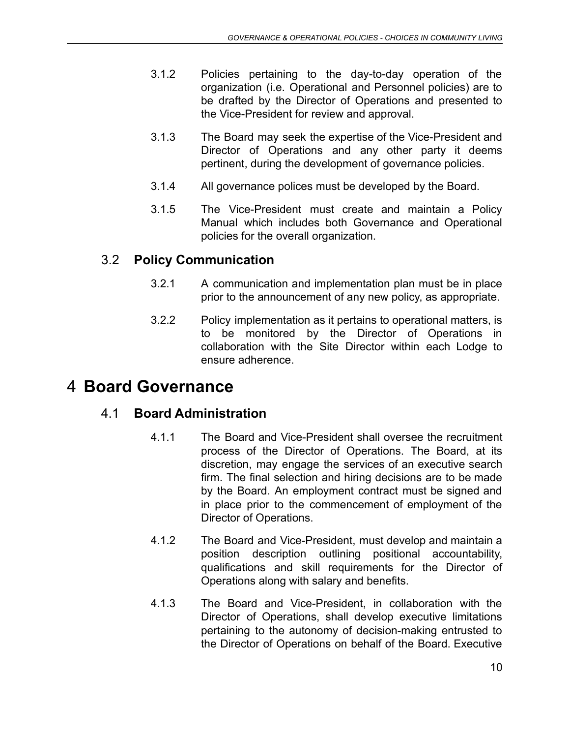3.1.2 Policies pertaining to the day-to-day operation of the organization (i.e. Operational and Personnel policies) are to be drafted by the Director of Operations and presented to the Vice-President for review and approval.

3.1.3 The Board may seek the expertise of the Vice-President and Director of Operations and any other party it deems pertinent, during the development of governance policies.

3.1.4 All governance polices must be developed by the Board.

3.1.5 The Vice-President must create and maintain a Policy Manual which includes both Governance and Operational policies for the overall organization.

## 3.2 **Policy Communication**

3.2.1 A communication and implementation plan must be in place prior to the announcement of any new policy, as appropriate.

3.2.2 Policy implementation as it pertains to operational matters, is to be monitored by the Director of Operations in collaboration with the Site Director within each Lodge to ensure adherence.

# 4 **Board Governance**

## 4.1 **Board Administration**

4.1.1 The Board and Vice-President shall oversee the recruitment process of the Director of Operations. The Board, at its discretion, may engage the services of an executive search firm. The final selection and hiring decisions are to be made by the Board. An employment contract must be signed and in place prior to the commencement of employment of the Director of Operations.

4.1.2 The Board and Vice-President, must develop and maintain a position description outlining positional accountability, qualifications and skill requirements for the Director of Operations along with salary and benefits.

4.1.3 The Board and Vice-President, in collaboration with the Director of Operations, shall develop executive limitations pertaining to the autonomy of decision-making entrusted to the Director of Operations on behalf of the Board. Executive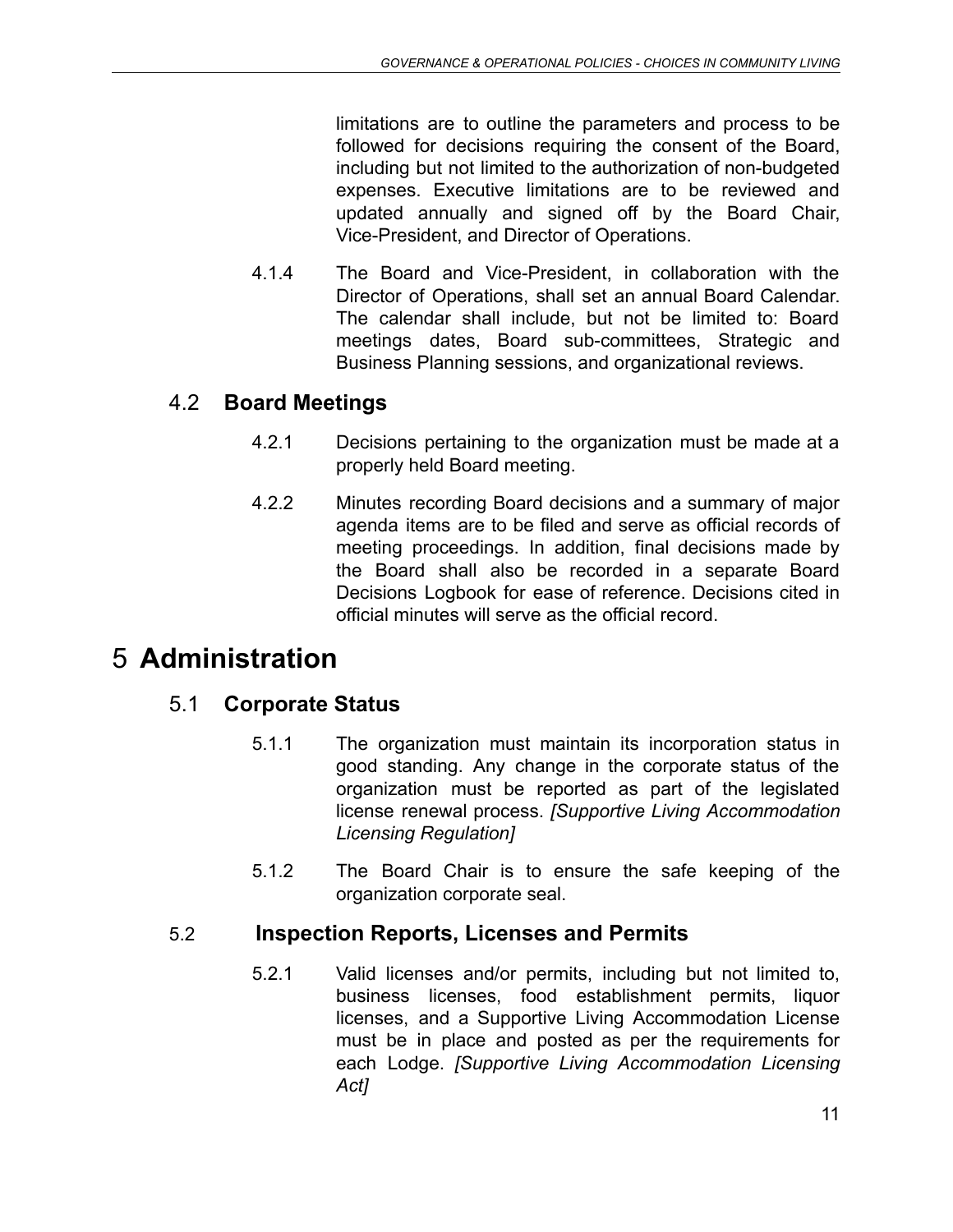limitations are to outline the parameters and process to be followed for decisions requiring the consent of the Board, including but not limited to the authorization of non-budgeted expenses. Executive limitations are to be reviewed and updated annually and signed off by the Board Chair, Vice-President, and Director of Operations.

4.1.4 The Board and Vice-President, in collaboration with the Director of Operations, shall set an annual Board Calendar. The calendar shall include, but not be limited to: Board meetings dates, Board sub-committees, Strategic and Business Planning sessions, and organizational reviews.

## 4.2 **Board Meetings**

4.2.1 Decisions pertaining to the organization must be made at a properly held Board meeting.

4.2.2 Minutes recording Board decisions and a summary of major agenda items are to be filed and serve as official records of meeting proceedings. In addition, final decisions made by the Board shall also be recorded in a separate Board Decisions Logbook for ease of reference. Decisions cited in official minutes will serve as the official record.

# 5 Administration

## 5.1 **Corporate Status**

5.1.1 The organization must maintain its incorporation status in good standing. Any change in the corporate status of the organization must be reported as part of the legislated license renewal process. *[Supportive Living Accommodation Licensing Regulation]*

5.1.2 The Board Chair is to ensure the safe keeping of the organization corporate seal.

## 5.2 **Inspection Reports, Licenses and Permits**

5.2.1 Valid licenses and/or permits, including but not limited to, business licenses, food establishment permits, liquor licenses, and a Supportive Living Accommodation License must be in place and posted as per the requirements for each Lodge. *[Supportive Living Accommodation Licensing Act]*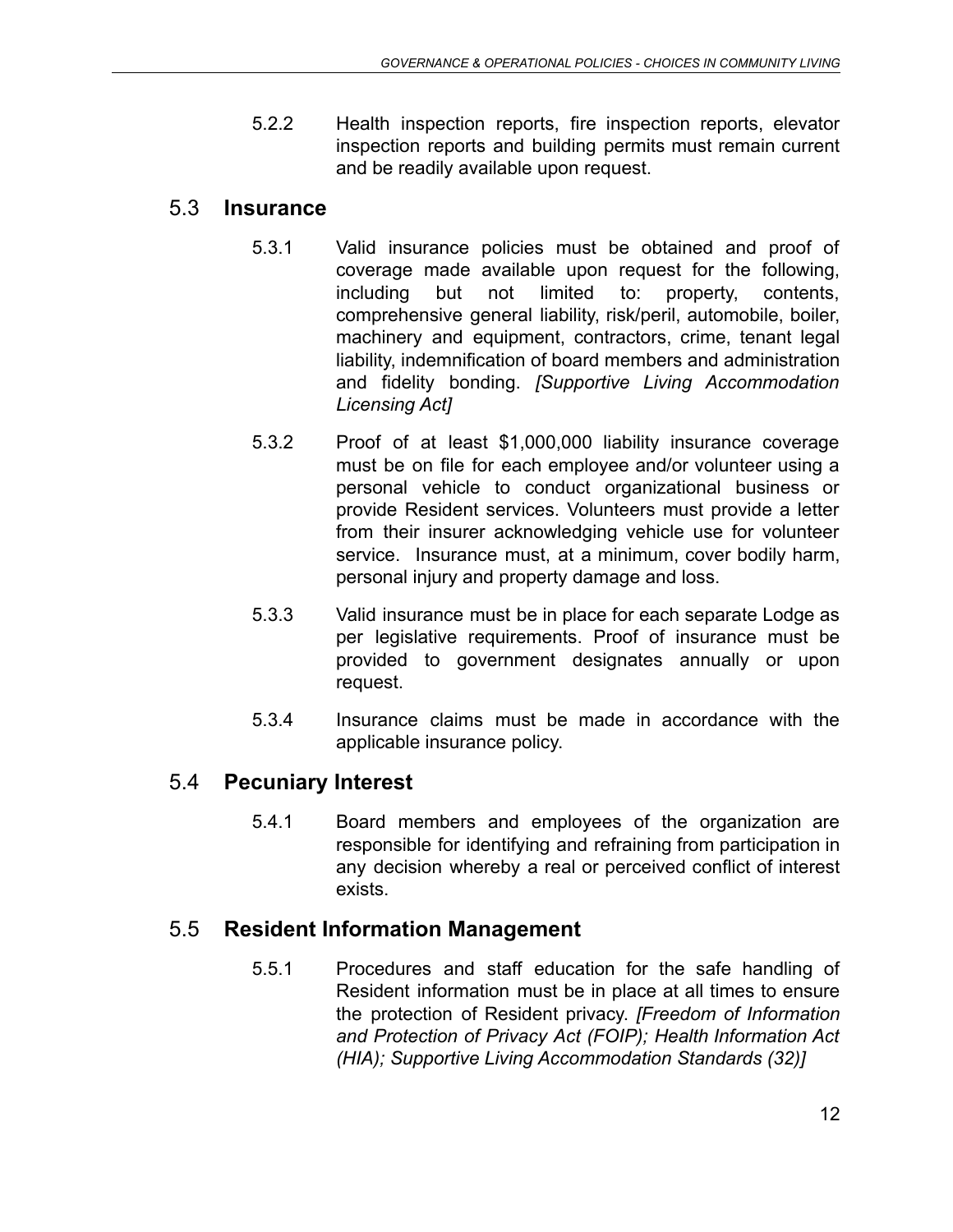5.2.2 Health inspection reports, fire inspection reports, elevator inspection reports and building permits must remain current and be readily available upon request.

## 5.3 **Insurance**

5.3.1 Valid insurance policies must be obtained and proof of coverage made available upon request for the following, including but not limited to: property, contents, comprehensive general liability, risk/peril, automobile, boiler, machinery and equipment, contractors, crime, tenant legal liability, indemnification of board members and administration and fidelity bonding. *[Supportive Living Accommodation Licensing Act]*

5.3.2 Proof of at least $1,000,000 liability insurance coverage must be on file for each employee and/or volunteer using a personal vehicle to conduct organizational business or provide Resident services. Volunteers must provide a letter from their insurer acknowledging vehicle use for volunteer service. Insurance must, at a minimum, cover bodily harm, personal injury and property damage and loss.

5.3.3 Valid insurance must be in place for each separate Lodge as per legislative requirements. Proof of insurance must be provided to government designates annually or upon request.

5.3.4 Insurance claims must be made in accordance with the applicable insurance policy.

## 5.4 **Pecuniary Interest**

5.4.1 Board members and employees of the organization are responsible for identifying and refraining from participation in any decision whereby a real or perceived conflict of interest exists.

## 5.5 **Resident Information Management**

5.5.1 Procedures and staff education for the safe handling of Resident information must be in place at all times to ensure the protection of Resident privacy. *[Freedom of Information and Protection of Privacy Act (FOIP); Health Information Act (HIA); Supportive Living Accommodation Standards (32)]*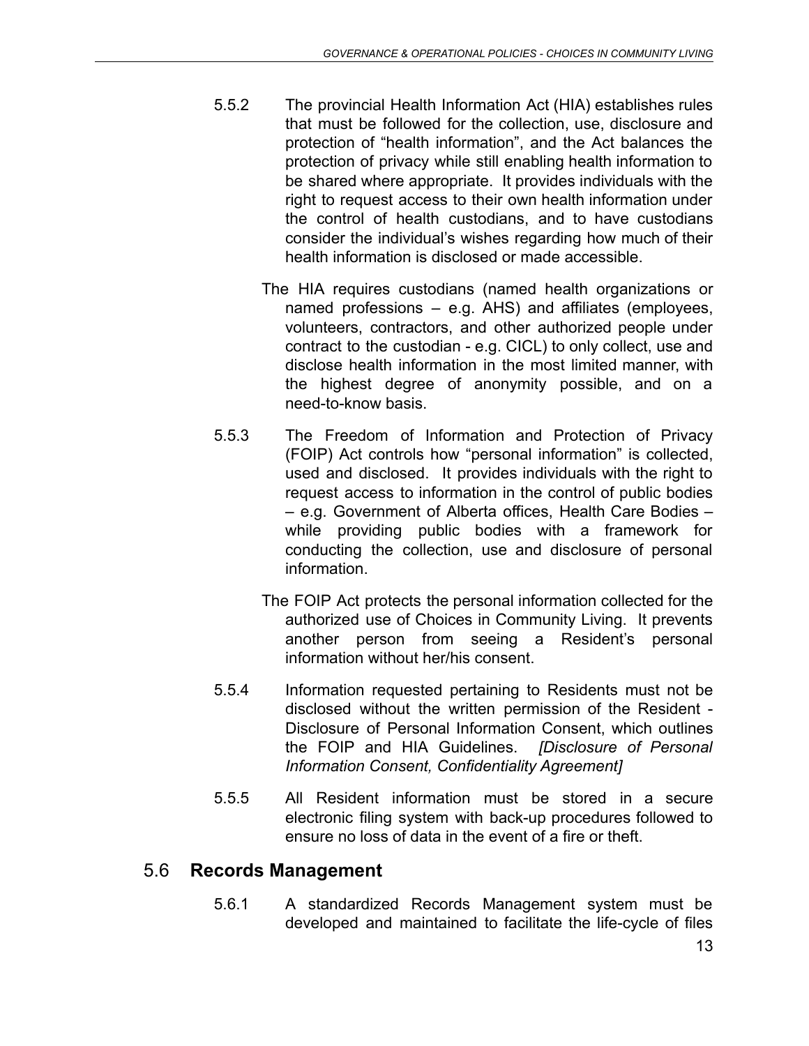5.5.2 The provincial Health Information Act (HIA) establishes rules that must be followed for the collection, use, disclosure and protection of "health information", and the Act balances the protection of privacy while still enabling health information to be shared where appropriate. It provides individuals with the right to request access to their own health information under the control of health custodians, and to have custodians consider the individual's wishes regarding how much of their health information is disclosed or made accessible.

The HIA requires custodians (named health organizations or named professions – e.g. AHS) and affiliates (employees, volunteers, contractors, and other authorized people under contract to the custodian - e.g. CICL) to only collect, use and disclose health information in the most limited manner, with the highest degree of anonymity possible, and on a need-to-know basis.

5.5.3 The Freedom of Information and Protection of Privacy (FOIP) Act controls how "personal information" is collected, used and disclosed. It provides individuals with the right to request access to information in the control of public bodies – e.g. Government of Alberta offices, Health Care Bodies – while providing public bodies with a framework for conducting the collection, use and disclosure of personal information.

The FOIP Act protects the personal information collected for the authorized use of Choices in Community Living. It prevents another person from seeing a Resident's personal information without her/his consent.

5.5.4 Information requested pertaining to Residents must not be disclosed without the written permission of the Resident - Disclosure of Personal Information Consent, which outlines the FOIP and HIA Guidelines. *[Disclosure of Personal Information Consent, Confidentiality Agreement]*

5.5.5 All Resident information must be stored in a secure electronic filing system with back-up procedures followed to ensure no loss of data in the event of a fire or theft.

## 5.6 **Records Management**

5.6.1 A standardized Records Management system must be developed and maintained to facilitate the life-cycle of files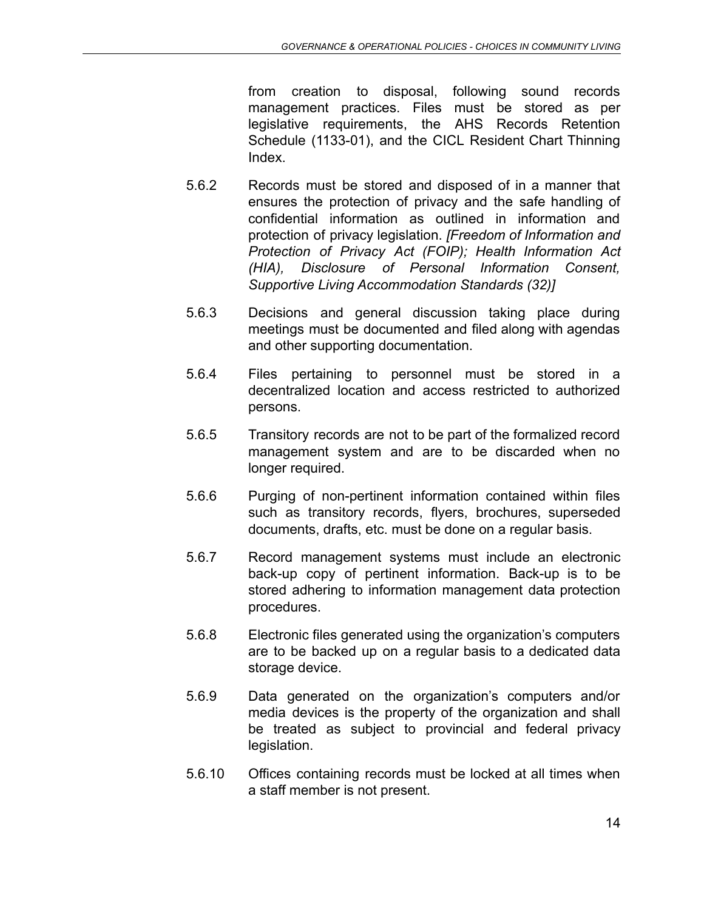from creation to disposal, following sound records management practices. Files must be stored as per legislative requirements, the AHS Records Retention Schedule (1133-01), and the CICL Resident Chart Thinning Index.

5.6.2 Records must be stored and disposed of in a manner that ensures the protection of privacy and the safe handling of confidential information as outlined in information and protection of privacy legislation. *[Freedom of Information and Protection of Privacy Act (FOIP); Health Information Act (HIA), Disclosure of Personal Information Consent, Supportive Living Accommodation Standards (32)]*

5.6.3 Decisions and general discussion taking place during meetings must be documented and filed along with agendas and other supporting documentation.

5.6.4 Files pertaining to personnel must be stored in a decentralized location and access restricted to authorized persons.

5.6.5 Transitory records are not to be part of the formalized record management system and are to be discarded when no longer required.

5.6.6 Purging of non-pertinent information contained within files such as transitory records, flyers, brochures, superseded documents, drafts, etc. must be done on a regular basis.

5.6.7 Record management systems must include an electronic back-up copy of pertinent information. Back-up is to be stored adhering to information management data protection procedures.

5.6.8 Electronic files generated using the organization's computers are to be backed up on a regular basis to a dedicated data storage device.

5.6.9 Data generated on the organization's computers and/or media devices is the property of the organization and shall be treated as subject to provincial and federal privacy legislation.

5.6.10 Offices containing records must be locked at all times when a staff member is not present.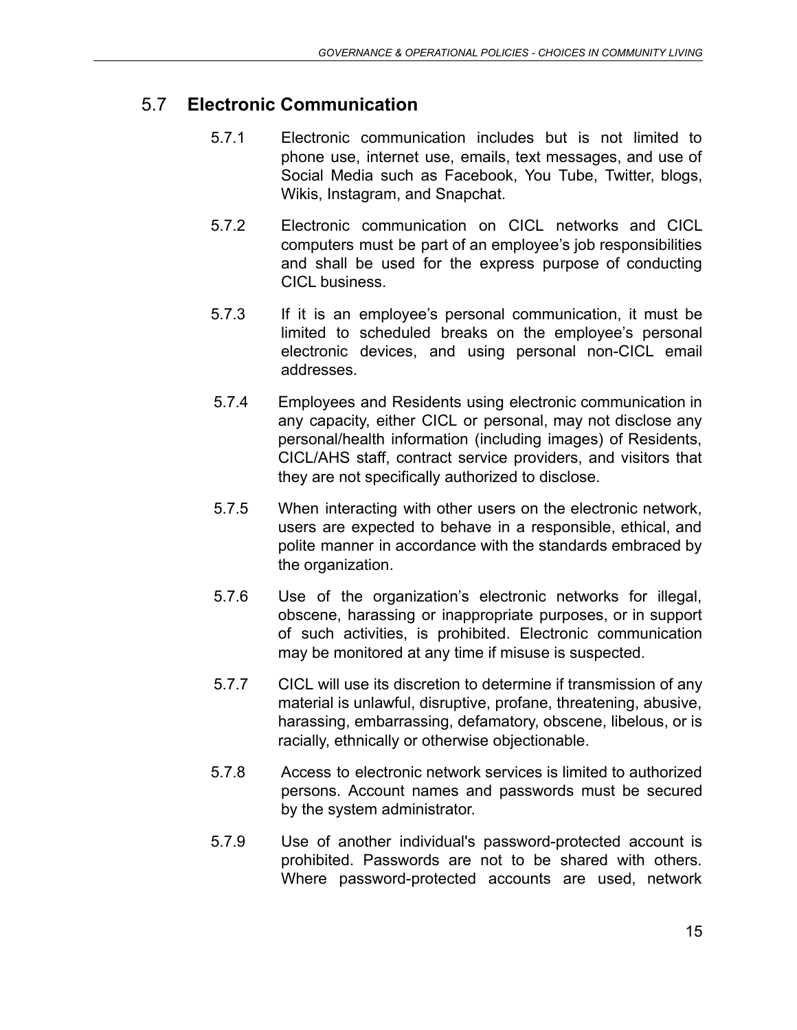## 5.7 **Electronic Communication**

5.7.1 Electronic communication includes but is not limited to phone use, internet use, emails, text messages, and use of Social Media such as Facebook, You Tube, Twitter, blogs, Wikis, Instagram, and Snapchat.

5.7.2 Electronic communication on CICL networks and CICL computers must be part of an employee's job responsibilities and shall be used for the express purpose of conducting CICL business.

5.7.3 If it is an employee's personal communication, it must be limited to scheduled breaks on the employee's personal electronic devices, and using personal non-CICL email addresses.

5.7.4 Employees and Residents using electronic communication in any capacity, either CICL or personal, may not disclose any personal/health information (including images) of Residents, CICL/AHS staff, contract service providers, and visitors that they are not specifically authorized to disclose.

5.7.5 When interacting with other users on the electronic network, users are expected to behave in a responsible, ethical, and polite manner in accordance with the standards embraced by the organization.

5.7.6 Use of the organization's electronic networks for illegal, obscene, harassing or inappropriate purposes, or in support of such activities, is prohibited. Electronic communication may be monitored at any time if misuse is suspected.

5.7.7 CICL will use its discretion to determine if transmission of any material is unlawful, disruptive, profane, threatening, abusive, harassing, embarrassing, defamatory, obscene, libelous, or is racially, ethnically or otherwise objectionable.

5.7.8 Access to electronic network services is limited to authorized persons. Account names and passwords must be secured by the system administrator.

5.7.9 Use of another individual's password-protected account is prohibited. Passwords are not to be shared with others. Where password-protected accounts are used, network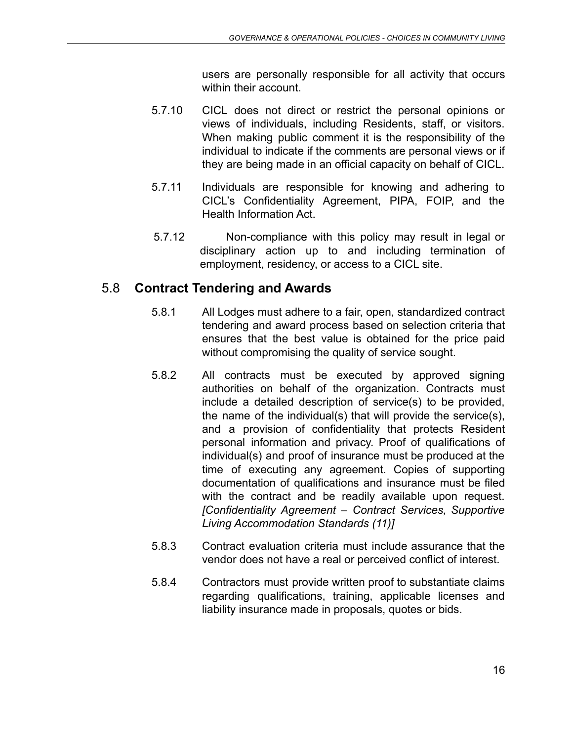users are personally responsible for all activity that occurs within their account.

5.7.10 CICL does not direct or restrict the personal opinions or views of individuals, including Residents, staff, or visitors. When making public comment it is the responsibility of the individual to indicate if the comments are personal views or if they are being made in an official capacity on behalf of CICL.

5.7.11 Individuals are responsible for knowing and adhering to CICL's Confidentiality Agreement, PIPA, FOIP, and the Health Information Act.

5.7.12 Non-compliance with this policy may result in legal or disciplinary action up to and including termination of employment, residency, or access to a CICL site.

## 5.8 **Contract Tendering and Awards**

5.8.1 All Lodges must adhere to a fair, open, standardized contract tendering and award process based on selection criteria that ensures that the best value is obtained for the price paid without compromising the quality of service sought.

5.8.2 All contracts must be executed by approved signing authorities on behalf of the organization. Contracts must include a detailed description of service(s) to be provided, the name of the individual(s) that will provide the service(s), and a provision of confidentiality that protects Resident personal information and privacy. Proof of qualifications of individual(s) and proof of insurance must be produced at the time of executing any agreement. Copies of supporting documentation of qualifications and insurance must be filed with the contract and be readily available upon request. *[Confidentiality Agreement – Contract Services, Supportive Living Accommodation Standards (11)]*

5.8.3 Contract evaluation criteria must include assurance that the vendor does not have a real or perceived conflict of interest.

5.8.4 Contractors must provide written proof to substantiate claims regarding qualifications, training, applicable licenses and liability insurance made in proposals, quotes or bids.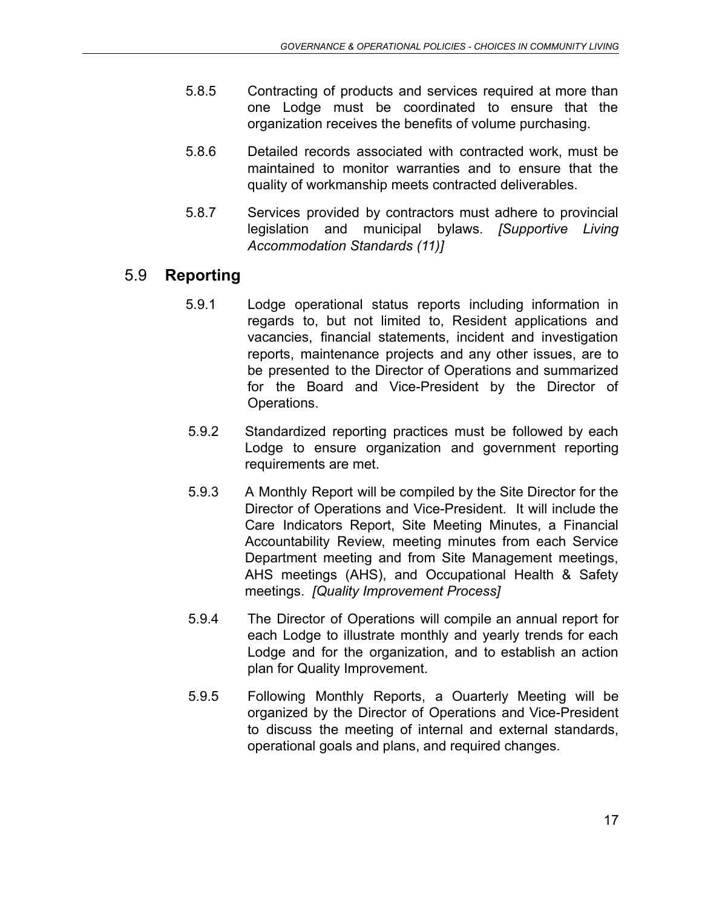5.8.5 Contracting of products and services required at more than one Lodge must be coordinated to ensure that the organization receives the benefits of volume purchasing.

5.8.6 Detailed records associated with contracted work, must be maintained to monitor warranties and to ensure that the quality of workmanship meets contracted deliverables.

5.8.7 Services provided by contractors must adhere to provincial legislation and municipal bylaws. *[Supportive Living Accommodation Standards (11)]*

## 5.9 **Reporting**

5.9.1 Lodge operational status reports including information in regards to, but not limited to, Resident applications and vacancies, financial statements, incident and investigation reports, maintenance projects and any other issues, are to be presented to the Director of Operations and summarized for the Board and Vice-President by the Director of Operations.

5.9.2 Standardized reporting practices must be followed by each Lodge to ensure organization and government reporting requirements are met.

5.9.3 A Monthly Report will be compiled by the Site Director for the Director of Operations and Vice-President. It will include the Care Indicators Report, Site Meeting Minutes, a Financial Accountability Review, meeting minutes from each Service Department meeting and from Site Management meetings, AHS meetings (AHS), and Occupational Health & Safety meetings. *[Quality Improvement Process]*

5.9.4 The Director of Operations will compile an annual report for each Lodge to illustrate monthly and yearly trends for each Lodge and for the organization, and to establish an action plan for Quality Improvement.

5.9.5 Following Monthly Reports, a Ouarterly Meeting will be organized by the Director of Operations and Vice-President to discuss the meeting of internal and external standards, operational goals and plans, and required changes.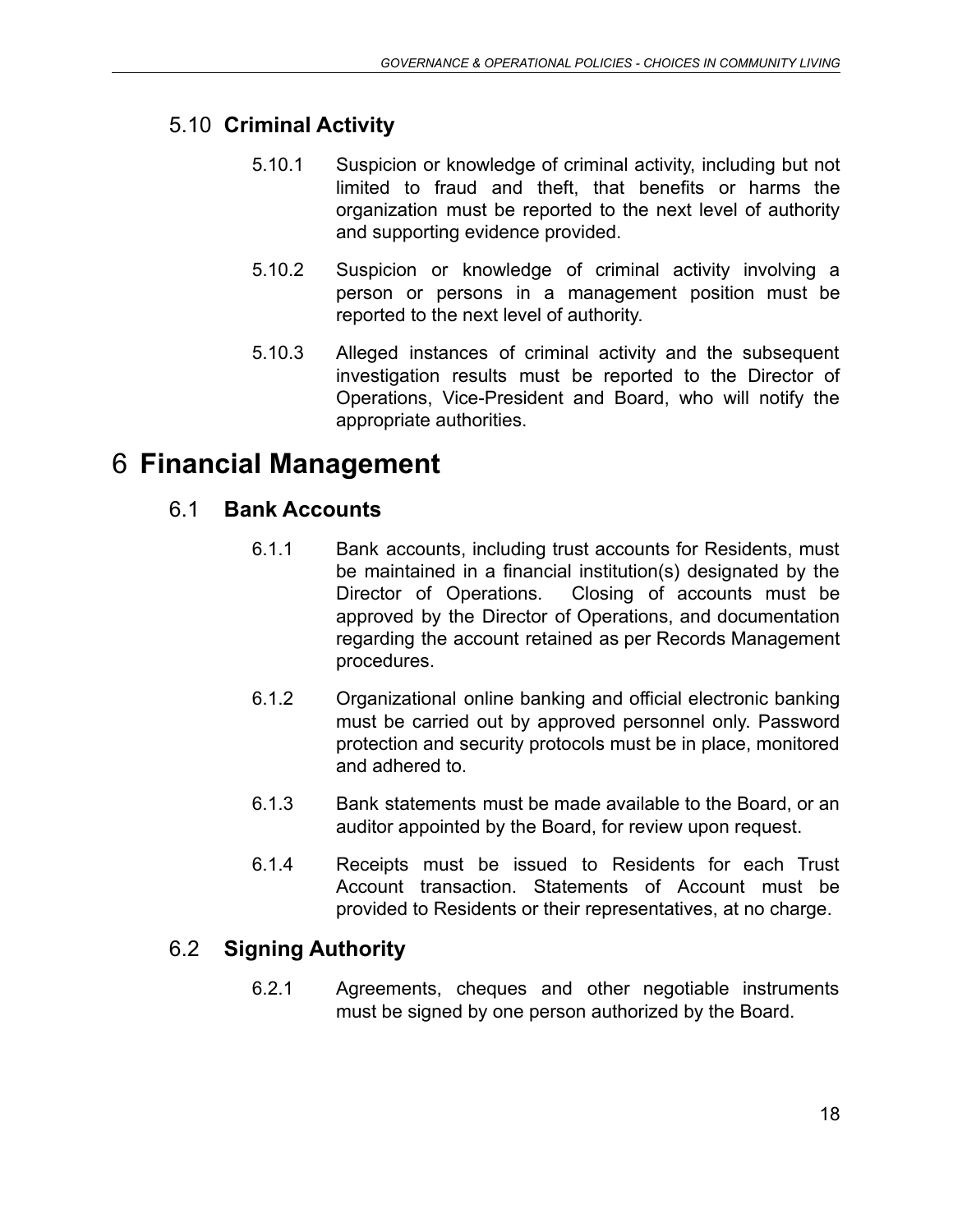## 5.10 **Criminal Activity**

5.10.1 Suspicion or knowledge of criminal activity, including but not limited to fraud and theft, that benefits or harms the organization must be reported to the next level of authority and supporting evidence provided.

5.10.2 Suspicion or knowledge of criminal activity involving a person or persons in a management position must be reported to the next level of authority.

5.10.3 Alleged instances of criminal activity and the subsequent investigation results must be reported to the Director of Operations, Vice-President and Board, who will notify the appropriate authorities.

# 6 **Financial Management**

## 6.1 **Bank Accounts**

6.1.1 Bank accounts, including trust accounts for Residents, must be maintained in a financial institution(s) designated by the Director of Operations. Closing of accounts must be approved by the Director of Operations, and documentation regarding the account retained as per Records Management procedures.

6.1.2 Organizational online banking and official electronic banking must be carried out by approved personnel only. Password protection and security protocols must be in place, monitored and adhered to.

6.1.3 Bank statements must be made available to the Board, or an auditor appointed by the Board, for review upon request.

6.1.4 Receipts must be issued to Residents for each Trust Account transaction. Statements of Account must be provided to Residents or their representatives, at no charge.

## 6.2 **Signing Authority**

6.2.1 Agreements, cheques and other negotiable instruments must be signed by one person authorized by the Board.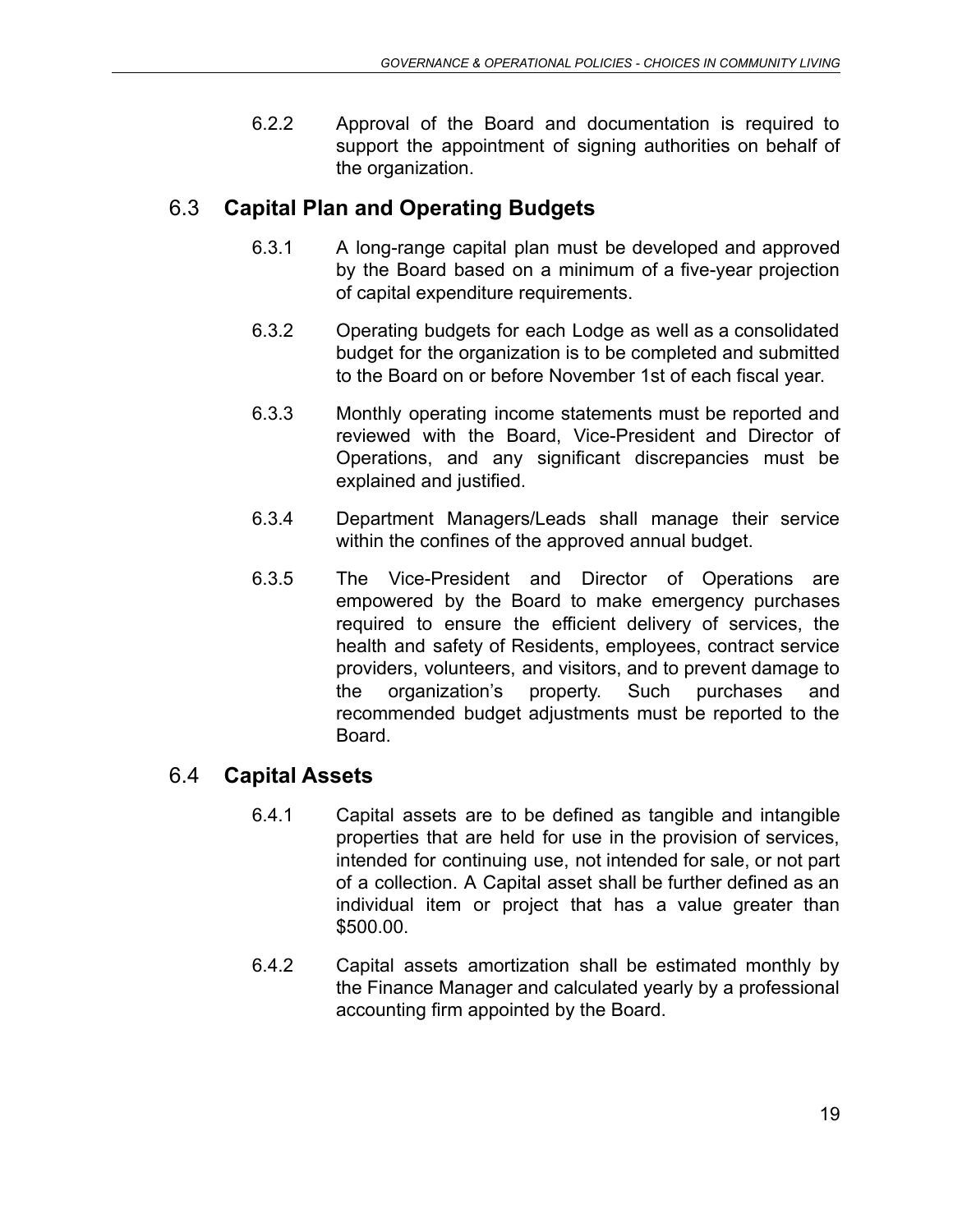6.2.2 Approval of the Board and documentation is required to support the appointment of signing authorities on behalf of the organization.

## 6.3 **Capital Plan and Operating Budgets**

6.3.1 A long-range capital plan must be developed and approved by the Board based on a minimum of a five-year projection of capital expenditure requirements.

6.3.2 Operating budgets for each Lodge as well as a consolidated budget for the organization is to be completed and submitted to the Board on or before November 1st of each fiscal year.

6.3.3 Monthly operating income statements must be reported and reviewed with the Board, Vice-President and Director of Operations, and any significant discrepancies must be explained and justified.

6.3.4 Department Managers/Leads shall manage their service within the confines of the approved annual budget.

6.3.5 The Vice-President and Director of Operations are empowered by the Board to make emergency purchases required to ensure the efficient delivery of services, the health and safety of Residents, employees, contract service providers, volunteers, and visitors, and to prevent damage to the organization's property. Such purchases and recommended budget adjustments must be reported to the Board.

## 6.4 **Capital Assets**

6.4.1 Capital assets are to be defined as tangible and intangible properties that are held for use in the provision of services, intended for continuing use, not intended for sale, or not part of a collection. A Capital asset shall be further defined as an individual item or project that has a value greater than $500.00.

6.4.2 Capital assets amortization shall be estimated monthly by the Finance Manager and calculated yearly by a professional accounting firm appointed by the Board.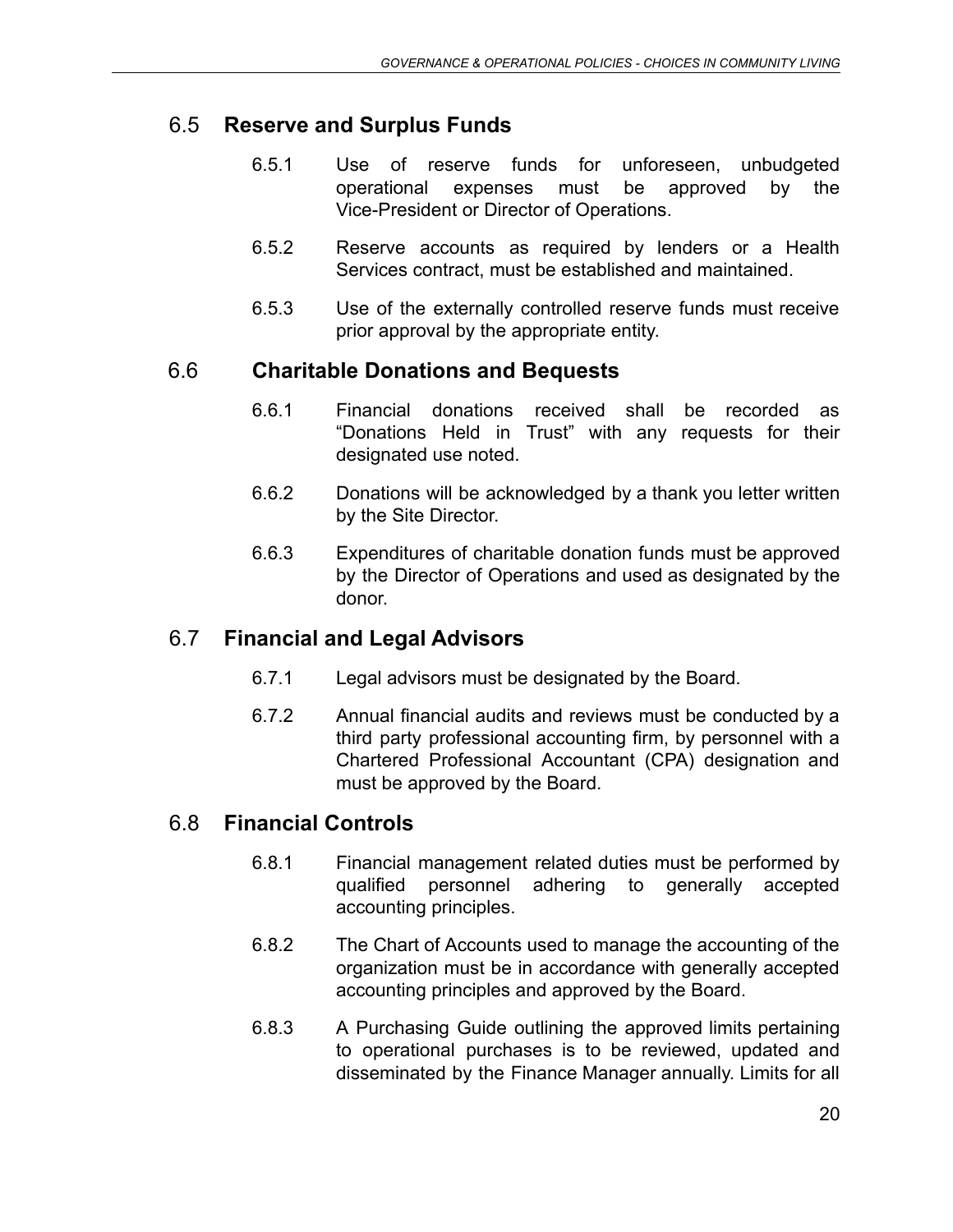## 6.5 **Reserve and Surplus Funds**

6.5.1 Use of reserve funds for unforeseen, unbudgeted operational expenses must be approved by the Vice-President or Director of Operations.

6.5.2 Reserve accounts as required by lenders or a Health Services contract, must be established and maintained.

6.5.3 Use of the externally controlled reserve funds must receive prior approval by the appropriate entity.

## 6.6 **Charitable Donations and Bequests**

6.6.1 Financial donations received shall be recorded as “Donations Held in Trust” with any requests for their designated use noted.

6.6.2 Donations will be acknowledged by a thank you letter written by the Site Director.

6.6.3 Expenditures of charitable donation funds must be approved by the Director of Operations and used as designated by the donor.

## 6.7 **Financial and Legal Advisors**

6.7.1 Legal advisors must be designated by the Board.

6.7.2 Annual financial audits and reviews must be conducted by a third party professional accounting firm, by personnel with a Chartered Professional Accountant (CPA) designation and must be approved by the Board.

## 6.8 **Financial Controls**

6.8.1 Financial management related duties must be performed by qualified personnel adhering to generally accepted accounting principles.

6.8.2 The Chart of Accounts used to manage the accounting of the organization must be in accordance with generally accepted accounting principles and approved by the Board.

6.8.3 A Purchasing Guide outlining the approved limits pertaining to operational purchases is to be reviewed, updated and disseminated by the Finance Manager annually. Limits for all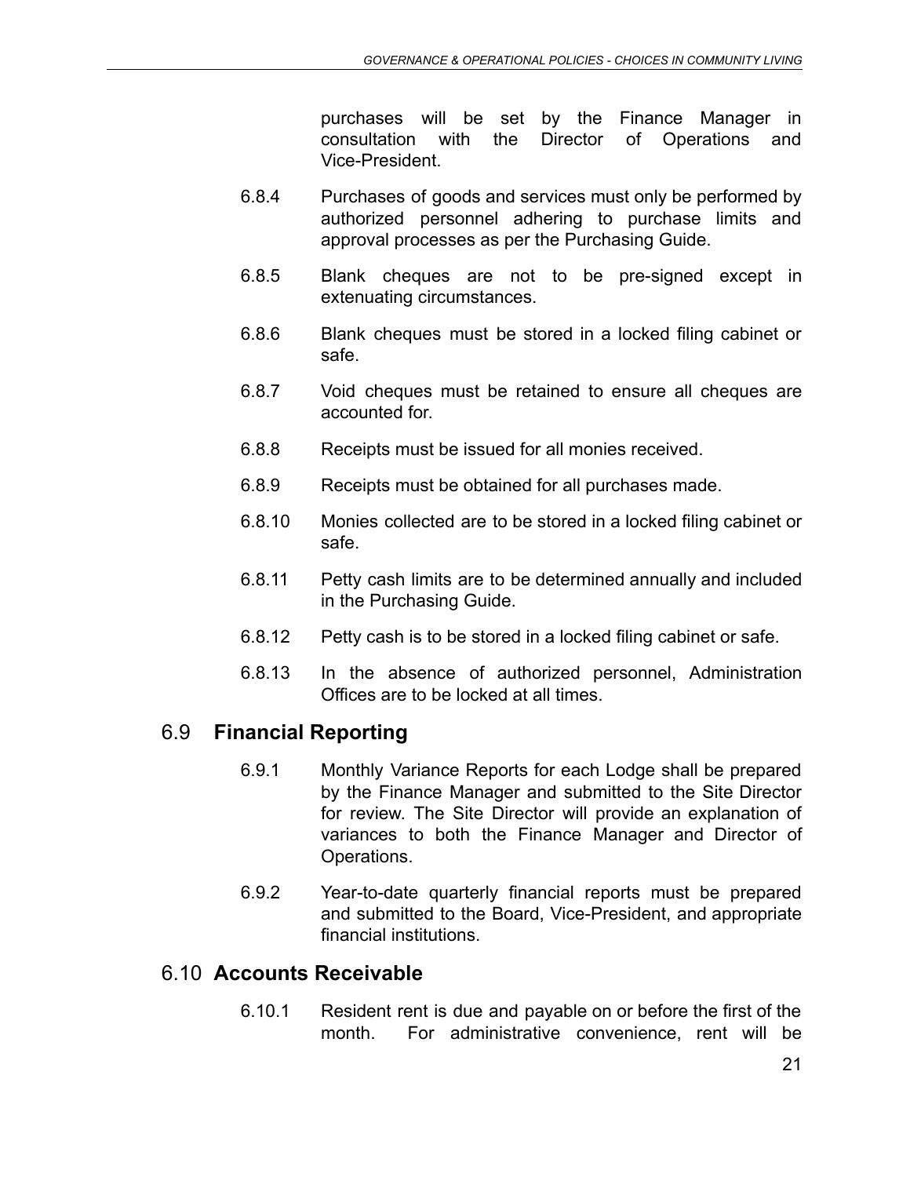purchases will be set by the Finance Manager in consultation with the Director of Operations and Vice-President.

6.8.4 Purchases of goods and services must only be performed by authorized personnel adhering to purchase limits and approval processes as per the Purchasing Guide.

6.8.5 Blank cheques are not to be pre-signed except in extenuating circumstances.

6.8.6 Blank cheques must be stored in a locked filing cabinet or safe.

6.8.7 Void cheques must be retained to ensure all cheques are accounted for.

6.8.8 Receipts must be issued for all monies received.

6.8.9 Receipts must be obtained for all purchases made.

6.8.10 Monies collected are to be stored in a locked filing cabinet or safe.

6.8.11 Petty cash limits are to be determined annually and included in the Purchasing Guide.

6.8.12 Petty cash is to be stored in a locked filing cabinet or safe.

6.8.13 In the absence of authorized personnel, Administration Offices are to be locked at all times.

## 6.9 Financial Reporting

6.9.1 Monthly Variance Reports for each Lodge shall be prepared by the Finance Manager and submitted to the Site Director for review. The Site Director will provide an explanation of variances to both the Finance Manager and Director of Operations.

6.9.2 Year-to-date quarterly financial reports must be prepared and submitted to the Board, Vice-President, and appropriate financial institutions.

## 6.10 Accounts Receivable

6.10.1 Resident rent is due and payable on or before the first of the month. For administrative convenience, rent will be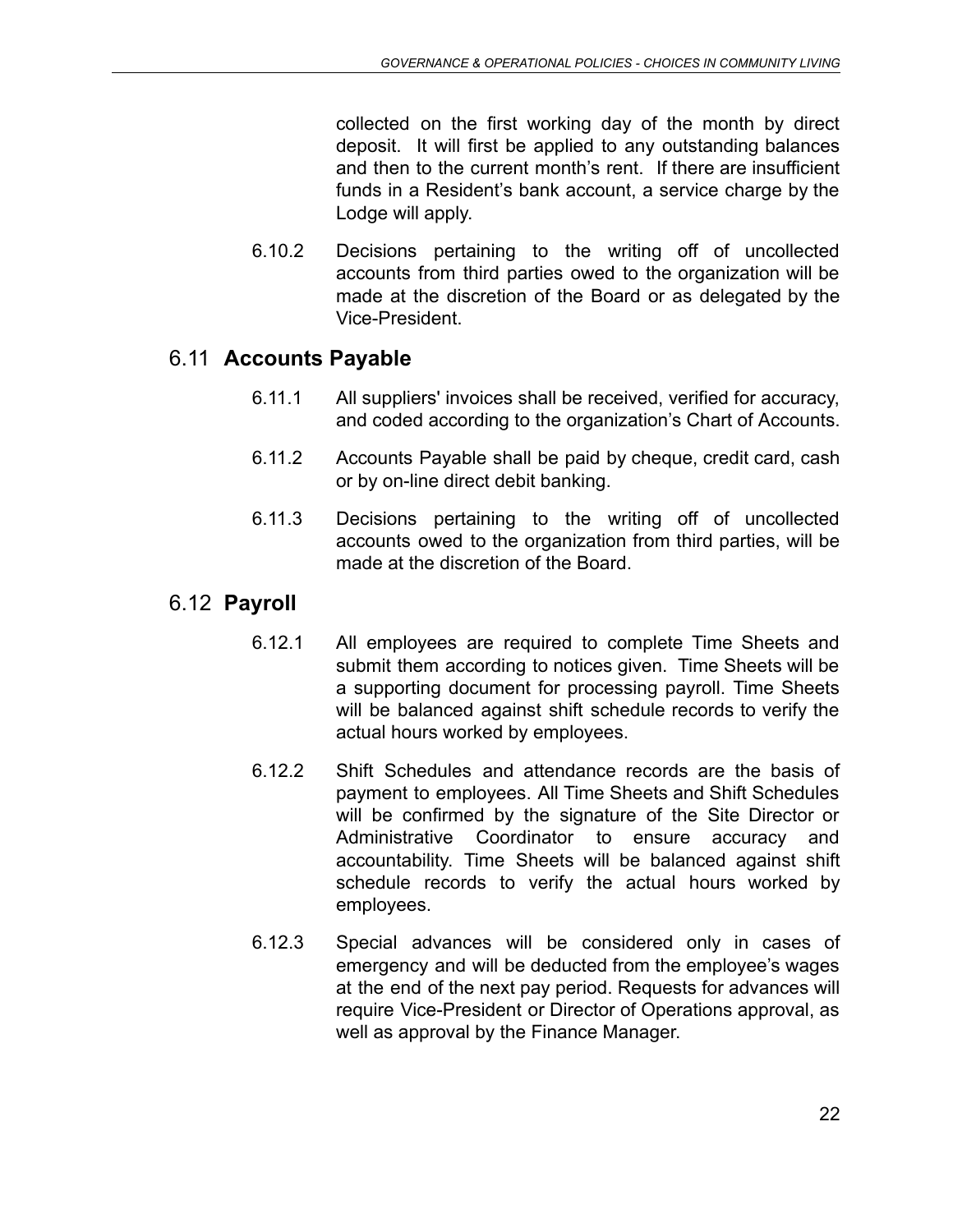collected on the first working day of the month by direct deposit. It will first be applied to any outstanding balances and then to the current month's rent. If there are insufficient funds in a Resident's bank account, a service charge by the Lodge will apply.

6.10.2 Decisions pertaining to the writing off of uncollected accounts from third parties owed to the organization will be made at the discretion of the Board or as delegated by the Vice-President.

## 6.11 **Accounts Payable**

6.11.1 All suppliers' invoices shall be received, verified for accuracy, and coded according to the organization's Chart of Accounts.

6.11.2 Accounts Payable shall be paid by cheque, credit card, cash or by on-line direct debit banking.

6.11.3 Decisions pertaining to the writing off of uncollected accounts owed to the organization from third parties, will be made at the discretion of the Board.

## 6.12 **Payroll**

6.12.1 All employees are required to complete Time Sheets and submit them according to notices given. Time Sheets will be a supporting document for processing payroll. Time Sheets will be balanced against shift schedule records to verify the actual hours worked by employees.

6.12.2 Shift Schedules and attendance records are the basis of payment to employees. All Time Sheets and Shift Schedules will be confirmed by the signature of the Site Director or Administrative Coordinator to ensure accuracy and accountability. Time Sheets will be balanced against shift schedule records to verify the actual hours worked by employees.

6.12.3 Special advances will be considered only in cases of emergency and will be deducted from the employee's wages at the end of the next pay period. Requests for advances will require Vice-President or Director of Operations approval, as well as approval by the Finance Manager.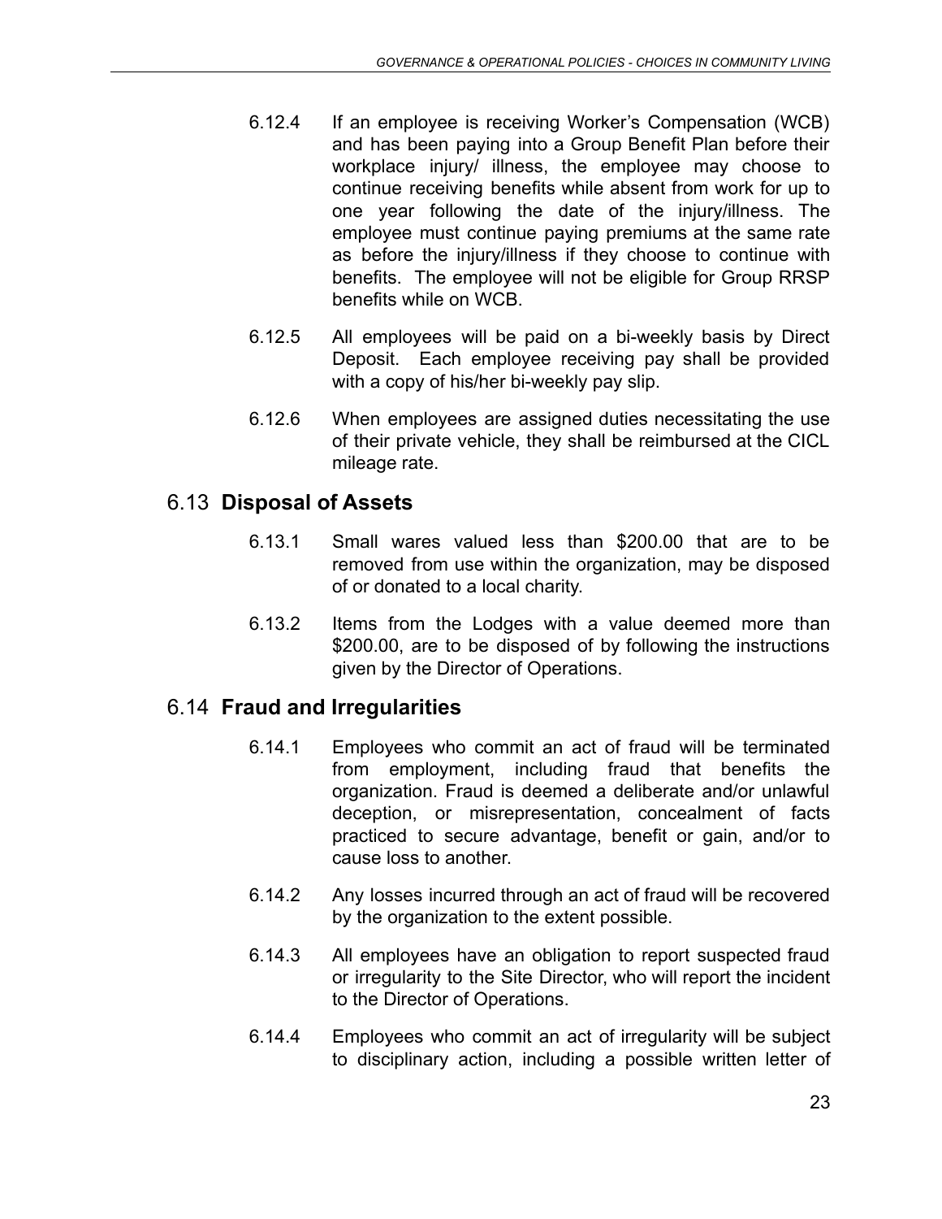6.12.4 If an employee is receiving Worker's Compensation (WCB) and has been paying into a Group Benefit Plan before their workplace injury/ illness, the employee may choose to continue receiving benefits while absent from work for up to one year following the date of the injury/illness. The employee must continue paying premiums at the same rate as before the injury/illness if they choose to continue with benefits. The employee will not be eligible for Group RRSP benefits while on WCB.

6.12.5 All employees will be paid on a bi-weekly basis by Direct Deposit. Each employee receiving pay shall be provided with a copy of his/her bi-weekly pay slip.

6.12.6 When employees are assigned duties necessitating the use of their private vehicle, they shall be reimbursed at the CICL mileage rate.

## 6.13 **Disposal of Assets**

6.13.1 Small wares valued less than $200.00 that are to be removed from use within the organization, may be disposed of or donated to a local charity.

6.13.2 Items from the Lodges with a value deemed more than $200.00, are to be disposed of by following the instructions given by the Director of Operations.

## 6.14 **Fraud and Irregularities**

6.14.1 Employees who commit an act of fraud will be terminated from employment, including fraud that benefits the organization. Fraud is deemed a deliberate and/or unlawful deception, or misrepresentation, concealment of facts practiced to secure advantage, benefit or gain, and/or to cause loss to another.

6.14.2 Any losses incurred through an act of fraud will be recovered by the organization to the extent possible.

6.14.3 All employees have an obligation to report suspected fraud or irregularity to the Site Director, who will report the incident to the Director of Operations.

6.14.4 Employees who commit an act of irregularity will be subject to disciplinary action, including a possible written letter of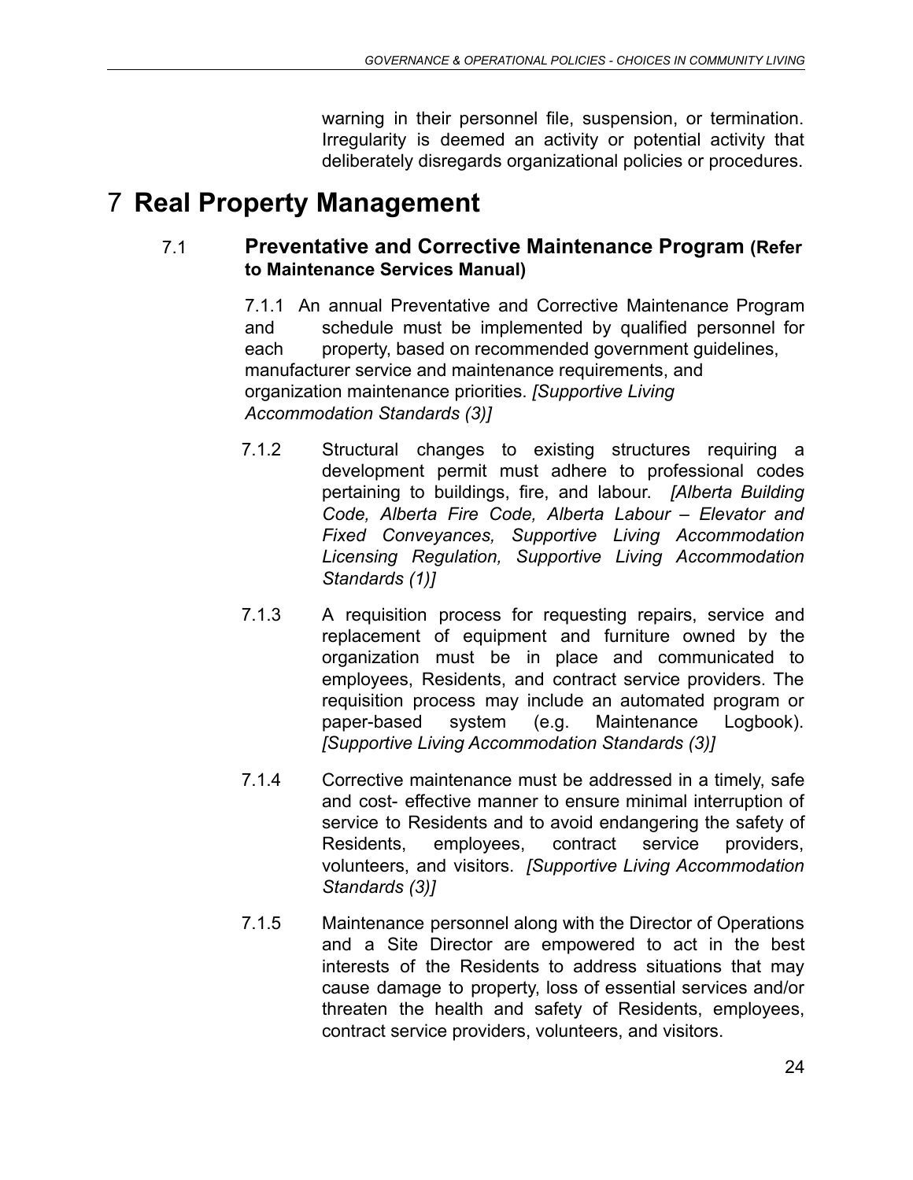warning in their personnel file, suspension, or termination. Irregularity is deemed an activity or potential activity that deliberately disregards organizational policies or procedures.

# 7 Real Property Management

## 7.1 Preventative and Corrective Maintenance Program (Refer to Maintenance Services Manual)

7.1.1 An annual Preventative and Corrective Maintenance Program and schedule must be implemented by qualified personnel for each property, based on recommended government guidelines, manufacturer service and maintenance requirements, and organization maintenance priorities. *[Supportive Living Accommodation Standards (3)]*

7.1.2 Structural changes to existing structures requiring a development permit must adhere to professional codes pertaining to buildings, fire, and labour. *[Alberta Building Code, Alberta Fire Code, Alberta Labour – Elevator and Fixed Conveyances, Supportive Living Accommodation Licensing Regulation, Supportive Living Accommodation Standards (1)]*

7.1.3 A requisition process for requesting repairs, service and replacement of equipment and furniture owned by the organization must be in place and communicated to employees, Residents, and contract service providers. The requisition process may include an automated program or paper-based system (e.g. Maintenance Logbook). *[Supportive Living Accommodation Standards (3)]*

7.1.4 Corrective maintenance must be addressed in a timely, safe and cost- effective manner to ensure minimal interruption of service to Residents and to avoid endangering the safety of Residents, employees, contract service providers, volunteers, and visitors. *[Supportive Living Accommodation Standards (3)]*

7.1.5 Maintenance personnel along with the Director of Operations and a Site Director are empowered to act in the best interests of the Residents to address situations that may cause damage to property, loss of essential services and/or threaten the health and safety of Residents, employees, contract service providers, volunteers, and visitors.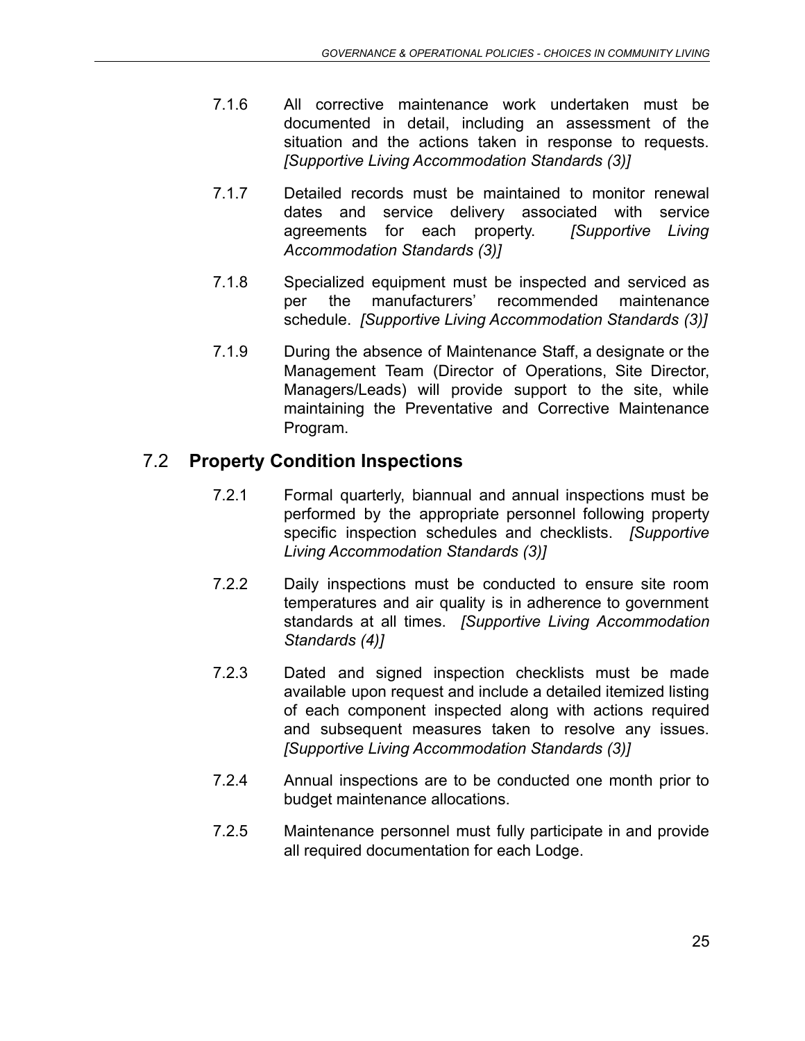7.1.6 All corrective maintenance work undertaken must be documented in detail, including an assessment of the situation and the actions taken in response to requests. *[Supportive Living Accommodation Standards (3)]*

7.1.7 Detailed records must be maintained to monitor renewal dates and service delivery associated with service agreements for each property. *[Supportive Living Accommodation Standards (3)]*

7.1.8 Specialized equipment must be inspected and serviced as per the manufacturers' recommended maintenance schedule. *[Supportive Living Accommodation Standards (3)]*

7.1.9 During the absence of Maintenance Staff, a designate or the Management Team (Director of Operations, Site Director, Managers/Leads) will provide support to the site, while maintaining the Preventative and Corrective Maintenance Program.

## 7.2 **Property Condition Inspections**

7.2.1 Formal quarterly, biannual and annual inspections must be performed by the appropriate personnel following property specific inspection schedules and checklists. *[Supportive Living Accommodation Standards (3)]*

7.2.2 Daily inspections must be conducted to ensure site room temperatures and air quality is in adherence to government standards at all times. *[Supportive Living Accommodation Standards (4)]*

7.2.3 Dated and signed inspection checklists must be made available upon request and include a detailed itemized listing of each component inspected along with actions required and subsequent measures taken to resolve any issues. *[Supportive Living Accommodation Standards (3)]*

7.2.4 Annual inspections are to be conducted one month prior to budget maintenance allocations.

7.2.5 Maintenance personnel must fully participate in and provide all required documentation for each Lodge.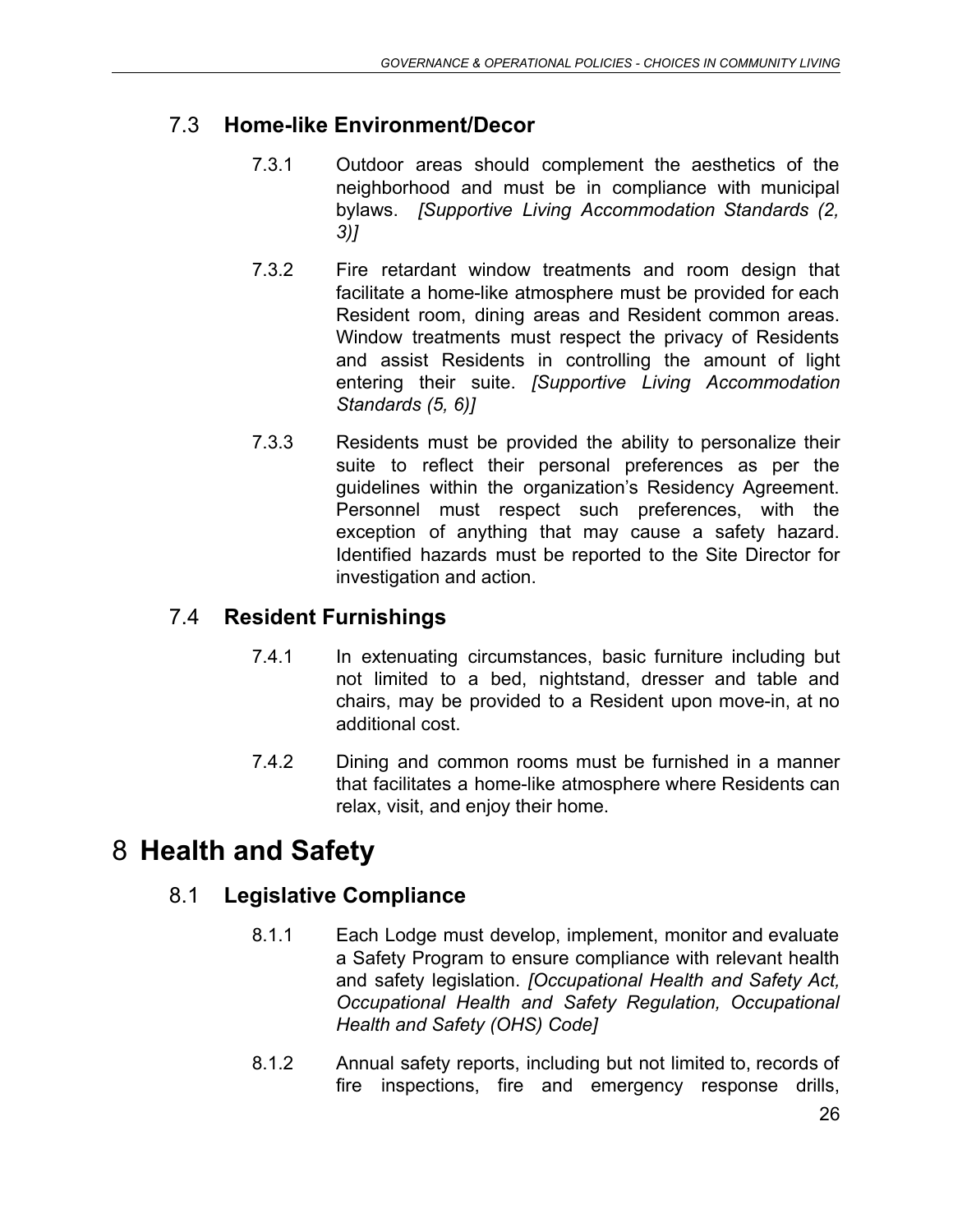## 7.3 **Home-like Environment/Decor**

7.3.1 Outdoor areas should complement the aesthetics of the neighborhood and must be in compliance with municipal bylaws. *[Supportive Living Accommodation Standards (2, 3)]*

7.3.2 Fire retardant window treatments and room design that facilitate a home-like atmosphere must be provided for each Resident room, dining areas and Resident common areas. Window treatments must respect the privacy of Residents and assist Residents in controlling the amount of light entering their suite. *[Supportive Living Accommodation Standards (5, 6)]*

7.3.3 Residents must be provided the ability to personalize their suite to reflect their personal preferences as per the guidelines within the organization's Residency Agreement. Personnel must respect such preferences, with the exception of anything that may cause a safety hazard. Identified hazards must be reported to the Site Director for investigation and action.

## 7.4 **Resident Furnishings**

7.4.1 In extenuating circumstances, basic furniture including but not limited to a bed, nightstand, dresser and table and chairs, may be provided to a Resident upon move-in, at no additional cost.

7.4.2 Dining and common rooms must be furnished in a manner that facilitates a home-like atmosphere where Residents can relax, visit, and enjoy their home.

# 8 **Health and Safety**

## 8.1 **Legislative Compliance**

8.1.1 Each Lodge must develop, implement, monitor and evaluate a Safety Program to ensure compliance with relevant health and safety legislation. *[Occupational Health and Safety Act, Occupational Health and Safety Regulation, Occupational Health and Safety (OHS) Code]*

8.1.2 Annual safety reports, including but not limited to, records of fire inspections, fire and emergency response drills,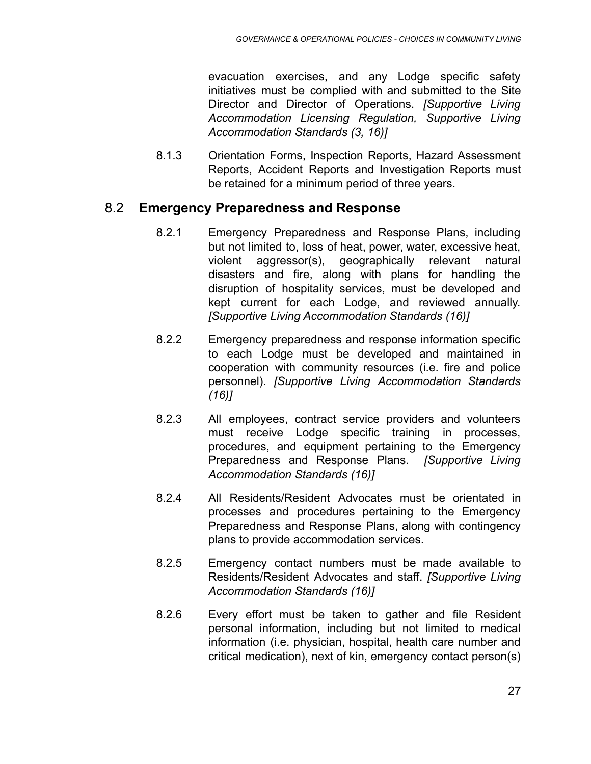evacuation exercises, and any Lodge specific safety initiatives must be complied with and submitted to the Site Director and Director of Operations. *[Supportive Living Accommodation Licensing Regulation, Supportive Living Accommodation Standards (3, 16)]*

8.1.3 Orientation Forms, Inspection Reports, Hazard Assessment Reports, Accident Reports and Investigation Reports must be retained for a minimum period of three years.

## 8.2 **Emergency Preparedness and Response**

8.2.1 Emergency Preparedness and Response Plans, including but not limited to, loss of heat, power, water, excessive heat, violent aggressor(s), geographically relevant natural disasters and fire, along with plans for handling the disruption of hospitality services, must be developed and kept current for each Lodge, and reviewed annually. *[Supportive Living Accommodation Standards (16)]*

8.2.2 Emergency preparedness and response information specific to each Lodge must be developed and maintained in cooperation with community resources (i.e. fire and police personnel). *[Supportive Living Accommodation Standards (16)]*

8.2.3 All employees, contract service providers and volunteers must receive Lodge specific training in processes, procedures, and equipment pertaining to the Emergency Preparedness and Response Plans. *[Supportive Living Accommodation Standards (16)]*

8.2.4 All Residents/Resident Advocates must be orientated in processes and procedures pertaining to the Emergency Preparedness and Response Plans, along with contingency plans to provide accommodation services.

8.2.5 Emergency contact numbers must be made available to Residents/Resident Advocates and staff. *[Supportive Living Accommodation Standards (16)]*

8.2.6 Every effort must be taken to gather and file Resident personal information, including but not limited to medical information (i.e. physician, hospital, health care number and critical medication), next of kin, emergency contact person(s)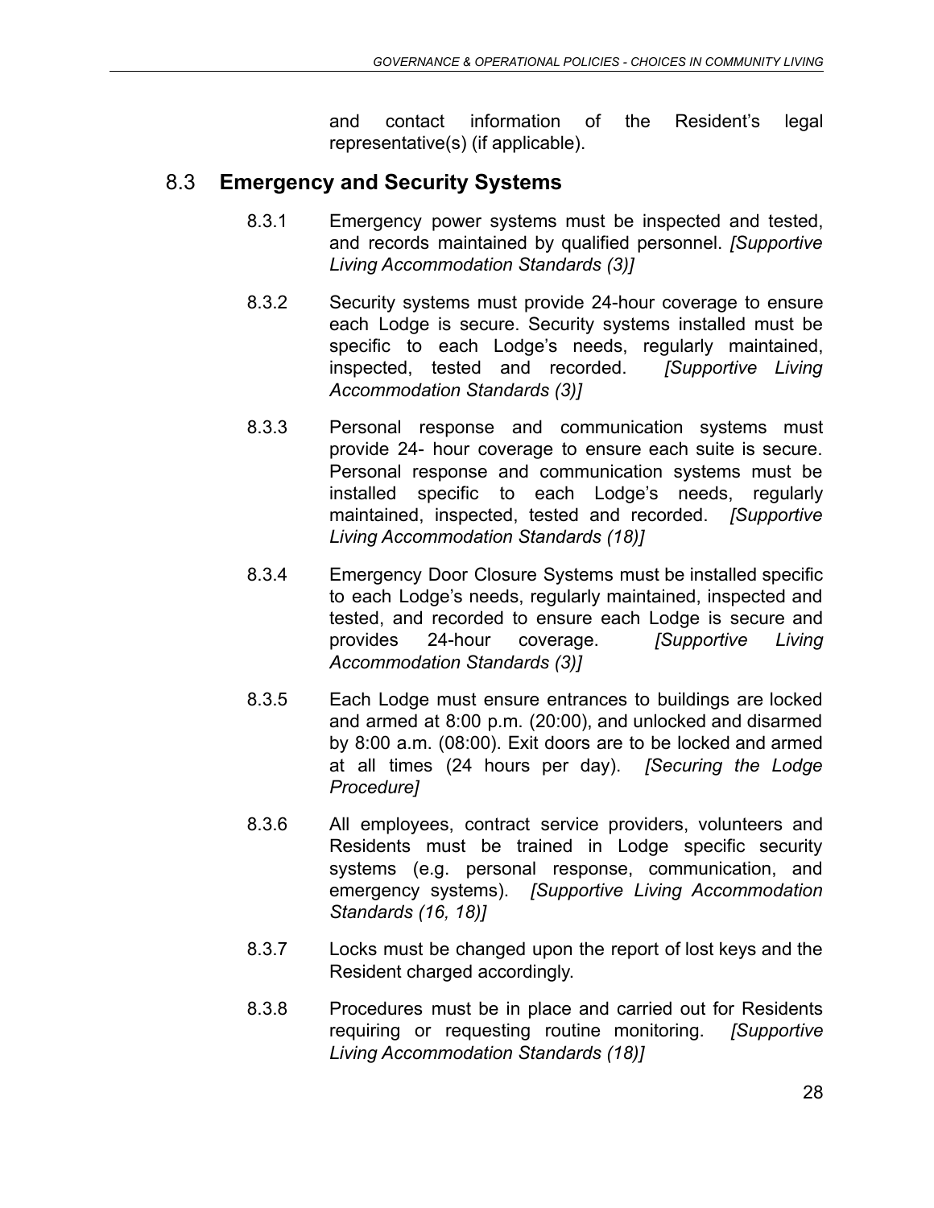and contact information of the Resident's legal representative(s) (if applicable).

## 8.3 Emergency and Security Systems

8.3.1 Emergency power systems must be inspected and tested, and records maintained by qualified personnel. *[Supportive Living Accommodation Standards (3)]*

8.3.2 Security systems must provide 24-hour coverage to ensure each Lodge is secure. Security systems installed must be specific to each Lodge's needs, regularly maintained, inspected, tested and recorded. *[Supportive Living Accommodation Standards (3)]*

8.3.3 Personal response and communication systems must provide 24- hour coverage to ensure each suite is secure. Personal response and communication systems must be installed specific to each Lodge's needs, regularly maintained, inspected, tested and recorded. *[Supportive Living Accommodation Standards (18)]*

8.3.4 Emergency Door Closure Systems must be installed specific to each Lodge's needs, regularly maintained, inspected and tested, and recorded to ensure each Lodge is secure and provides 24-hour coverage. *[Supportive Living Accommodation Standards (3)]*

8.3.5 Each Lodge must ensure entrances to buildings are locked and armed at 8:00 p.m. (20:00), and unlocked and disarmed by 8:00 a.m. (08:00). Exit doors are to be locked and armed at all times (24 hours per day). *[Securing the Lodge Procedure]*

8.3.6 All employees, contract service providers, volunteers and Residents must be trained in Lodge specific security systems (e.g. personal response, communication, and emergency systems). *[Supportive Living Accommodation Standards (16, 18)]*

8.3.7 Locks must be changed upon the report of lost keys and the Resident charged accordingly.

8.3.8 Procedures must be in place and carried out for Residents requiring or requesting routine monitoring. *[Supportive Living Accommodation Standards (18)]*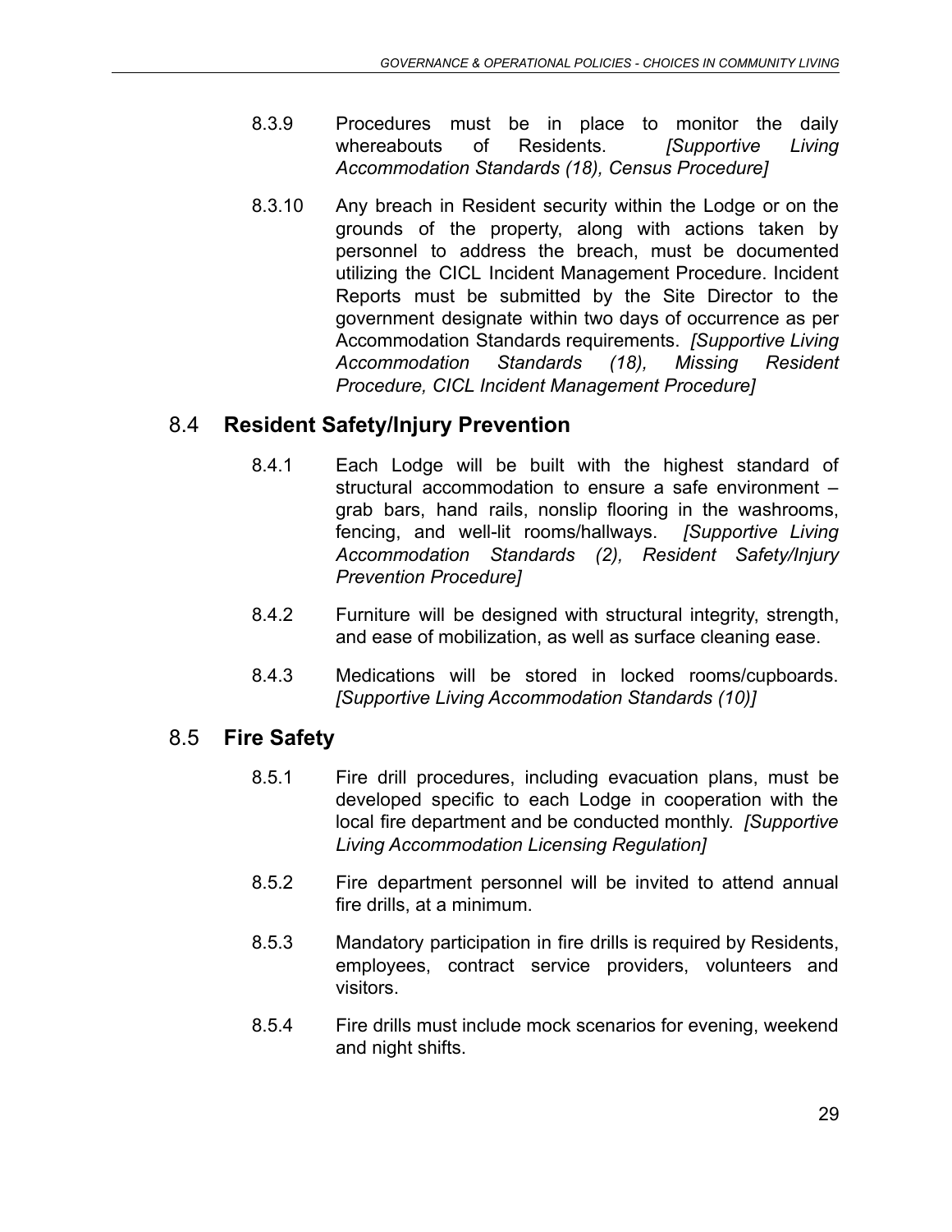8.3.9 Procedures must be in place to monitor the daily whereabouts of Residents. *[Supportive Living Accommodation Standards (18), Census Procedure]*

8.3.10 Any breach in Resident security within the Lodge or on the grounds of the property, along with actions taken by personnel to address the breach, must be documented utilizing the CICL Incident Management Procedure. Incident Reports must be submitted by the Site Director to the government designate within two days of occurrence as per Accommodation Standards requirements. *[Supportive Living Accommodation Standards (18), Missing Resident Procedure, CICL Incident Management Procedure]*

## 8.4 **Resident Safety/Injury Prevention**

8.4.1 Each Lodge will be built with the highest standard of structural accommodation to ensure a safe environment – grab bars, hand rails, nonslip flooring in the washrooms, fencing, and well-lit rooms/hallways. *[Supportive Living Accommodation Standards (2), Resident Safety/Injury Prevention Procedure]*

8.4.2 Furniture will be designed with structural integrity, strength, and ease of mobilization, as well as surface cleaning ease.

8.4.3 Medications will be stored in locked rooms/cupboards. *[Supportive Living Accommodation Standards (10)]*

## 8.5 **Fire Safety**

8.5.1 Fire drill procedures, including evacuation plans, must be developed specific to each Lodge in cooperation with the local fire department and be conducted monthly. *[Supportive Living Accommodation Licensing Regulation]*

8.5.2 Fire department personnel will be invited to attend annual fire drills, at a minimum.

8.5.3 Mandatory participation in fire drills is required by Residents, employees, contract service providers, volunteers and visitors.

8.5.4 Fire drills must include mock scenarios for evening, weekend and night shifts.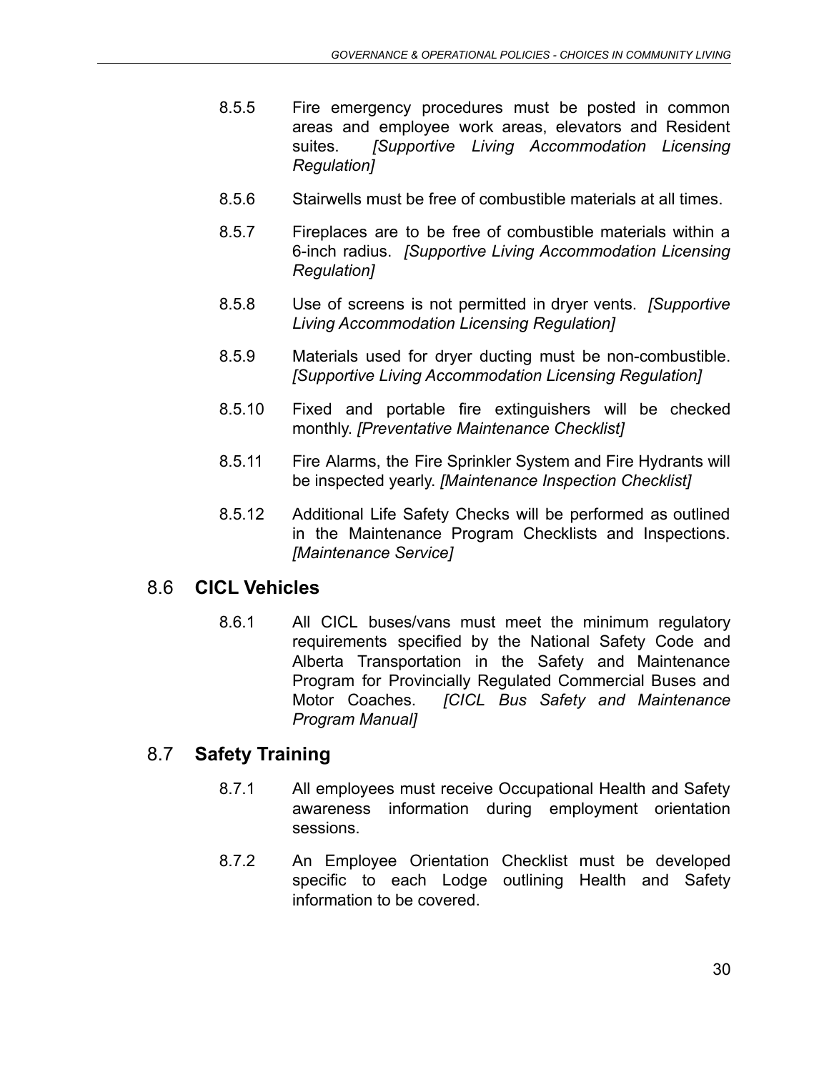8.5.5 Fire emergency procedures must be posted in common areas and employee work areas, elevators and Resident suites. *[Supportive Living Accommodation Licensing Regulation]*

8.5.6 Stairwells must be free of combustible materials at all times.

8.5.7 Fireplaces are to be free of combustible materials within a 6-inch radius. *[Supportive Living Accommodation Licensing Regulation]*

8.5.8 Use of screens is not permitted in dryer vents. *[Supportive Living Accommodation Licensing Regulation]*

8.5.9 Materials used for dryer ducting must be non-combustible. *[Supportive Living Accommodation Licensing Regulation]*

8.5.10 Fixed and portable fire extinguishers will be checked monthly. *[Preventative Maintenance Checklist]*

8.5.11 Fire Alarms, the Fire Sprinkler System and Fire Hydrants will be inspected yearly. *[Maintenance Inspection Checklist]*

8.5.12 Additional Life Safety Checks will be performed as outlined in the Maintenance Program Checklists and Inspections. *[Maintenance Service]*

## 8.6 **CICL Vehicles**

8.6.1 All CICL buses/vans must meet the minimum regulatory requirements specified by the National Safety Code and Alberta Transportation in the Safety and Maintenance Program for Provincially Regulated Commercial Buses and Motor Coaches. *[CICL Bus Safety and Maintenance Program Manual]*

## 8.7 **Safety Training**

8.7.1 All employees must receive Occupational Health and Safety awareness information during employment orientation sessions.

8.7.2 An Employee Orientation Checklist must be developed specific to each Lodge outlining Health and Safety information to be covered.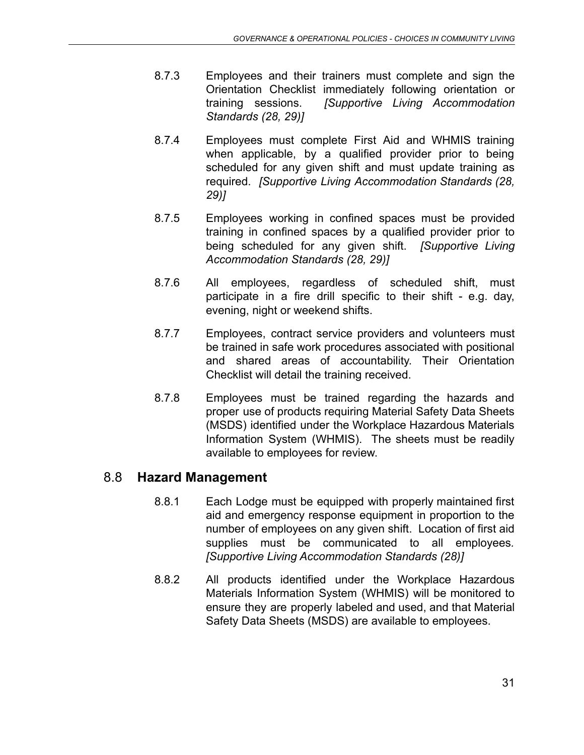8.7.3 Employees and their trainers must complete and sign the Orientation Checklist immediately following orientation or training sessions. *[Supportive Living Accommodation Standards (28, 29)]*

8.7.4 Employees must complete First Aid and WHMIS training when applicable, by a qualified provider prior to being scheduled for any given shift and must update training as required. *[Supportive Living Accommodation Standards (28, 29)]*

8.7.5 Employees working in confined spaces must be provided training in confined spaces by a qualified provider prior to being scheduled for any given shift. *[Supportive Living Accommodation Standards (28, 29)]*

8.7.6 All employees, regardless of scheduled shift, must participate in a fire drill specific to their shift - e.g. day, evening, night or weekend shifts.

8.7.7 Employees, contract service providers and volunteers must be trained in safe work procedures associated with positional and shared areas of accountability. Their Orientation Checklist will detail the training received.

8.7.8 Employees must be trained regarding the hazards and proper use of products requiring Material Safety Data Sheets (MSDS) identified under the Workplace Hazardous Materials Information System (WHMIS). The sheets must be readily available to employees for review.

## 8.8 **Hazard Management**

8.8.1 Each Lodge must be equipped with properly maintained first aid and emergency response equipment in proportion to the number of employees on any given shift. Location of first aid supplies must be communicated to all employees. *[Supportive Living Accommodation Standards (28)]*

8.8.2 All products identified under the Workplace Hazardous Materials Information System (WHMIS) will be monitored to ensure they are properly labeled and used, and that Material Safety Data Sheets (MSDS) are available to employees.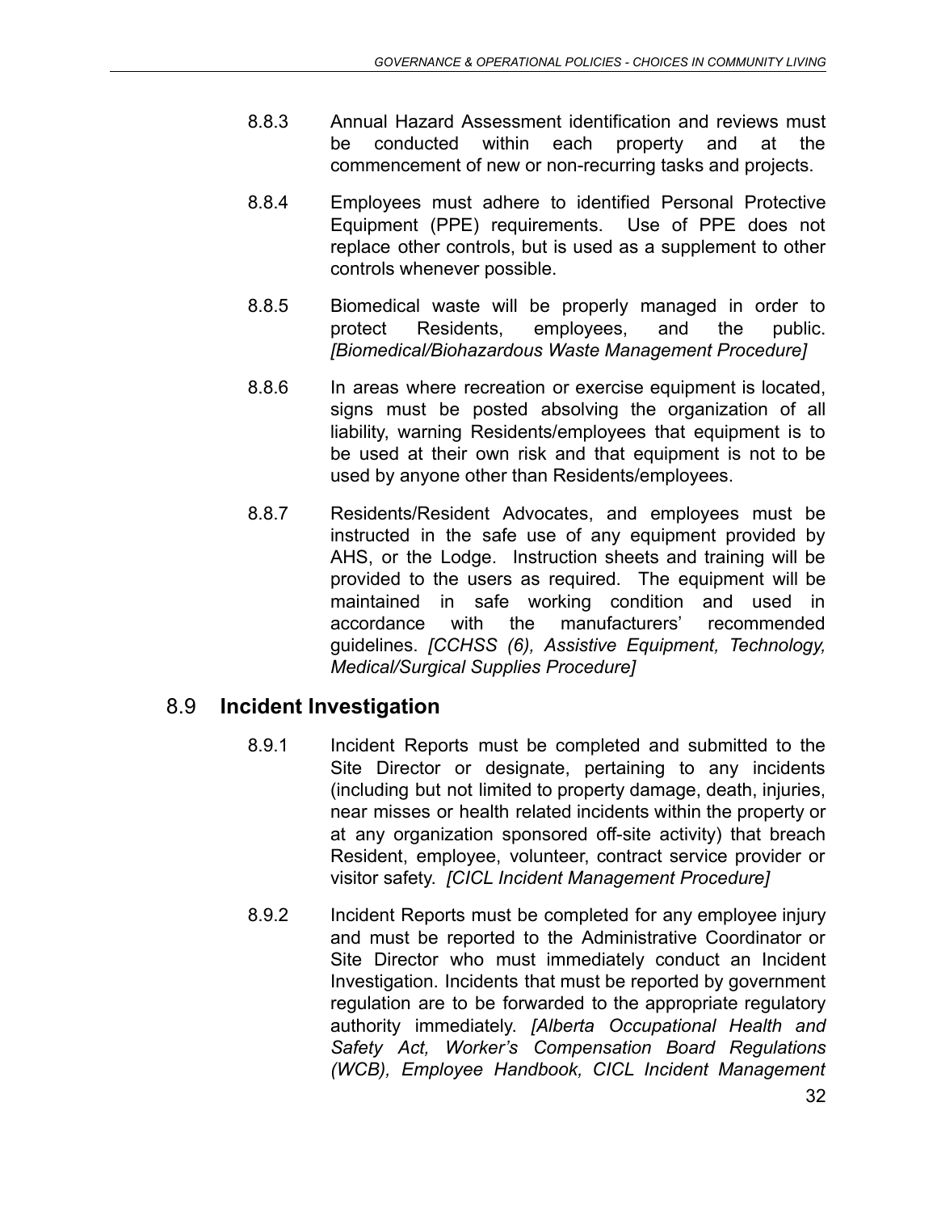8.8.3 Annual Hazard Assessment identification and reviews must be conducted within each property and at the commencement of new or non-recurring tasks and projects.

8.8.4 Employees must adhere to identified Personal Protective Equipment (PPE) requirements. Use of PPE does not replace other controls, but is used as a supplement to other controls whenever possible.

8.8.5 Biomedical waste will be properly managed in order to protect Residents, employees, and the public. *[Biomedical/Biohazardous Waste Management Procedure]*

8.8.6 In areas where recreation or exercise equipment is located, signs must be posted absolving the organization of all liability, warning Residents/employees that equipment is to be used at their own risk and that equipment is not to be used by anyone other than Residents/employees.

8.8.7 Residents/Resident Advocates, and employees must be instructed in the safe use of any equipment provided by AHS, or the Lodge. Instruction sheets and training will be provided to the users as required. The equipment will be maintained in safe working condition and used in accordance with the manufacturers' recommended guidelines. *[CCHSS (6), Assistive Equipment, Technology, Medical/Surgical Supplies Procedure]*

## 8.9 **Incident Investigation**

8.9.1 Incident Reports must be completed and submitted to the Site Director or designate, pertaining to any incidents (including but not limited to property damage, death, injuries, near misses or health related incidents within the property or at any organization sponsored off-site activity) that breach Resident, employee, volunteer, contract service provider or visitor safety. *[CICL Incident Management Procedure]*

8.9.2 Incident Reports must be completed for any employee injury and must be reported to the Administrative Coordinator or Site Director who must immediately conduct an Incident Investigation. Incidents that must be reported by government regulation are to be forwarded to the appropriate regulatory authority immediately. *[Alberta Occupational Health and Safety Act, Worker's Compensation Board Regulations (WCB), Employee Handbook, CICL Incident Management*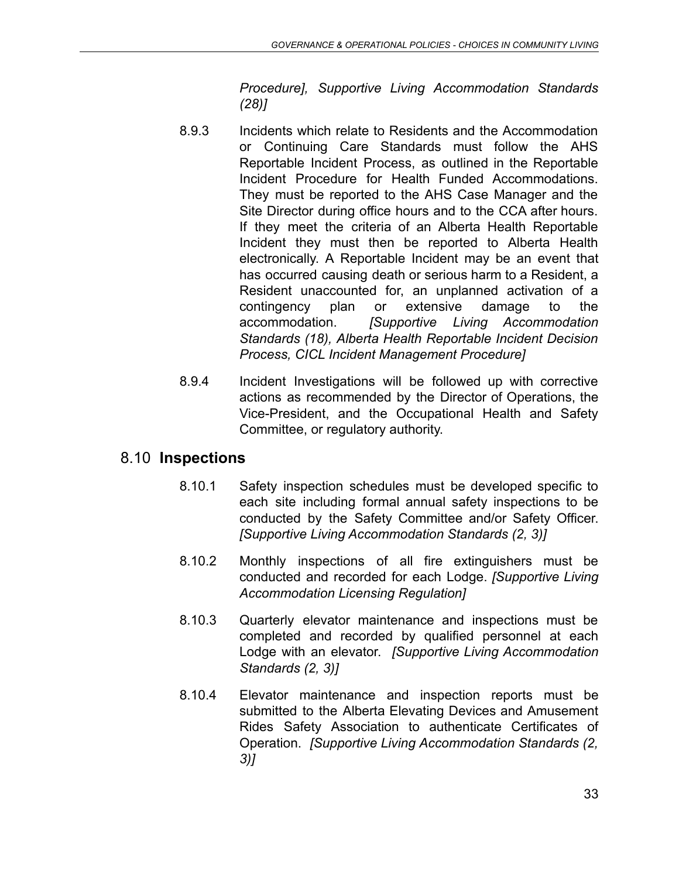*Procedure], Supportive Living Accommodation Standards (28)]*

8.9.3 Incidents which relate to Residents and the Accommodation or Continuing Care Standards must follow the AHS Reportable Incident Process, as outlined in the Reportable Incident Procedure for Health Funded Accommodations. They must be reported to the AHS Case Manager and the Site Director during office hours and to the CCA after hours. If they meet the criteria of an Alberta Health Reportable Incident they must then be reported to Alberta Health electronically. A Reportable Incident may be an event that has occurred causing death or serious harm to a Resident, a Resident unaccounted for, an unplanned activation of a contingency plan or extensive damage to the accommodation. *[Supportive Living Accommodation Standards (18), Alberta Health Reportable Incident Decision Process, CICL Incident Management Procedure]*

8.9.4 Incident Investigations will be followed up with corrective actions as recommended by the Director of Operations, the Vice-President, and the Occupational Health and Safety Committee, or regulatory authority.

## 8.10 **Inspections**

8.10.1 Safety inspection schedules must be developed specific to each site including formal annual safety inspections to be conducted by the Safety Committee and/or Safety Officer. *[Supportive Living Accommodation Standards (2, 3)]*

8.10.2 Monthly inspections of all fire extinguishers must be conducted and recorded for each Lodge. *[Supportive Living Accommodation Licensing Regulation]*

8.10.3 Quarterly elevator maintenance and inspections must be completed and recorded by qualified personnel at each Lodge with an elevator. *[Supportive Living Accommodation Standards (2, 3)]*

8.10.4 Elevator maintenance and inspection reports must be submitted to the Alberta Elevating Devices and Amusement Rides Safety Association to authenticate Certificates of Operation. *[Supportive Living Accommodation Standards (2, 3)]*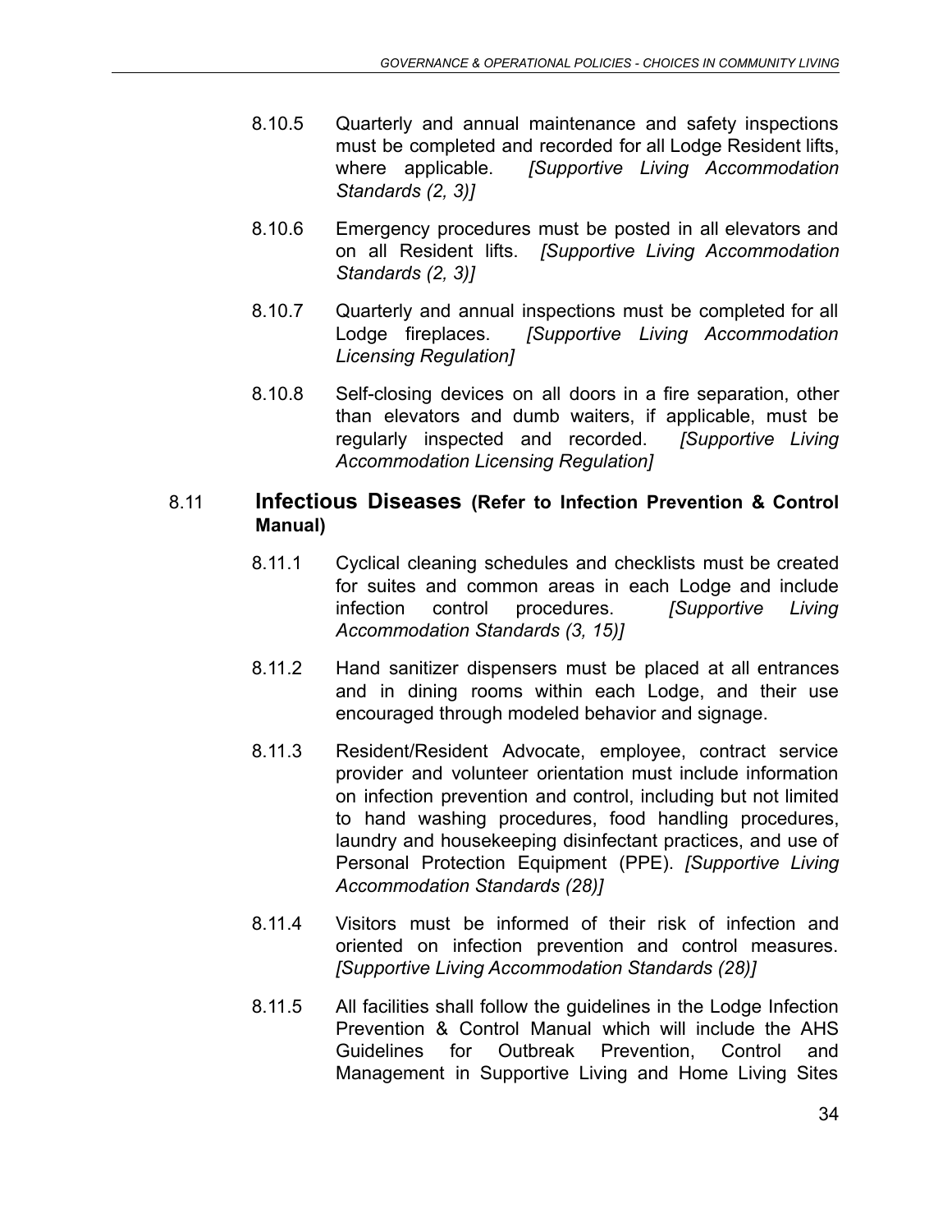8.10.5 Quarterly and annual maintenance and safety inspections must be completed and recorded for all Lodge Resident lifts, where applicable. *[Supportive Living Accommodation Standards (2, 3)]*

8.10.6 Emergency procedures must be posted in all elevators and on all Resident lifts. *[Supportive Living Accommodation Standards (2, 3)]*

8.10.7 Quarterly and annual inspections must be completed for all Lodge fireplaces. *[Supportive Living Accommodation Licensing Regulation]*

8.10.8 Self-closing devices on all doors in a fire separation, other than elevators and dumb waiters, if applicable, must be regularly inspected and recorded. *[Supportive Living Accommodation Licensing Regulation]*

## 8.11 Infectious Diseases **(Refer to Infection Prevention & Control Manual)**

8.11.1 Cyclical cleaning schedules and checklists must be created for suites and common areas in each Lodge and include infection control procedures. *[Supportive Living Accommodation Standards (3, 15)]*

8.11.2 Hand sanitizer dispensers must be placed at all entrances and in dining rooms within each Lodge, and their use encouraged through modeled behavior and signage.

8.11.3 Resident/Resident Advocate, employee, contract service provider and volunteer orientation must include information on infection prevention and control, including but not limited to hand washing procedures, food handling procedures, laundry and housekeeping disinfectant practices, and use of Personal Protection Equipment (PPE). *[Supportive Living Accommodation Standards (28)]*

8.11.4 Visitors must be informed of their risk of infection and oriented on infection prevention and control measures. *[Supportive Living Accommodation Standards (28)]*

8.11.5 All facilities shall follow the guidelines in the Lodge Infection Prevention & Control Manual which will include the AHS Guidelines for Outbreak Prevention, Control and Management in Supportive Living and Home Living Sites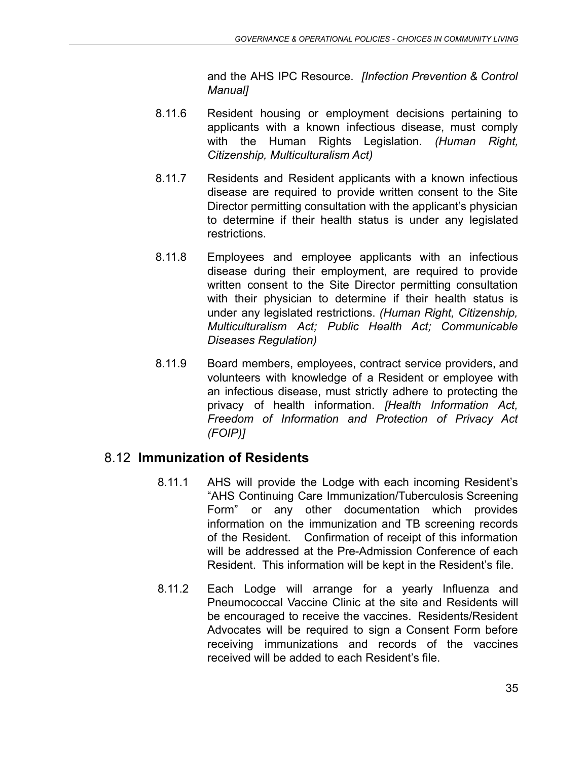and the AHS IPC Resource. *[Infection Prevention & Control Manual]*

8.11.6 Resident housing or employment decisions pertaining to applicants with a known infectious disease, must comply with the Human Rights Legislation. *(Human Right, Citizenship, Multiculturalism Act)*

8.11.7 Residents and Resident applicants with a known infectious disease are required to provide written consent to the Site Director permitting consultation with the applicant's physician to determine if their health status is under any legislated restrictions.

8.11.8 Employees and employee applicants with an infectious disease during their employment, are required to provide written consent to the Site Director permitting consultation with their physician to determine if their health status is under any legislated restrictions. *(Human Right, Citizenship, Multiculturalism Act; Public Health Act; Communicable Diseases Regulation)*

8.11.9 Board members, employees, contract service providers, and volunteers with knowledge of a Resident or employee with an infectious disease, must strictly adhere to protecting the privacy of health information. *[Health Information Act, Freedom of Information and Protection of Privacy Act (FOIP)]*

## 8.12 **Immunization of Residents**

8.11.1 AHS will provide the Lodge with each incoming Resident's "AHS Continuing Care Immunization/Tuberculosis Screening Form" or any other documentation which provides information on the immunization and TB screening records of the Resident. Confirmation of receipt of this information will be addressed at the Pre-Admission Conference of each Resident. This information will be kept in the Resident's file.

8.11.2 Each Lodge will arrange for a yearly Influenza and Pneumococcal Vaccine Clinic at the site and Residents will be encouraged to receive the vaccines. Residents/Resident Advocates will be required to sign a Consent Form before receiving immunizations and records of the vaccines received will be added to each Resident's file.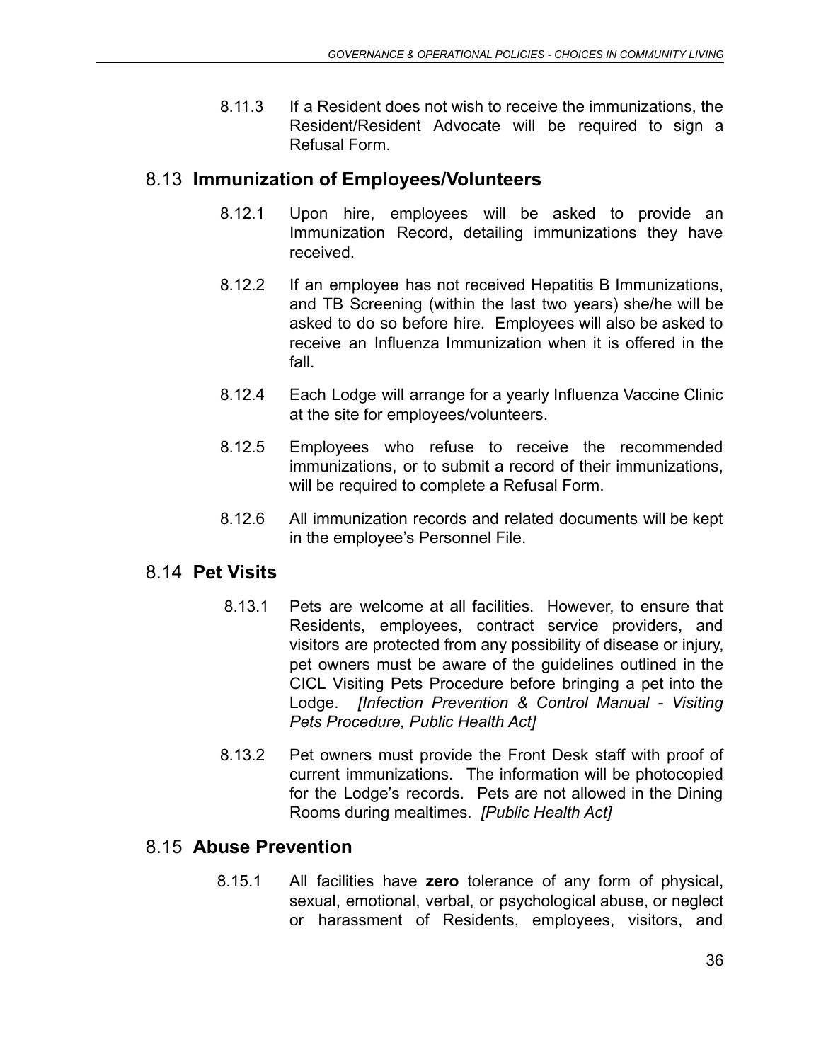8.11.3 If a Resident does not wish to receive the immunizations, the Resident/Resident Advocate will be required to sign a Refusal Form.

## 8.13 **Immunization of Employees/Volunteers**

8.12.1 Upon hire, employees will be asked to provide an Immunization Record, detailing immunizations they have received.

8.12.2 If an employee has not received Hepatitis B Immunizations, and TB Screening (within the last two years) she/he will be asked to do so before hire. Employees will also be asked to receive an Influenza Immunization when it is offered in the fall.

8.12.4 Each Lodge will arrange for a yearly Influenza Vaccine Clinic at the site for employees/volunteers.

8.12.5 Employees who refuse to receive the recommended immunizations, or to submit a record of their immunizations, will be required to complete a Refusal Form.

8.12.6 All immunization records and related documents will be kept in the employee's Personnel File.

## 8.14 **Pet Visits**

8.13.1 Pets are welcome at all facilities. However, to ensure that Residents, employees, contract service providers, and visitors are protected from any possibility of disease or injury, pet owners must be aware of the guidelines outlined in the CICL Visiting Pets Procedure before bringing a pet into the Lodge. *[Infection Prevention & Control Manual - Visiting Pets Procedure, Public Health Act]*

8.13.2 Pet owners must provide the Front Desk staff with proof of current immunizations. The information will be photocopied for the Lodge's records. Pets are not allowed in the Dining Rooms during mealtimes. *[Public Health Act]*

## 8.15 **Abuse Prevention**

8.15.1 All facilities have **zero** tolerance of any form of physical, sexual, emotional, verbal, or psychological abuse, or neglect or harassment of Residents, employees, visitors, and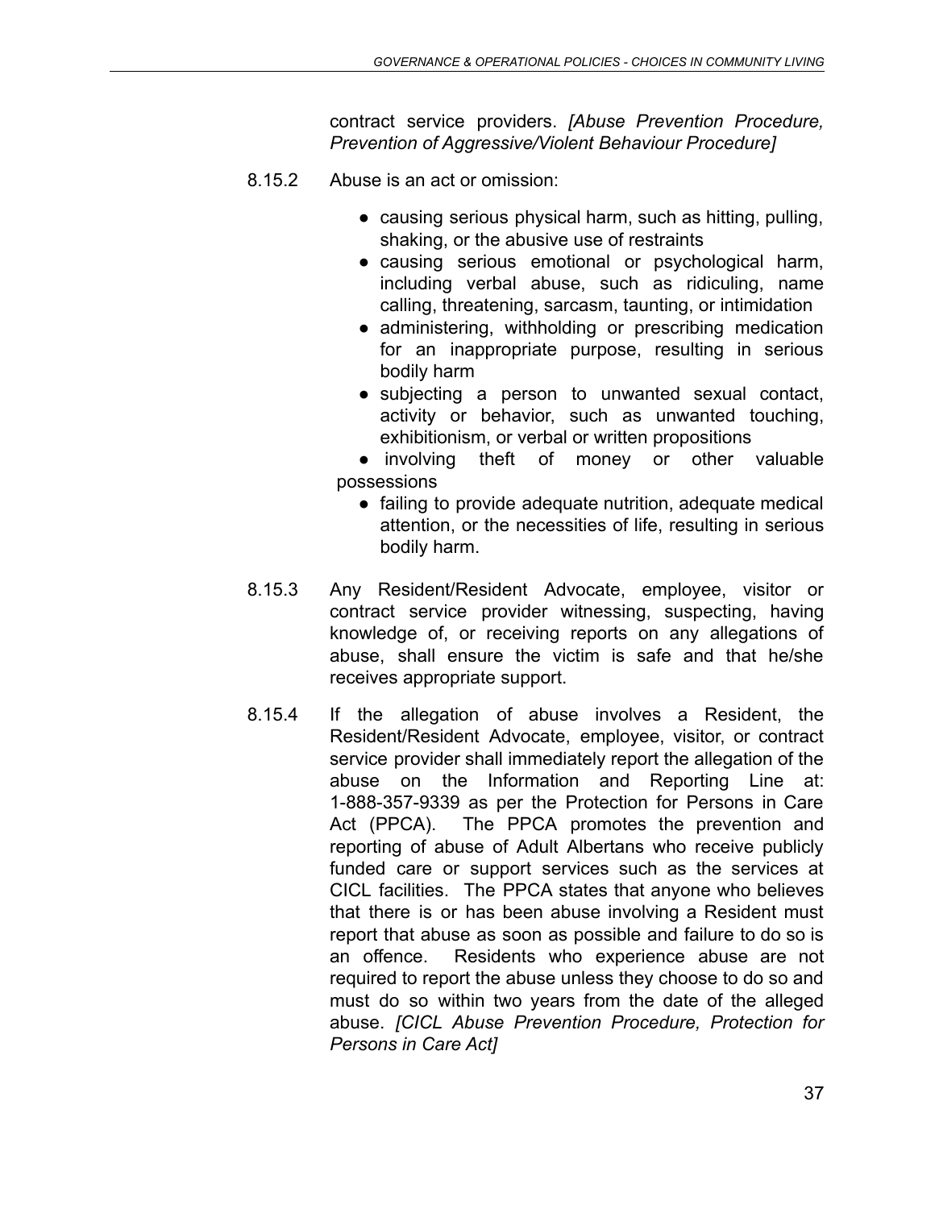contract service providers. *[Abuse Prevention Procedure, Prevention of Aggressive/Violent Behaviour Procedure]*

8.15.2 Abuse is an act or omission:

- causing serious physical harm, such as hitting, pulling, shaking, or the abusive use of restraints
- causing serious emotional or psychological harm, including verbal abuse, such as ridiculing, name calling, threatening, sarcasm, taunting, or intimidation
- administering, withholding or prescribing medication for an inappropriate purpose, resulting in serious bodily harm
- subjecting a person to unwanted sexual contact, activity or behavior, such as unwanted touching, exhibitionism, or verbal or written propositions
- involving theft of money or other valuable possessions
- failing to provide adequate nutrition, adequate medical attention, or the necessities of life, resulting in serious bodily harm.

8.15.3 Any Resident/Resident Advocate, employee, visitor or contract service provider witnessing, suspecting, having knowledge of, or receiving reports on any allegations of abuse, shall ensure the victim is safe and that he/she receives appropriate support.

8.15.4 If the allegation of abuse involves a Resident, the Resident/Resident Advocate, employee, visitor, or contract service provider shall immediately report the allegation of the abuse on the Information and Reporting Line at: 1-888-357-9339 as per the Protection for Persons in Care Act (PPCA). The PPCA promotes the prevention and reporting of abuse of Adult Albertans who receive publicly funded care or support services such as the services at CICL facilities. The PPCA states that anyone who believes that there is or has been abuse involving a Resident must report that abuse as soon as possible and failure to do so is an offence. Residents who experience abuse are not required to report the abuse unless they choose to do so and must do so within two years from the date of the alleged abuse. *[CICL Abuse Prevention Procedure, Protection for Persons in Care Act]*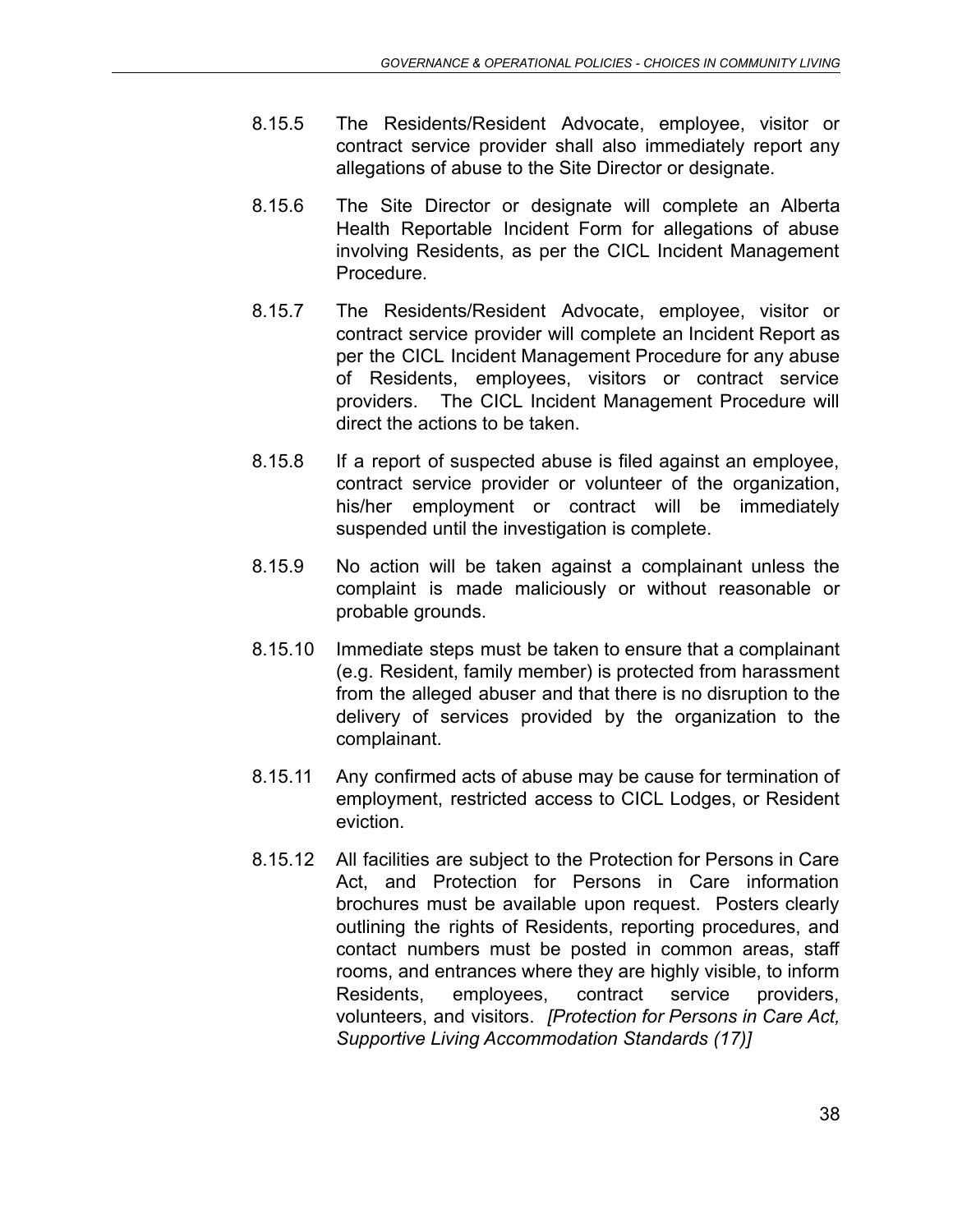8.15.5 The Residents/Resident Advocate, employee, visitor or contract service provider shall also immediately report any allegations of abuse to the Site Director or designate.

8.15.6 The Site Director or designate will complete an Alberta Health Reportable Incident Form for allegations of abuse involving Residents, as per the CICL Incident Management Procedure.

8.15.7 The Residents/Resident Advocate, employee, visitor or contract service provider will complete an Incident Report as per the CICL Incident Management Procedure for any abuse of Residents, employees, visitors or contract service providers. The CICL Incident Management Procedure will direct the actions to be taken.

8.15.8 If a report of suspected abuse is filed against an employee, contract service provider or volunteer of the organization, his/her employment or contract will be immediately suspended until the investigation is complete.

8.15.9 No action will be taken against a complainant unless the complaint is made maliciously or without reasonable or probable grounds.

8.15.10 Immediate steps must be taken to ensure that a complainant (e.g. Resident, family member) is protected from harassment from the alleged abuser and that there is no disruption to the delivery of services provided by the organization to the complainant.

8.15.11 Any confirmed acts of abuse may be cause for termination of employment, restricted access to CICL Lodges, or Resident eviction.

8.15.12 All facilities are subject to the Protection for Persons in Care Act, and Protection for Persons in Care information brochures must be available upon request. Posters clearly outlining the rights of Residents, reporting procedures, and contact numbers must be posted in common areas, staff rooms, and entrances where they are highly visible, to inform Residents, employees, contract service providers, volunteers, and visitors. *[Protection for Persons in Care Act, Supportive Living Accommodation Standards (17)]*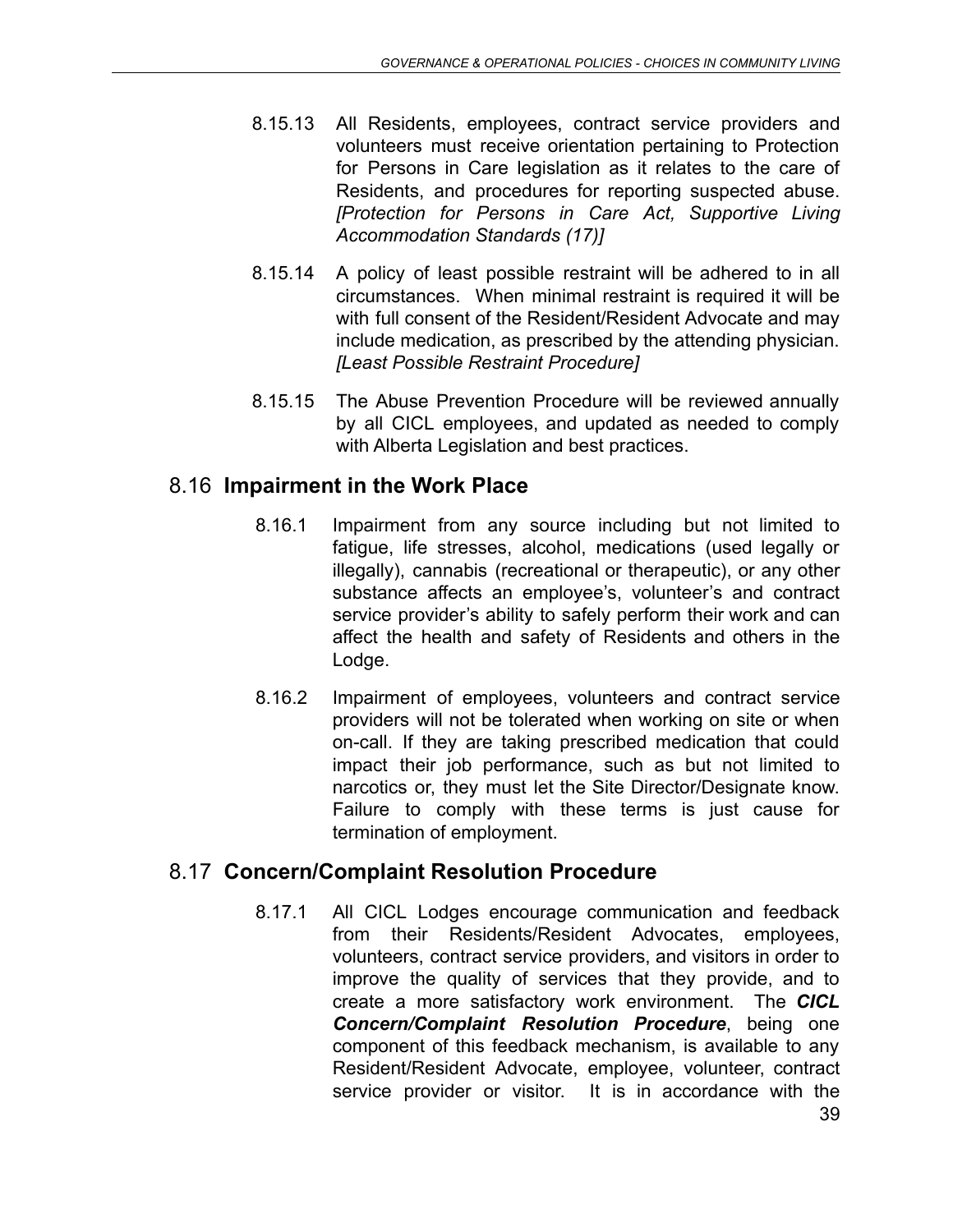8.15.13 All Residents, employees, contract service providers and volunteers must receive orientation pertaining to Protection for Persons in Care legislation as it relates to the care of Residents, and procedures for reporting suspected abuse. *[Protection for Persons in Care Act, Supportive Living Accommodation Standards (17)]*

8.15.14 A policy of least possible restraint will be adhered to in all circumstances. When minimal restraint is required it will be with full consent of the Resident/Resident Advocate and may include medication, as prescribed by the attending physician. *[Least Possible Restraint Procedure]*

8.15.15 The Abuse Prevention Procedure will be reviewed annually by all CICL employees, and updated as needed to comply with Alberta Legislation and best practices.

## 8.16 **Impairment in the Work Place**

8.16.1 Impairment from any source including but not limited to fatigue, life stresses, alcohol, medications (used legally or illegally), cannabis (recreational or therapeutic), or any other substance affects an employee's, volunteer's and contract service provider's ability to safely perform their work and can affect the health and safety of Residents and others in the Lodge.

8.16.2 Impairment of employees, volunteers and contract service providers will not be tolerated when working on site or when on-call. If they are taking prescribed medication that could impact their job performance, such as but not limited to narcotics or, they must let the Site Director/Designate know. Failure to comply with these terms is just cause for termination of employment.

## 8.17 **Concern/Complaint Resolution Procedure**

8.17.1 All CICL Lodges encourage communication and feedback from their Residents/Resident Advocates, employees, volunteers, contract service providers, and visitors in order to improve the quality of services that they provide, and to create a more satisfactory work environment. The ***CICL Concern/Complaint Resolution Procedure***, being one component of this feedback mechanism, is available to any Resident/Resident Advocate, employee, volunteer, contract service provider or visitor. It is in accordance with the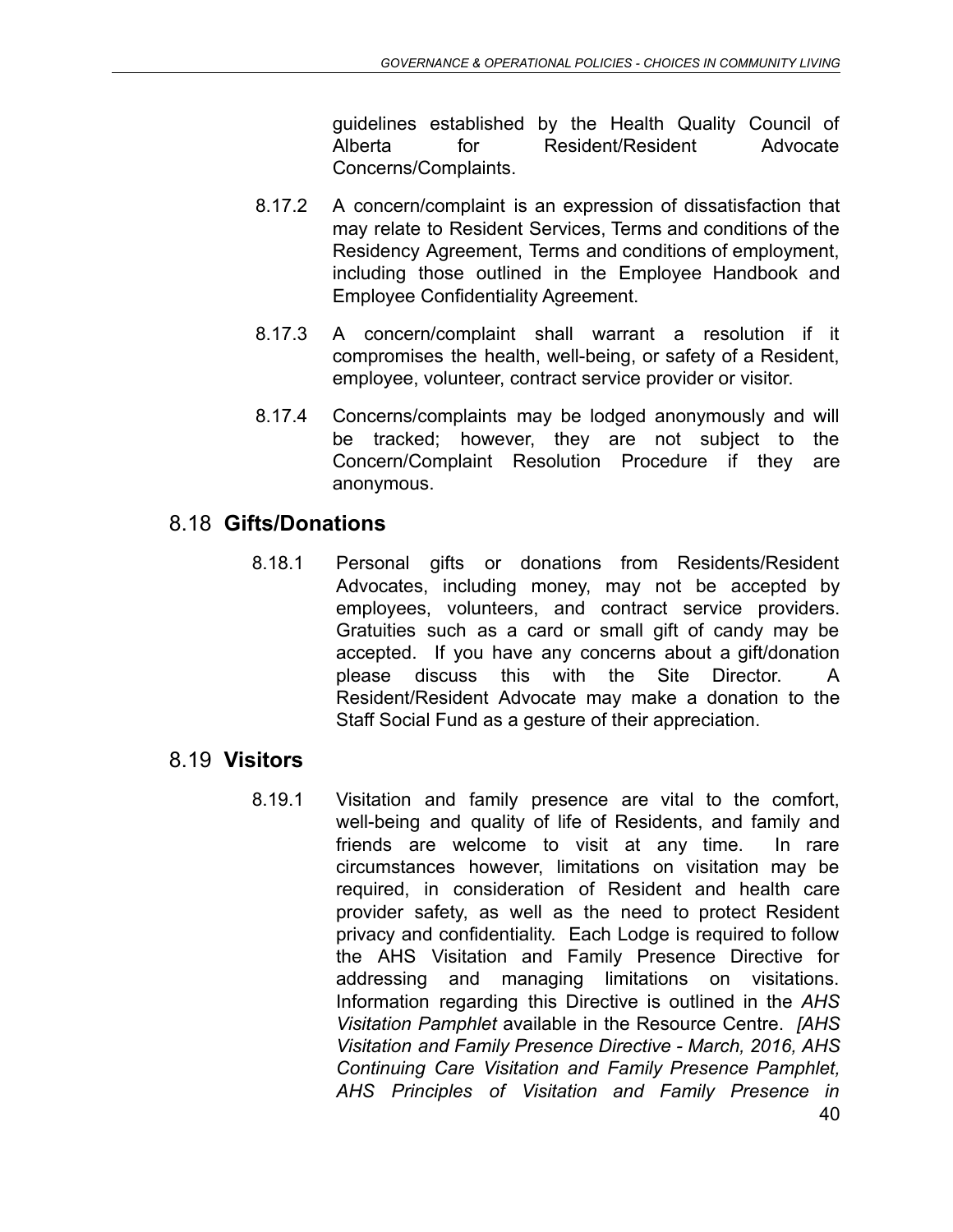guidelines established by the Health Quality Council of Alberta for Resident/Resident Advocate Concerns/Complaints.

8.17.2 A concern/complaint is an expression of dissatisfaction that may relate to Resident Services, Terms and conditions of the Residency Agreement, Terms and conditions of employment, including those outlined in the Employee Handbook and Employee Confidentiality Agreement.

8.17.3 A concern/complaint shall warrant a resolution if it compromises the health, well-being, or safety of a Resident, employee, volunteer, contract service provider or visitor.

8.17.4 Concerns/complaints may be lodged anonymously and will be tracked; however, they are not subject to the Concern/Complaint Resolution Procedure if they are anonymous.

## 8.18 **Gifts/Donations**

8.18.1 Personal gifts or donations from Residents/Resident Advocates, including money, may not be accepted by employees, volunteers, and contract service providers. Gratuities such as a card or small gift of candy may be accepted. If you have any concerns about a gift/donation please discuss this with the Site Director. A Resident/Resident Advocate may make a donation to the Staff Social Fund as a gesture of their appreciation.

## 8.19 **Visitors**

8.19.1 Visitation and family presence are vital to the comfort, well-being and quality of life of Residents, and family and friends are welcome to visit at any time. In rare circumstances however, limitations on visitation may be required, in consideration of Resident and health care provider safety, as well as the need to protect Resident privacy and confidentiality. Each Lodge is required to follow the AHS Visitation and Family Presence Directive for addressing and managing limitations on visitations. Information regarding this Directive is outlined in the *AHS Visitation Pamphlet* available in the Resource Centre. *[AHS Visitation and Family Presence Directive - March, 2016, AHS Continuing Care Visitation and Family Presence Pamphlet, AHS Principles of Visitation and Family Presence in*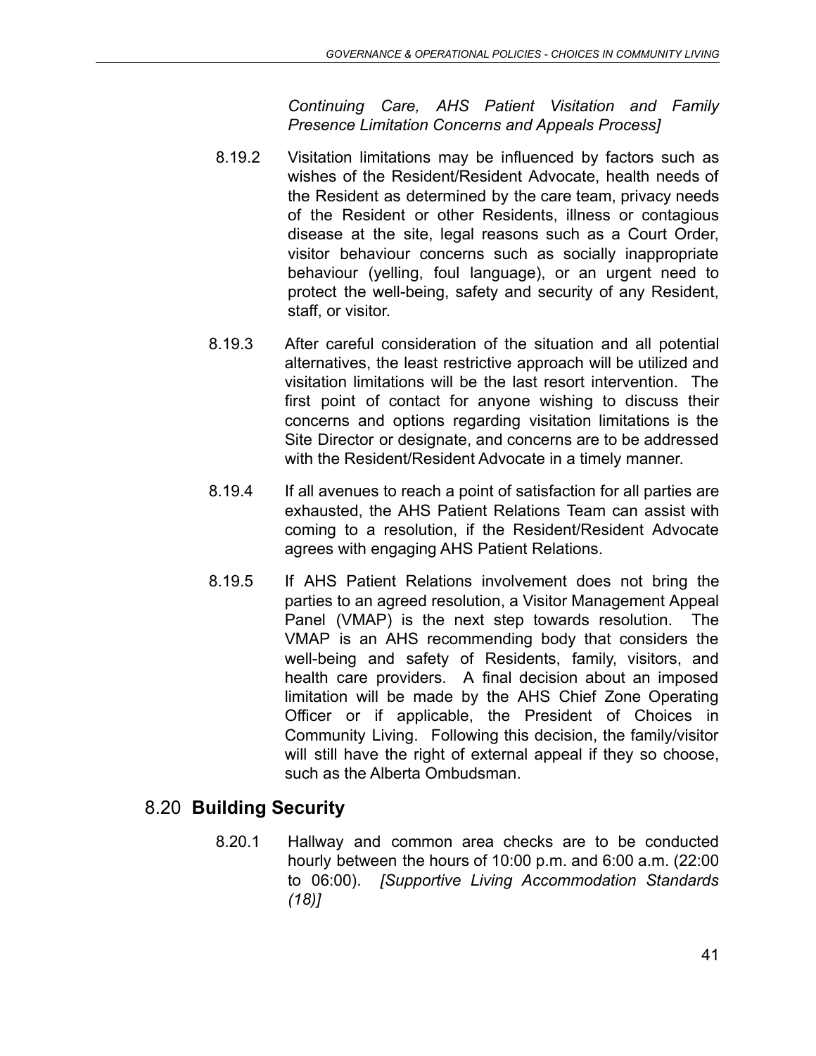*Continuing Care, AHS Patient Visitation and Family Presence Limitation Concerns and Appeals Process]*

8.19.2 Visitation limitations may be influenced by factors such as wishes of the Resident/Resident Advocate, health needs of the Resident as determined by the care team, privacy needs of the Resident or other Residents, illness or contagious disease at the site, legal reasons such as a Court Order, visitor behaviour concerns such as socially inappropriate behaviour (yelling, foul language), or an urgent need to protect the well-being, safety and security of any Resident, staff, or visitor.

8.19.3 After careful consideration of the situation and all potential alternatives, the least restrictive approach will be utilized and visitation limitations will be the last resort intervention. The first point of contact for anyone wishing to discuss their concerns and options regarding visitation limitations is the Site Director or designate, and concerns are to be addressed with the Resident/Resident Advocate in a timely manner.

8.19.4 If all avenues to reach a point of satisfaction for all parties are exhausted, the AHS Patient Relations Team can assist with coming to a resolution, if the Resident/Resident Advocate agrees with engaging AHS Patient Relations.

8.19.5 If AHS Patient Relations involvement does not bring the parties to an agreed resolution, a Visitor Management Appeal Panel (VMAP) is the next step towards resolution. The VMAP is an AHS recommending body that considers the well-being and safety of Residents, family, visitors, and health care providers. A final decision about an imposed limitation will be made by the AHS Chief Zone Operating Officer or if applicable, the President of Choices in Community Living. Following this decision, the family/visitor will still have the right of external appeal if they so choose, such as the Alberta Ombudsman.

## 8.20 **Building Security**

8.20.1 Hallway and common area checks are to be conducted hourly between the hours of 10:00 p.m. and 6:00 a.m. (22:00 to 06:00). *[Supportive Living Accommodation Standards (18)]*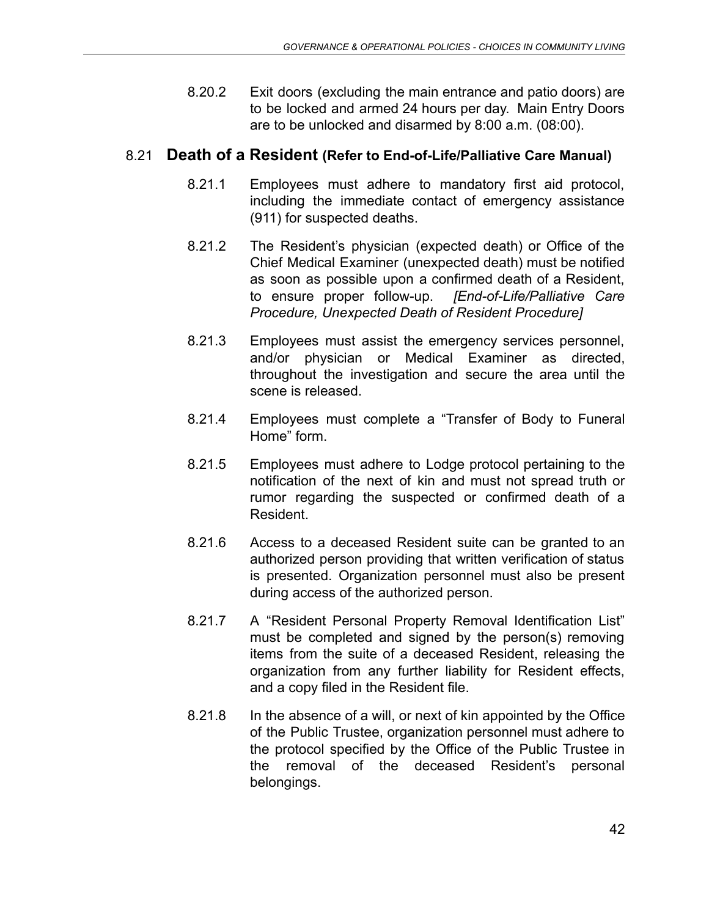8.20.2 Exit doors (excluding the main entrance and patio doors) are to be locked and armed 24 hours per day. Main Entry Doors are to be unlocked and disarmed by 8:00 a.m. (08:00).

## 8.21 Death of a Resident (Refer to End-of-Life/Palliative Care Manual)

8.21.1 Employees must adhere to mandatory first aid protocol, including the immediate contact of emergency assistance (911) for suspected deaths.

8.21.2 The Resident's physician (expected death) or Office of the Chief Medical Examiner (unexpected death) must be notified as soon as possible upon a confirmed death of a Resident, to ensure proper follow-up. *[End-of-Life/Palliative Care Procedure, Unexpected Death of Resident Procedure]*

8.21.3 Employees must assist the emergency services personnel, and/or physician or Medical Examiner as directed, throughout the investigation and secure the area until the scene is released.

8.21.4 Employees must complete a "Transfer of Body to Funeral Home" form.

8.21.5 Employees must adhere to Lodge protocol pertaining to the notification of the next of kin and must not spread truth or rumor regarding the suspected or confirmed death of a Resident.

8.21.6 Access to a deceased Resident suite can be granted to an authorized person providing that written verification of status is presented. Organization personnel must also be present during access of the authorized person.

8.21.7 A "Resident Personal Property Removal Identification List" must be completed and signed by the person(s) removing items from the suite of a deceased Resident, releasing the organization from any further liability for Resident effects, and a copy filed in the Resident file.

8.21.8 In the absence of a will, or next of kin appointed by the Office of the Public Trustee, organization personnel must adhere to the protocol specified by the Office of the Public Trustee in the removal of the deceased Resident's personal belongings.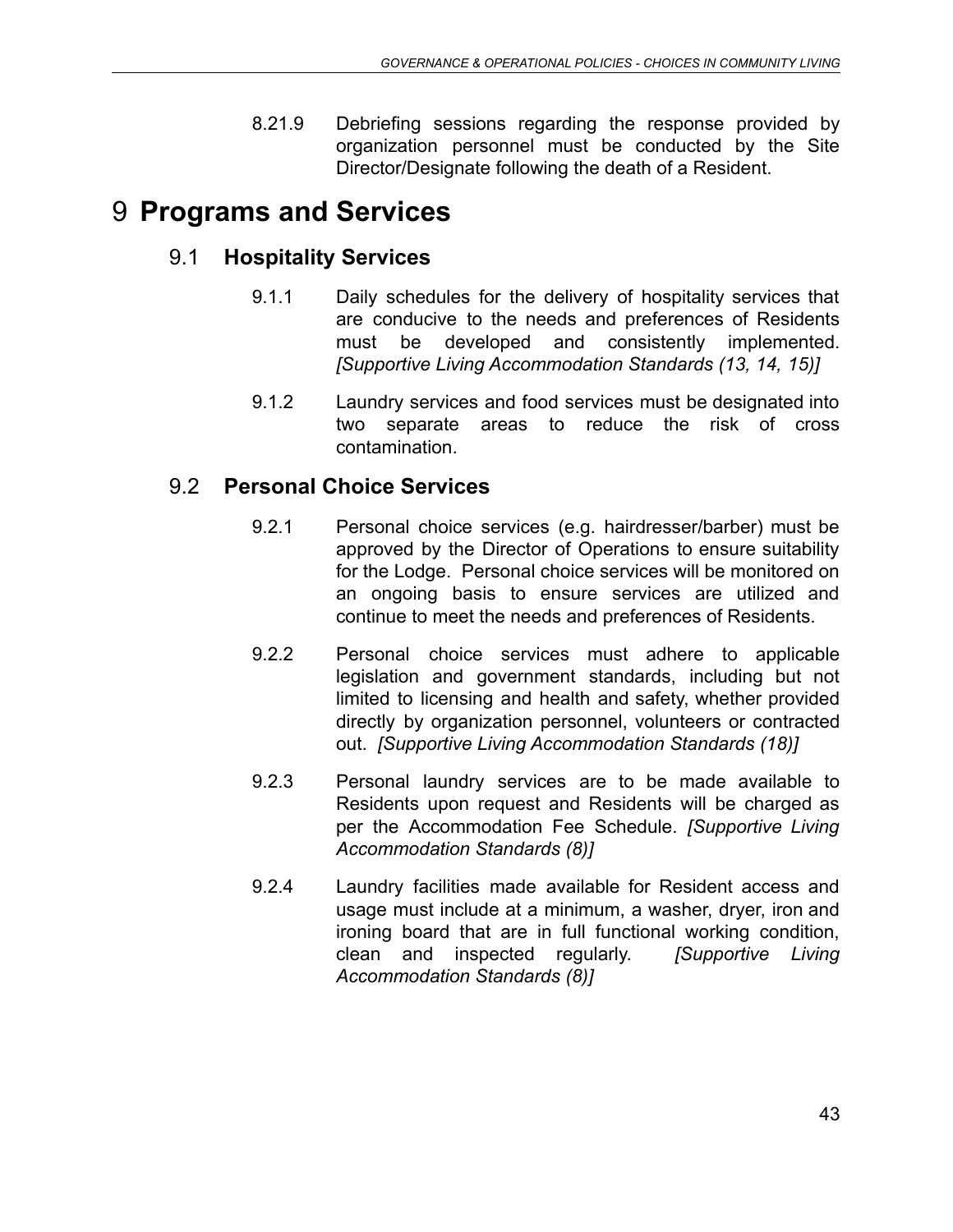8.21.9 Debriefing sessions regarding the response provided by organization personnel must be conducted by the Site Director/Designate following the death of a Resident.

# 9 Programs and Services

## 9.1 Hospitality Services

9.1.1 Daily schedules for the delivery of hospitality services that are conducive to the needs and preferences of Residents must be developed and consistently implemented. *[Supportive Living Accommodation Standards (13, 14, 15)]*

9.1.2 Laundry services and food services must be designated into two separate areas to reduce the risk of cross contamination.

## 9.2 Personal Choice Services

9.2.1 Personal choice services (e.g. hairdresser/barber) must be approved by the Director of Operations to ensure suitability for the Lodge. Personal choice services will be monitored on an ongoing basis to ensure services are utilized and continue to meet the needs and preferences of Residents.

9.2.2 Personal choice services must adhere to applicable legislation and government standards, including but not limited to licensing and health and safety, whether provided directly by organization personnel, volunteers or contracted out. *[Supportive Living Accommodation Standards (18)]*

9.2.3 Personal laundry services are to be made available to Residents upon request and Residents will be charged as per the Accommodation Fee Schedule. *[Supportive Living Accommodation Standards (8)]*

9.2.4 Laundry facilities made available for Resident access and usage must include at a minimum, a washer, dryer, iron and ironing board that are in full functional working condition, clean and inspected regularly. *[Supportive Living Accommodation Standards (8)]*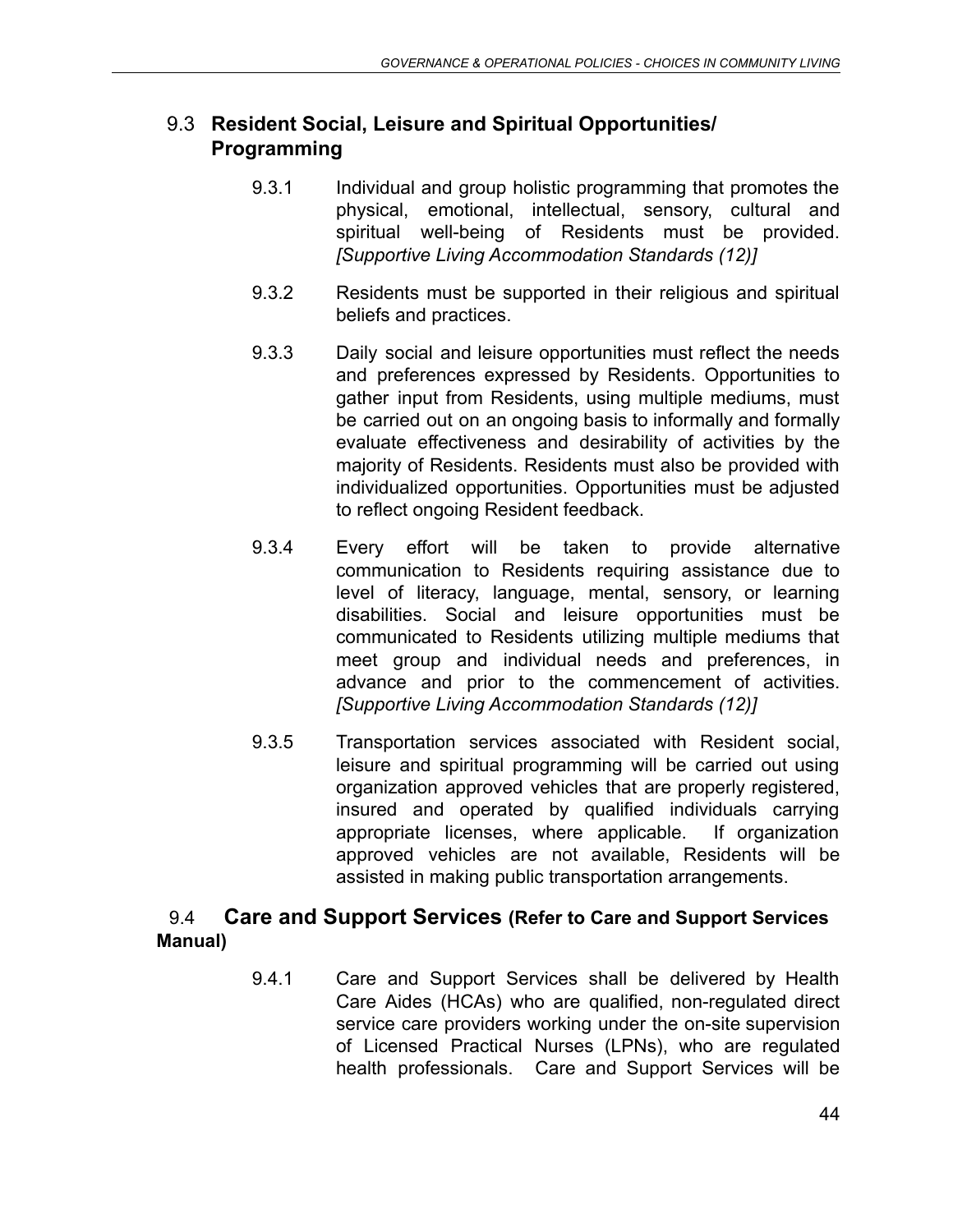## 9.3 Resident Social, Leisure and Spiritual Opportunities/ Programming

9.3.1 Individual and group holistic programming that promotes the physical, emotional, intellectual, sensory, cultural and spiritual well-being of Residents must be provided. *[Supportive Living Accommodation Standards (12)]*

9.3.2 Residents must be supported in their religious and spiritual beliefs and practices.

9.3.3 Daily social and leisure opportunities must reflect the needs and preferences expressed by Residents. Opportunities to gather input from Residents, using multiple mediums, must be carried out on an ongoing basis to informally and formally evaluate effectiveness and desirability of activities by the majority of Residents. Residents must also be provided with individualized opportunities. Opportunities must be adjusted to reflect ongoing Resident feedback.

9.3.4 Every effort will be taken to provide alternative communication to Residents requiring assistance due to level of literacy, language, mental, sensory, or learning disabilities. Social and leisure opportunities must be communicated to Residents utilizing multiple mediums that meet group and individual needs and preferences, in advance and prior to the commencement of activities. *[Supportive Living Accommodation Standards (12)]*

9.3.5 Transportation services associated with Resident social, leisure and spiritual programming will be carried out using organization approved vehicles that are properly registered, insured and operated by qualified individuals carrying appropriate licenses, where applicable. If organization approved vehicles are not available, Residents will be assisted in making public transportation arrangements.

## 9.4 Care and Support Services (Refer to Care and Support Services Manual)

9.4.1 Care and Support Services shall be delivered by Health Care Aides (HCAs) who are qualified, non-regulated direct service care providers working under the on-site supervision of Licensed Practical Nurses (LPNs), who are regulated health professionals. Care and Support Services will be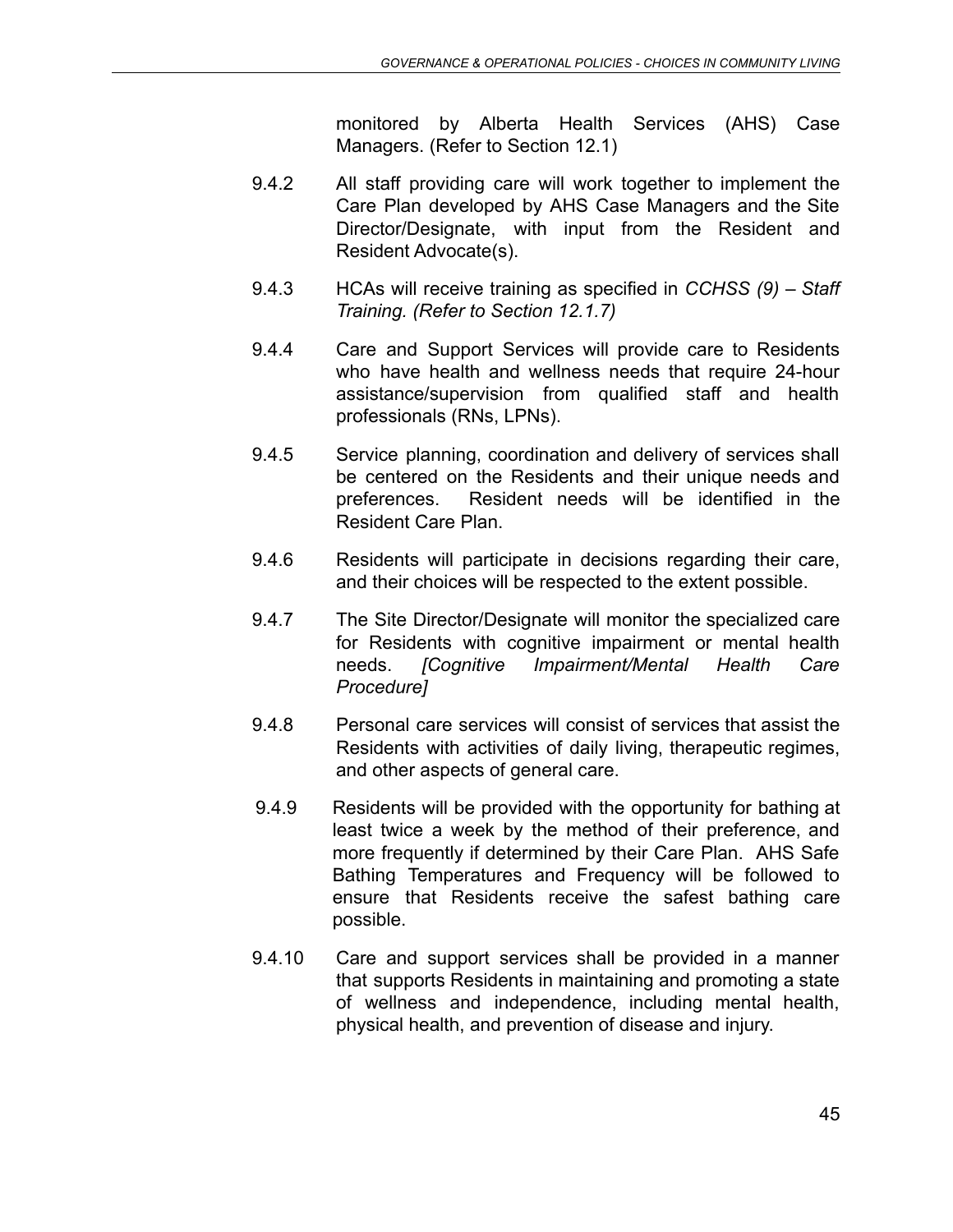monitored by Alberta Health Services (AHS) Case Managers. (Refer to Section 12.1)

9.4.2 All staff providing care will work together to implement the Care Plan developed by AHS Case Managers and the Site Director/Designate, with input from the Resident and Resident Advocate(s).

9.4.3 HCAs will receive training as specified in *CCHSS (9) – Staff Training. (Refer to Section 12.1.7)*

9.4.4 Care and Support Services will provide care to Residents who have health and wellness needs that require 24-hour assistance/supervision from qualified staff and health professionals (RNs, LPNs).

9.4.5 Service planning, coordination and delivery of services shall be centered on the Residents and their unique needs and preferences. Resident needs will be identified in the Resident Care Plan.

9.4.6 Residents will participate in decisions regarding their care, and their choices will be respected to the extent possible.

9.4.7 The Site Director/Designate will monitor the specialized care for Residents with cognitive impairment or mental health needs. *[Cognitive Impairment/Mental Health Care Procedure]*

9.4.8 Personal care services will consist of services that assist the Residents with activities of daily living, therapeutic regimes, and other aspects of general care.

9.4.9 Residents will be provided with the opportunity for bathing at least twice a week by the method of their preference, and more frequently if determined by their Care Plan. AHS Safe Bathing Temperatures and Frequency will be followed to ensure that Residents receive the safest bathing care possible.

9.4.10 Care and support services shall be provided in a manner that supports Residents in maintaining and promoting a state of wellness and independence, including mental health, physical health, and prevention of disease and injury.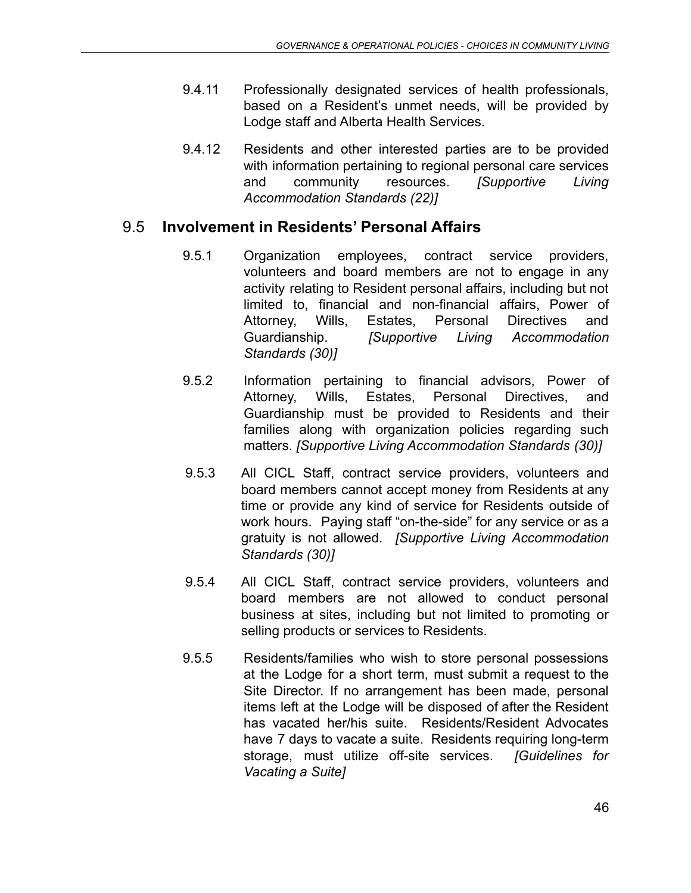9.4.11 Professionally designated services of health professionals, based on a Resident's unmet needs, will be provided by Lodge staff and Alberta Health Services.

9.4.12 Residents and other interested parties are to be provided with information pertaining to regional personal care services and community resources. *[Supportive Living Accommodation Standards (22)]*

## 9.5 **Involvement in Residents' Personal Affairs**

9.5.1 Organization employees, contract service providers, volunteers and board members are not to engage in any activity relating to Resident personal affairs, including but not limited to, financial and non-financial affairs, Power of Attorney, Wills, Estates, Personal Directives and Guardianship. *[Supportive Living Accommodation Standards (30)]*

9.5.2 Information pertaining to financial advisors, Power of Attorney, Wills, Estates, Personal Directives, and Guardianship must be provided to Residents and their families along with organization policies regarding such matters. *[Supportive Living Accommodation Standards (30)]*

9.5.3 All CICL Staff, contract service providers, volunteers and board members cannot accept money from Residents at any time or provide any kind of service for Residents outside of work hours. Paying staff "on-the-side" for any service or as a gratuity is not allowed. *[Supportive Living Accommodation Standards (30)]*

9.5.4 All CICL Staff, contract service providers, volunteers and board members are not allowed to conduct personal business at sites, including but not limited to promoting or selling products or services to Residents.

9.5.5 Residents/families who wish to store personal possessions at the Lodge for a short term, must submit a request to the Site Director. If no arrangement has been made, personal items left at the Lodge will be disposed of after the Resident has vacated her/his suite. Residents/Resident Advocates have 7 days to vacate a suite. Residents requiring long-term storage, must utilize off-site services. *[Guidelines for Vacating a Suite]*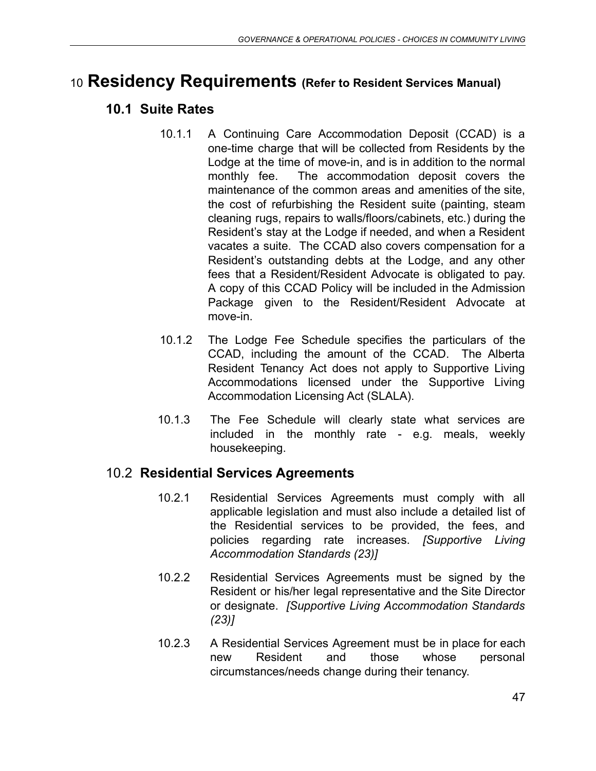# 10 Residency Requirements (Refer to Resident Services Manual)

## 10.1 Suite Rates

10.1.1 A Continuing Care Accommodation Deposit (CCAD) is a one-time charge that will be collected from Residents by the Lodge at the time of move-in, and is in addition to the normal monthly fee. The accommodation deposit covers the maintenance of the common areas and amenities of the site, the cost of refurbishing the Resident suite (painting, steam cleaning rugs, repairs to walls/floors/cabinets, etc.) during the Resident's stay at the Lodge if needed, and when a Resident vacates a suite. The CCAD also covers compensation for a Resident's outstanding debts at the Lodge, and any other fees that a Resident/Resident Advocate is obligated to pay. A copy of this CCAD Policy will be included in the Admission Package given to the Resident/Resident Advocate at move-in.

10.1.2 The Lodge Fee Schedule specifies the particulars of the CCAD, including the amount of the CCAD. The Alberta Resident Tenancy Act does not apply to Supportive Living Accommodations licensed under the Supportive Living Accommodation Licensing Act (SLALA).

10.1.3 The Fee Schedule will clearly state what services are included in the monthly rate - e.g. meals, weekly housekeeping.

## 10.2 Residential Services Agreements

10.2.1 Residential Services Agreements must comply with all applicable legislation and must also include a detailed list of the Residential services to be provided, the fees, and policies regarding rate increases. *[Supportive Living Accommodation Standards (23)]*

10.2.2 Residential Services Agreements must be signed by the Resident or his/her legal representative and the Site Director or designate. *[Supportive Living Accommodation Standards (23)]*

10.2.3 A Residential Services Agreement must be in place for each new Resident and those whose personal circumstances/needs change during their tenancy.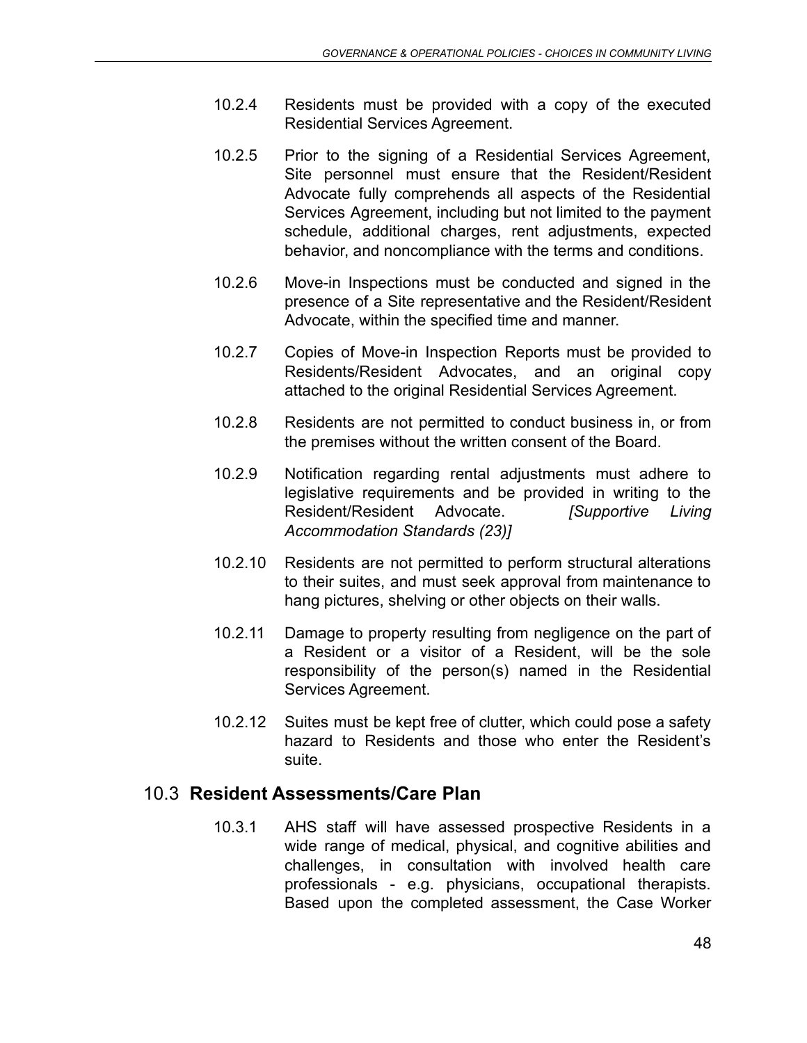10.2.4 Residents must be provided with a copy of the executed Residential Services Agreement.

10.2.5 Prior to the signing of a Residential Services Agreement, Site personnel must ensure that the Resident/Resident Advocate fully comprehends all aspects of the Residential Services Agreement, including but not limited to the payment schedule, additional charges, rent adjustments, expected behavior, and noncompliance with the terms and conditions.

10.2.6 Move-in Inspections must be conducted and signed in the presence of a Site representative and the Resident/Resident Advocate, within the specified time and manner.

10.2.7 Copies of Move-in Inspection Reports must be provided to Residents/Resident Advocates, and an original copy attached to the original Residential Services Agreement.

10.2.8 Residents are not permitted to conduct business in, or from the premises without the written consent of the Board.

10.2.9 Notification regarding rental adjustments must adhere to legislative requirements and be provided in writing to the Resident/Resident Advocate. *[Supportive Living Accommodation Standards (23)]*

10.2.10 Residents are not permitted to perform structural alterations to their suites, and must seek approval from maintenance to hang pictures, shelving or other objects on their walls.

10.2.11 Damage to property resulting from negligence on the part of a Resident or a visitor of a Resident, will be the sole responsibility of the person(s) named in the Residential Services Agreement.

10.2.12 Suites must be kept free of clutter, which could pose a safety hazard to Residents and those who enter the Resident's suite.

## 10.3 **Resident Assessments/Care Plan**

10.3.1 AHS staff will have assessed prospective Residents in a wide range of medical, physical, and cognitive abilities and challenges, in consultation with involved health care professionals - e.g. physicians, occupational therapists. Based upon the completed assessment, the Case Worker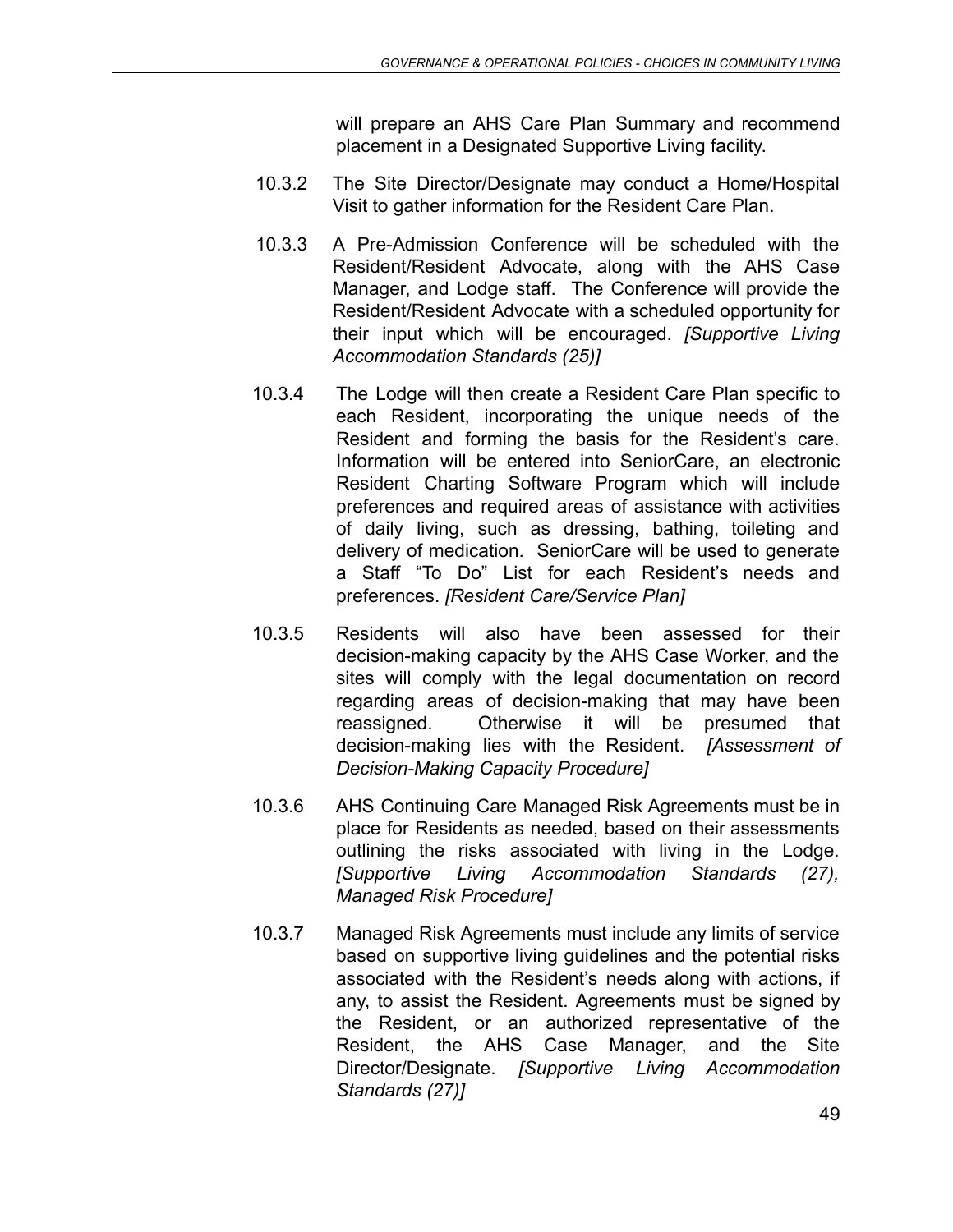will prepare an AHS Care Plan Summary and recommend placement in a Designated Supportive Living facility.

10.3.2 The Site Director/Designate may conduct a Home/Hospital Visit to gather information for the Resident Care Plan.

10.3.3 A Pre-Admission Conference will be scheduled with the Resident/Resident Advocate, along with the AHS Case Manager, and Lodge staff. The Conference will provide the Resident/Resident Advocate with a scheduled opportunity for their input which will be encouraged. *[Supportive Living Accommodation Standards (25)]*

10.3.4 The Lodge will then create a Resident Care Plan specific to each Resident, incorporating the unique needs of the Resident and forming the basis for the Resident's care. Information will be entered into SeniorCare, an electronic Resident Charting Software Program which will include preferences and required areas of assistance with activities of daily living, such as dressing, bathing, toileting and delivery of medication. SeniorCare will be used to generate a Staff "To Do" List for each Resident's needs and preferences. *[Resident Care/Service Plan]*

10.3.5 Residents will also have been assessed for their decision-making capacity by the AHS Case Worker, and the sites will comply with the legal documentation on record regarding areas of decision-making that may have been reassigned. Otherwise it will be presumed that decision-making lies with the Resident. *[Assessment of Decision-Making Capacity Procedure]*

10.3.6 AHS Continuing Care Managed Risk Agreements must be in place for Residents as needed, based on their assessments outlining the risks associated with living in the Lodge. *[Supportive Living Accommodation Standards (27), Managed Risk Procedure]*

10.3.7 Managed Risk Agreements must include any limits of service based on supportive living guidelines and the potential risks associated with the Resident's needs along with actions, if any, to assist the Resident. Agreements must be signed by the Resident, or an authorized representative of the Resident, the AHS Case Manager, and the Site Director/Designate. *[Supportive Living Accommodation Standards (27)]*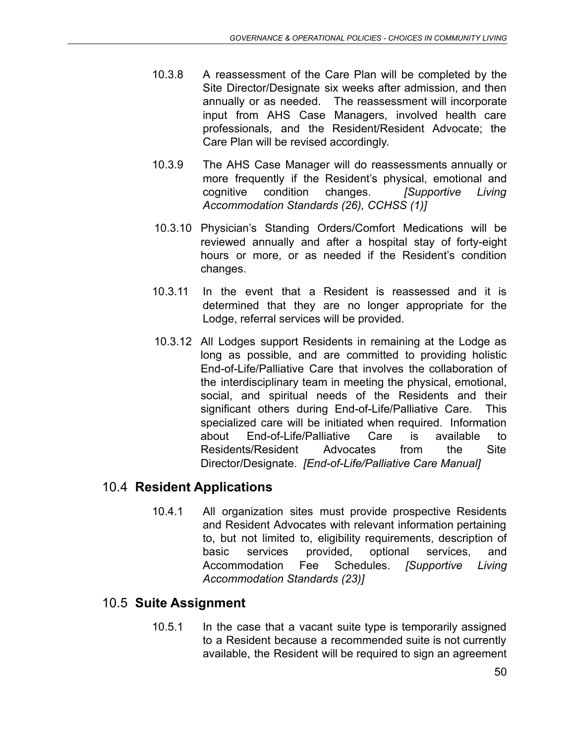10.3.8 A reassessment of the Care Plan will be completed by the Site Director/Designate six weeks after admission, and then annually or as needed. The reassessment will incorporate input from AHS Case Managers, involved health care professionals, and the Resident/Resident Advocate; the Care Plan will be revised accordingly.

10.3.9 The AHS Case Manager will do reassessments annually or more frequently if the Resident's physical, emotional and cognitive condition changes. *[Supportive Living Accommodation Standards (26), CCHSS (1)]*

10.3.10 Physician's Standing Orders/Comfort Medications will be reviewed annually and after a hospital stay of forty-eight hours or more, or as needed if the Resident's condition changes.

10.3.11 In the event that a Resident is reassessed and it is determined that they are no longer appropriate for the Lodge, referral services will be provided.

10.3.12 All Lodges support Residents in remaining at the Lodge as long as possible, and are committed to providing holistic End-of-Life/Palliative Care that involves the collaboration of the interdisciplinary team in meeting the physical, emotional, social, and spiritual needs of the Residents and their significant others during End-of-Life/Palliative Care. This specialized care will be initiated when required. Information about End-of-Life/Palliative Care is available to Residents/Resident Advocates from the Site Director/Designate. *[End-of-Life/Palliative Care Manual]*

## 10.4 **Resident Applications**

10.4.1 All organization sites must provide prospective Residents and Resident Advocates with relevant information pertaining to, but not limited to, eligibility requirements, description of basic services provided, optional services, and Accommodation Fee Schedules. *[Supportive Living Accommodation Standards (23)]*

## 10.5 **Suite Assignment**

10.5.1 In the case that a vacant suite type is temporarily assigned to a Resident because a recommended suite is not currently available, the Resident will be required to sign an agreement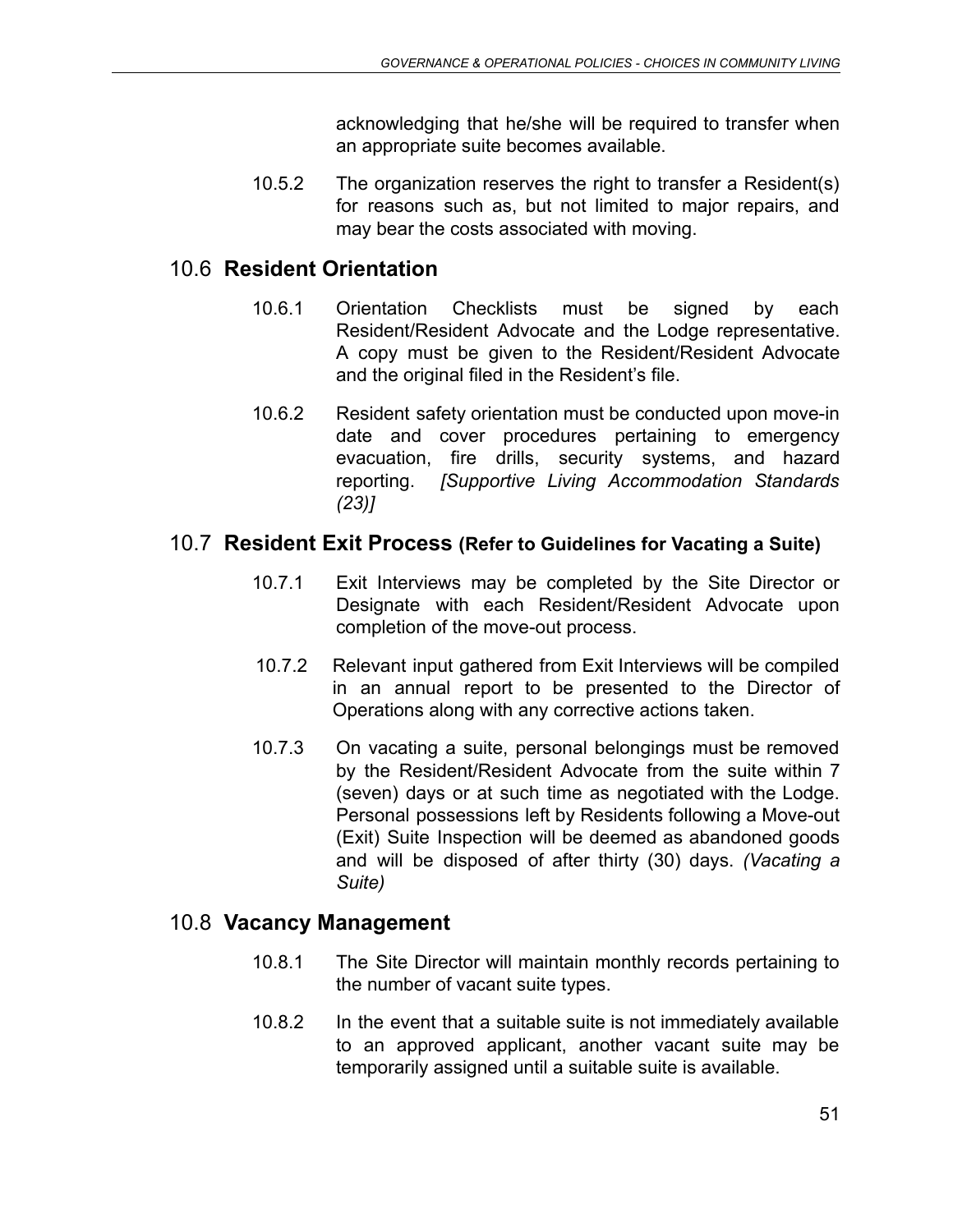acknowledging that he/she will be required to transfer when an appropriate suite becomes available.

10.5.2 The organization reserves the right to transfer a Resident(s) for reasons such as, but not limited to major repairs, and may bear the costs associated with moving.

## 10.6 **Resident Orientation**

10.6.1 Orientation Checklists must be signed by each Resident/Resident Advocate and the Lodge representative. A copy must be given to the Resident/Resident Advocate and the original filed in the Resident's file.

10.6.2 Resident safety orientation must be conducted upon move-in date and cover procedures pertaining to emergency evacuation, fire drills, security systems, and hazard reporting. *[Supportive Living Accommodation Standards (23)]*

## 10.7 **Resident Exit Process (Refer to Guidelines for Vacating a Suite)**

10.7.1 Exit Interviews may be completed by the Site Director or Designate with each Resident/Resident Advocate upon completion of the move-out process.

10.7.2 Relevant input gathered from Exit Interviews will be compiled in an annual report to be presented to the Director of Operations along with any corrective actions taken.

10.7.3 On vacating a suite, personal belongings must be removed by the Resident/Resident Advocate from the suite within 7 (seven) days or at such time as negotiated with the Lodge. Personal possessions left by Residents following a Move-out (Exit) Suite Inspection will be deemed as abandoned goods and will be disposed of after thirty (30) days. *(Vacating a Suite)*

## 10.8 **Vacancy Management**

10.8.1 The Site Director will maintain monthly records pertaining to the number of vacant suite types.

10.8.2 In the event that a suitable suite is not immediately available to an approved applicant, another vacant suite may be temporarily assigned until a suitable suite is available.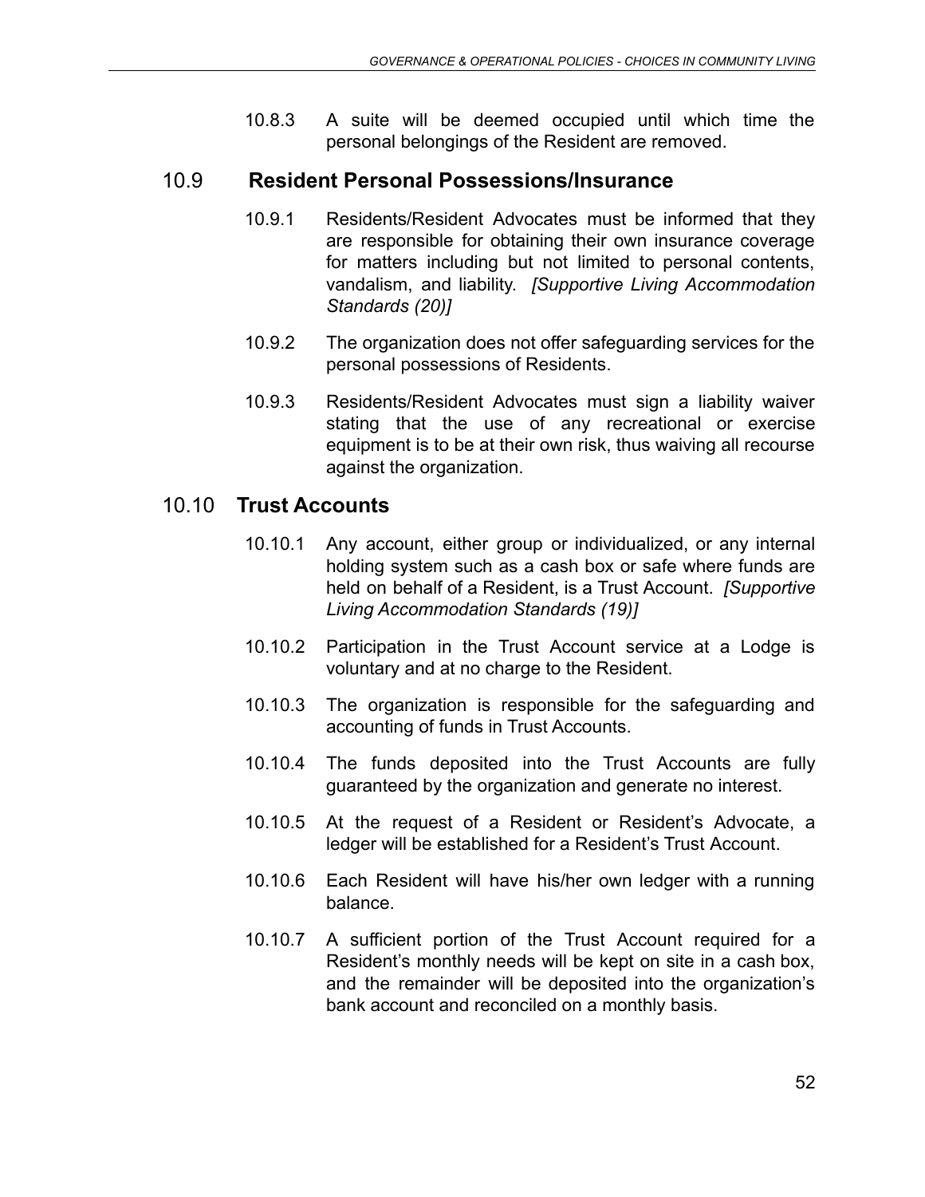10.8.3 A suite will be deemed occupied until which time the personal belongings of the Resident are removed.

## 10.9 Resident Personal Possessions/Insurance

10.9.1 Residents/Resident Advocates must be informed that they are responsible for obtaining their own insurance coverage for matters including but not limited to personal contents, vandalism, and liability. *[Supportive Living Accommodation Standards (20)]*

10.9.2 The organization does not offer safeguarding services for the personal possessions of Residents.

10.9.3 Residents/Resident Advocates must sign a liability waiver stating that the use of any recreational or exercise equipment is to be at their own risk, thus waiving all recourse against the organization.

## 10.10 Trust Accounts

10.10.1 Any account, either group or individualized, or any internal holding system such as a cash box or safe where funds are held on behalf of a Resident, is a Trust Account. *[Supportive Living Accommodation Standards (19)]*

10.10.2 Participation in the Trust Account service at a Lodge is voluntary and at no charge to the Resident.

10.10.3 The organization is responsible for the safeguarding and accounting of funds in Trust Accounts.

10.10.4 The funds deposited into the Trust Accounts are fully guaranteed by the organization and generate no interest.

10.10.5 At the request of a Resident or Resident's Advocate, a ledger will be established for a Resident's Trust Account.

10.10.6 Each Resident will have his/her own ledger with a running balance.

10.10.7 A sufficient portion of the Trust Account required for a Resident's monthly needs will be kept on site in a cash box, and the remainder will be deposited into the organization's bank account and reconciled on a monthly basis.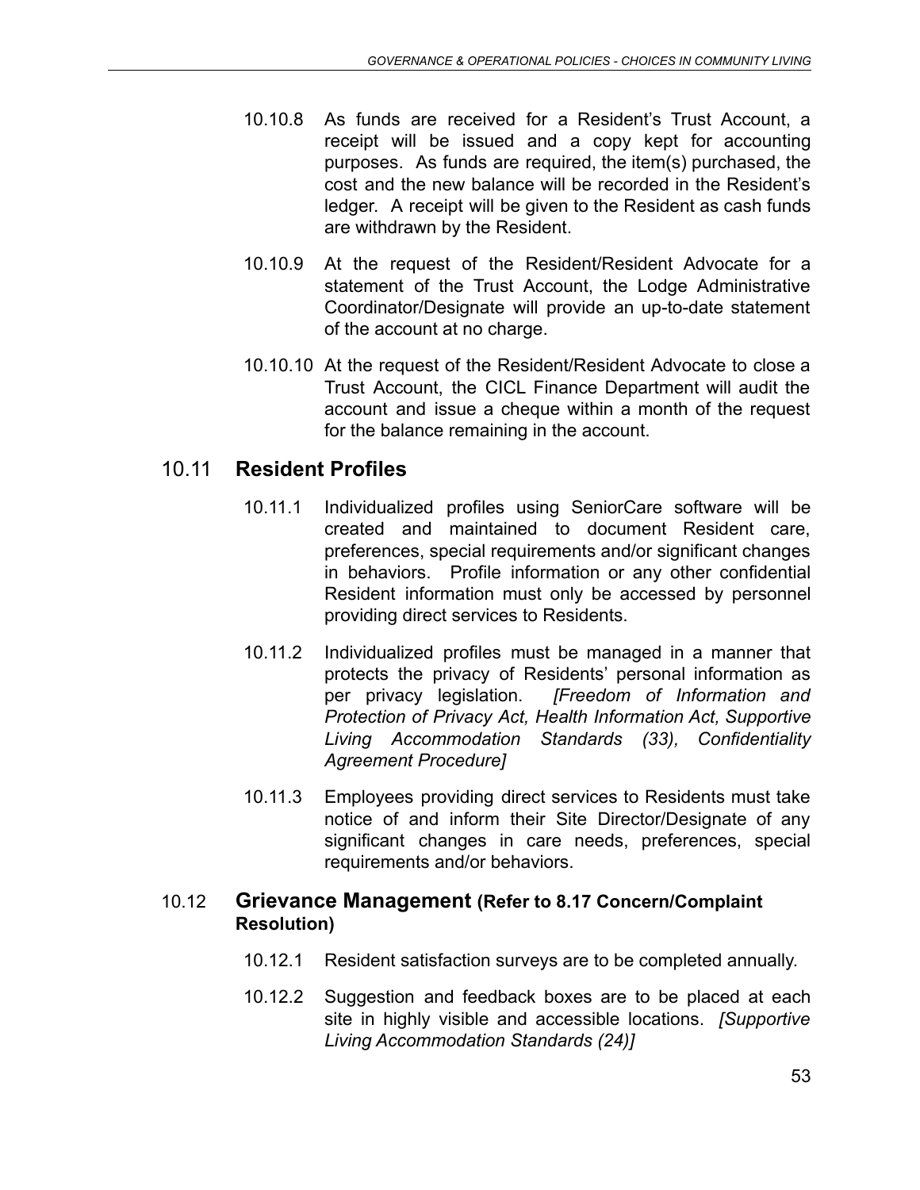10.10.8 As funds are received for a Resident's Trust Account, a receipt will be issued and a copy kept for accounting purposes. As funds are required, the item(s) purchased, the cost and the new balance will be recorded in the Resident's ledger. A receipt will be given to the Resident as cash funds are withdrawn by the Resident.

10.10.9 At the request of the Resident/Resident Advocate for a statement of the Trust Account, the Lodge Administrative Coordinator/Designate will provide an up-to-date statement of the account at no charge.

10.10.10 At the request of the Resident/Resident Advocate to close a Trust Account, the CICL Finance Department will audit the account and issue a cheque within a month of the request for the balance remaining in the account.

## 10.11 **Resident Profiles**

10.11.1 Individualized profiles using SeniorCare software will be created and maintained to document Resident care, preferences, special requirements and/or significant changes in behaviors. Profile information or any other confidential Resident information must only be accessed by personnel providing direct services to Residents.

10.11.2 Individualized profiles must be managed in a manner that protects the privacy of Residents' personal information as per privacy legislation. *[Freedom of Information and Protection of Privacy Act, Health Information Act, Supportive Living Accommodation Standards (33), Confidentiality Agreement Procedure]*

10.11.3 Employees providing direct services to Residents must take notice of and inform their Site Director/Designate of any significant changes in care needs, preferences, special requirements and/or behaviors.

## 10.12 **Grievance Management (Refer to 8.17 Concern/Complaint Resolution)**

10.12.1 Resident satisfaction surveys are to be completed annually.

10.12.2 Suggestion and feedback boxes are to be placed at each site in highly visible and accessible locations. *[Supportive Living Accommodation Standards (24)]*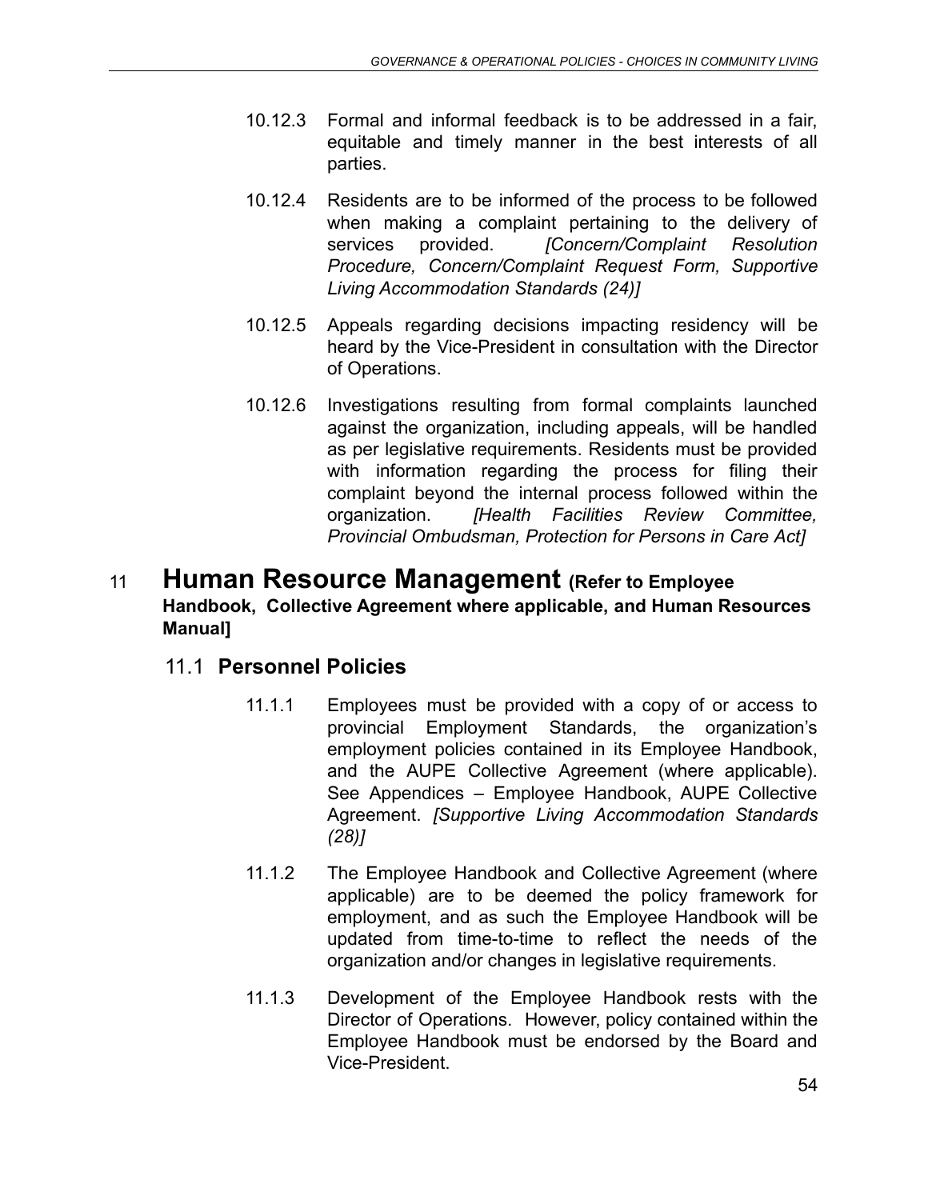10.12.3 Formal and informal feedback is to be addressed in a fair, equitable and timely manner in the best interests of all parties.

10.12.4 Residents are to be informed of the process to be followed when making a complaint pertaining to the delivery of services provided. *[Concern/Complaint Resolution Procedure, Concern/Complaint Request Form, Supportive Living Accommodation Standards (24)]*

10.12.5 Appeals regarding decisions impacting residency will be heard by the Vice-President in consultation with the Director of Operations.

10.12.6 Investigations resulting from formal complaints launched against the organization, including appeals, will be handled as per legislative requirements. Residents must be provided with information regarding the process for filing their complaint beyond the internal process followed within the organization. *[Health Facilities Review Committee, Provincial Ombudsman, Protection for Persons in Care Act]*

# 11 Human Resource Management **(Refer to Employee Handbook, Collective Agreement where applicable, and Human Resources Manual]**

## 11.1 Personnel Policies

11.1.1 Employees must be provided with a copy of or access to provincial Employment Standards, the organization's employment policies contained in its Employee Handbook, and the AUPE Collective Agreement (where applicable). See Appendices – Employee Handbook, AUPE Collective Agreement. *[Supportive Living Accommodation Standards (28)]*

11.1.2 The Employee Handbook and Collective Agreement (where applicable) are to be deemed the policy framework for employment, and as such the Employee Handbook will be updated from time-to-time to reflect the needs of the organization and/or changes in legislative requirements.

11.1.3 Development of the Employee Handbook rests with the Director of Operations. However, policy contained within the Employee Handbook must be endorsed by the Board and Vice-President.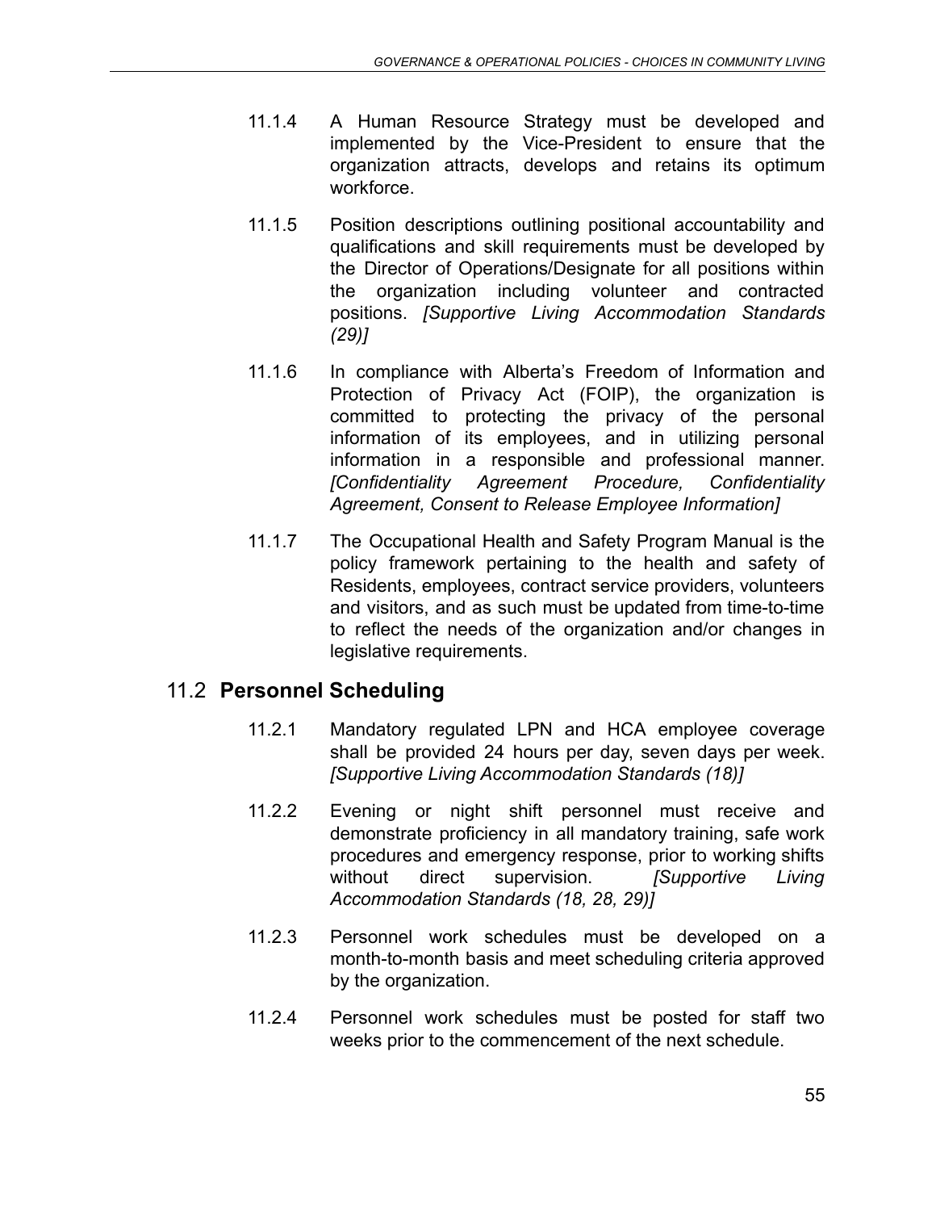11.1.4 A Human Resource Strategy must be developed and implemented by the Vice-President to ensure that the organization attracts, develops and retains its optimum workforce.

11.1.5 Position descriptions outlining positional accountability and qualifications and skill requirements must be developed by the Director of Operations/Designate for all positions within the organization including volunteer and contracted positions. *[Supportive Living Accommodation Standards (29)]*

11.1.6 In compliance with Alberta's Freedom of Information and Protection of Privacy Act (FOIP), the organization is committed to protecting the privacy of the personal information of its employees, and in utilizing personal information in a responsible and professional manner. *[Confidentiality Agreement Procedure, Confidentiality Agreement, Consent to Release Employee Information]*

11.1.7 The Occupational Health and Safety Program Manual is the policy framework pertaining to the health and safety of Residents, employees, contract service providers, volunteers and visitors, and as such must be updated from time-to-time to reflect the needs of the organization and/or changes in legislative requirements.

## 11.2 **Personnel Scheduling**

11.2.1 Mandatory regulated LPN and HCA employee coverage shall be provided 24 hours per day, seven days per week. *[Supportive Living Accommodation Standards (18)]*

11.2.2 Evening or night shift personnel must receive and demonstrate proficiency in all mandatory training, safe work procedures and emergency response, prior to working shifts without direct supervision. *[Supportive Living Accommodation Standards (18, 28, 29)]*

11.2.3 Personnel work schedules must be developed on a month-to-month basis and meet scheduling criteria approved by the organization.

11.2.4 Personnel work schedules must be posted for staff two weeks prior to the commencement of the next schedule.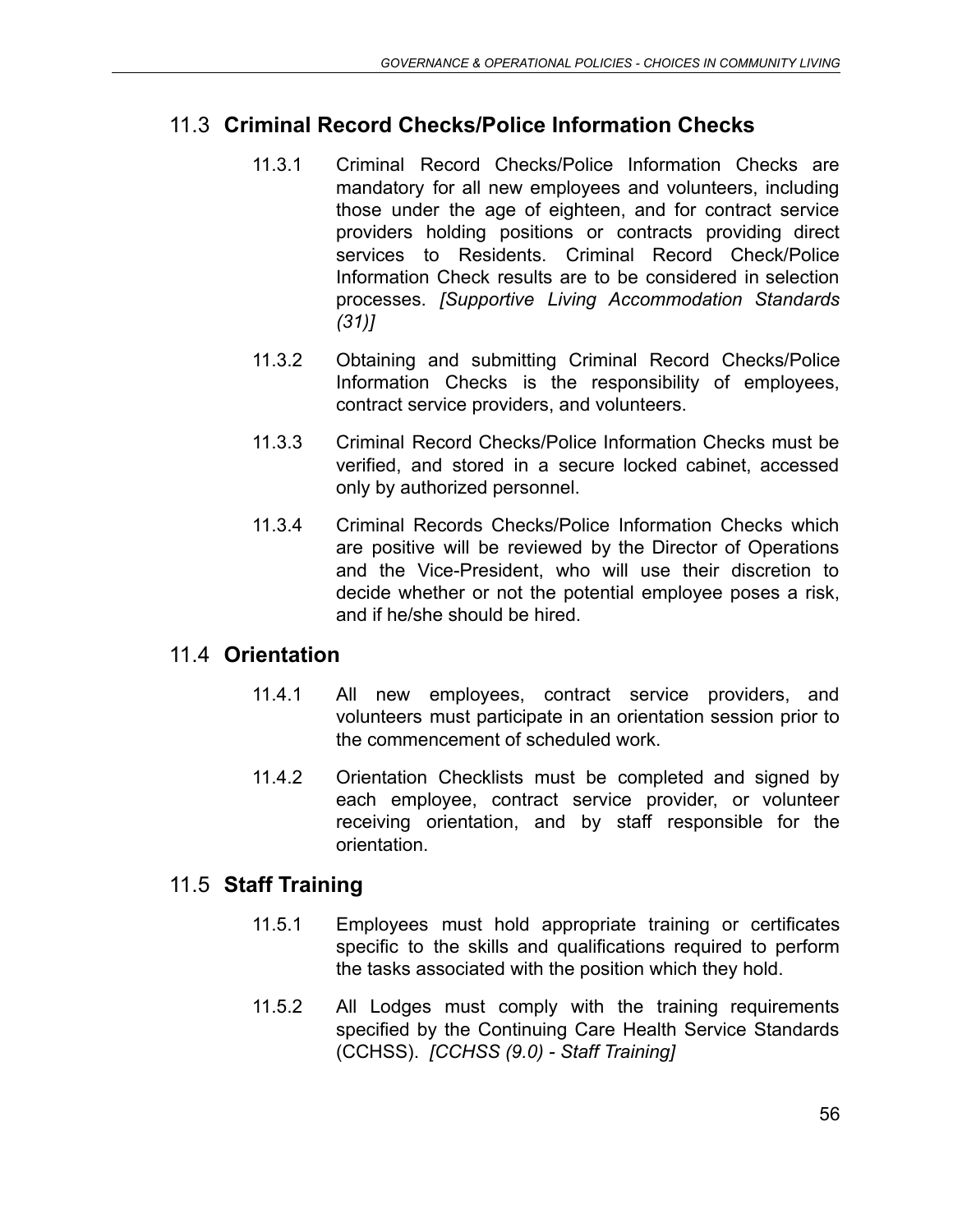## 11.3 **Criminal Record Checks/Police Information Checks**

11.3.1 Criminal Record Checks/Police Information Checks are mandatory for all new employees and volunteers, including those under the age of eighteen, and for contract service providers holding positions or contracts providing direct services to Residents. Criminal Record Check/Police Information Check results are to be considered in selection processes. *[Supportive Living Accommodation Standards (31)]*

11.3.2 Obtaining and submitting Criminal Record Checks/Police Information Checks is the responsibility of employees, contract service providers, and volunteers.

11.3.3 Criminal Record Checks/Police Information Checks must be verified, and stored in a secure locked cabinet, accessed only by authorized personnel.

11.3.4 Criminal Records Checks/Police Information Checks which are positive will be reviewed by the Director of Operations and the Vice-President, who will use their discretion to decide whether or not the potential employee poses a risk, and if he/she should be hired.

## 11.4 **Orientation**

11.4.1 All new employees, contract service providers, and volunteers must participate in an orientation session prior to the commencement of scheduled work.

11.4.2 Orientation Checklists must be completed and signed by each employee, contract service provider, or volunteer receiving orientation, and by staff responsible for the orientation.

## 11.5 **Staff Training**

11.5.1 Employees must hold appropriate training or certificates specific to the skills and qualifications required to perform the tasks associated with the position which they hold.

11.5.2 All Lodges must comply with the training requirements specified by the Continuing Care Health Service Standards (CCHSS). *[CCHSS (9.0) - Staff Training]*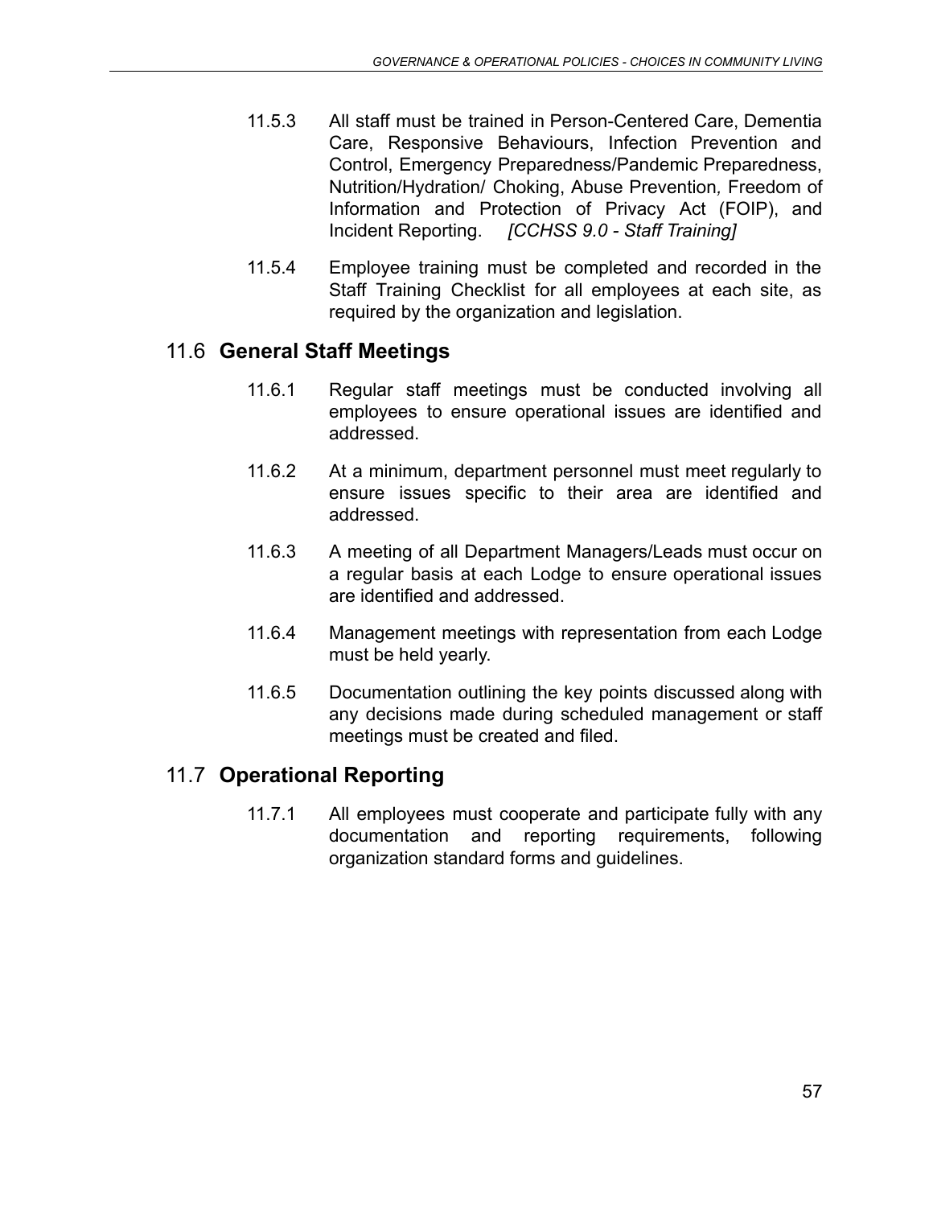11.5.3 All staff must be trained in Person-Centered Care, Dementia Care, Responsive Behaviours, Infection Prevention and Control, Emergency Preparedness/Pandemic Preparedness, Nutrition/Hydration/ Choking, Abuse Prevention, Freedom of Information and Protection of Privacy Act (FOIP), and Incident Reporting. *[CCHSS 9.0 - Staff Training]*

11.5.4 Employee training must be completed and recorded in the Staff Training Checklist for all employees at each site, as required by the organization and legislation.

## 11.6 **General Staff Meetings**

11.6.1 Regular staff meetings must be conducted involving all employees to ensure operational issues are identified and addressed.

11.6.2 At a minimum, department personnel must meet regularly to ensure issues specific to their area are identified and addressed.

11.6.3 A meeting of all Department Managers/Leads must occur on a regular basis at each Lodge to ensure operational issues are identified and addressed.

11.6.4 Management meetings with representation from each Lodge must be held yearly.

11.6.5 Documentation outlining the key points discussed along with any decisions made during scheduled management or staff meetings must be created and filed.

## 11.7 **Operational Reporting**

11.7.1 All employees must cooperate and participate fully with any documentation and reporting requirements, following organization standard forms and guidelines.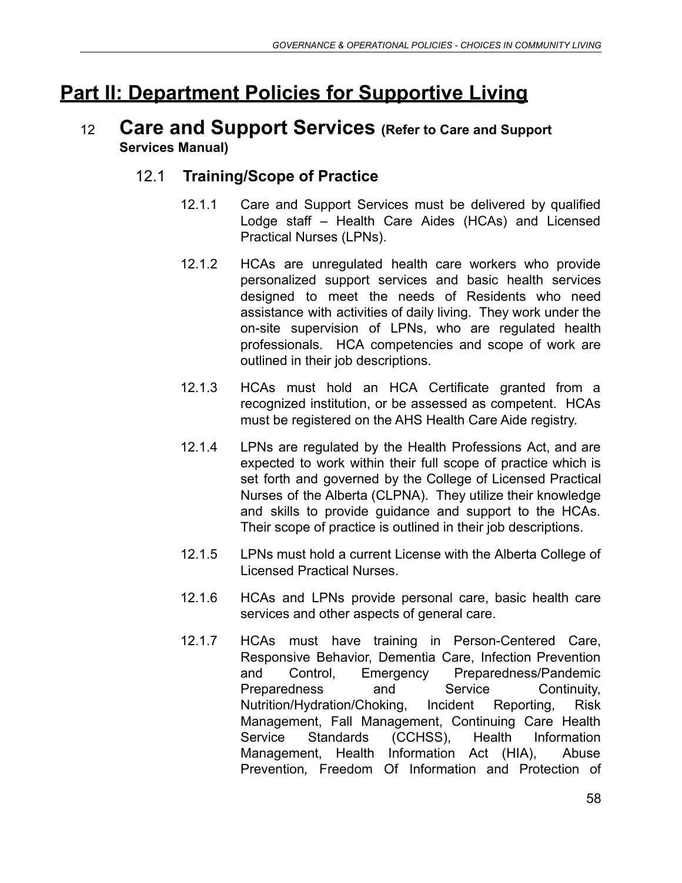# Part II: Department Policies for Supportive Living

## 12 Care and Support Services (Refer to Care and Support Services Manual)

### 12.1 Training/Scope of Practice

12.1.1 Care and Support Services must be delivered by qualified Lodge staff – Health Care Aides (HCAs) and Licensed Practical Nurses (LPNs).

12.1.2 HCAs are unregulated health care workers who provide personalized support services and basic health services designed to meet the needs of Residents who need assistance with activities of daily living. They work under the on-site supervision of LPNs, who are regulated health professionals. HCA competencies and scope of work are outlined in their job descriptions.

12.1.3 HCAs must hold an HCA Certificate granted from a recognized institution, or be assessed as competent. HCAs must be registered on the AHS Health Care Aide registry.

12.1.4 LPNs are regulated by the Health Professions Act, and are expected to work within their full scope of practice which is set forth and governed by the College of Licensed Practical Nurses of the Alberta (CLPNA). They utilize their knowledge and skills to provide guidance and support to the HCAs. Their scope of practice is outlined in their job descriptions.

12.1.5 LPNs must hold a current License with the Alberta College of Licensed Practical Nurses.

12.1.6 HCAs and LPNs provide personal care, basic health care services and other aspects of general care.

12.1.7 HCAs must have training in Person-Centered Care, Responsive Behavior, Dementia Care, Infection Prevention and Control, Emergency Preparedness/Pandemic Preparedness and Service Continuity, Nutrition/Hydration/Choking, Incident Reporting, Risk Management, Fall Management, Continuing Care Health Service Standards (CCHSS), Health Information Management, Health Information Act (HIA), Abuse Prevention, Freedom Of Information and Protection of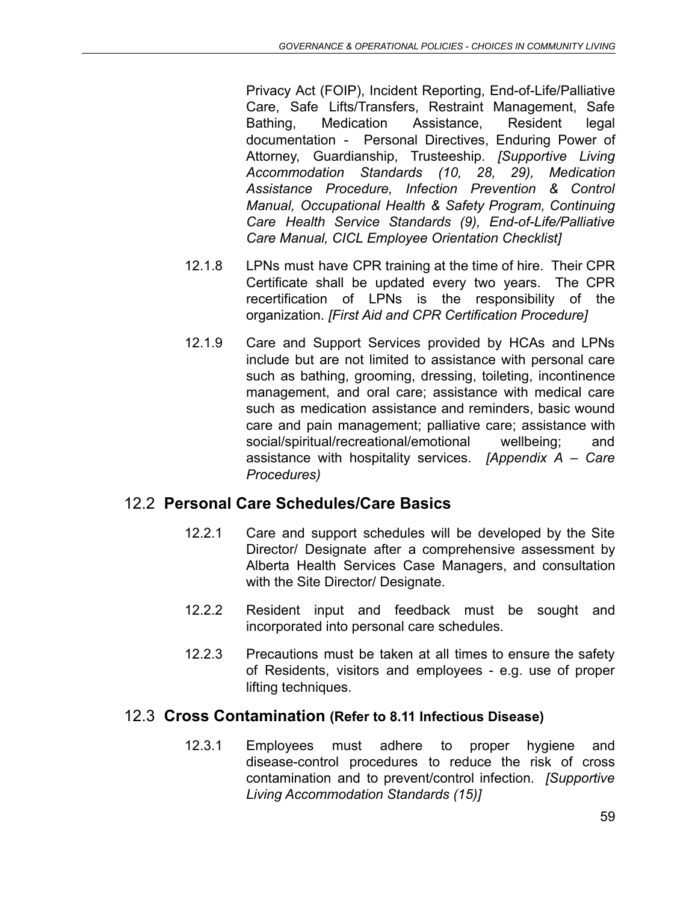Privacy Act (FOIP), Incident Reporting, End-of-Life/Palliative Care, Safe Lifts/Transfers, Restraint Management, Safe Bathing, Medication Assistance, Resident legal documentation - Personal Directives, Enduring Power of Attorney, Guardianship, Trusteeship. *[Supportive Living Accommodation Standards (10, 28, 29), Medication Assistance Procedure, Infection Prevention & Control Manual, Occupational Health & Safety Program, Continuing Care Health Service Standards (9), End-of-Life/Palliative Care Manual, CICL Employee Orientation Checklist]*

12.1.8 LPNs must have CPR training at the time of hire. Their CPR Certificate shall be updated every two years. The CPR recertification of LPNs is the responsibility of the organization. *[First Aid and CPR Certification Procedure]*

12.1.9 Care and Support Services provided by HCAs and LPNs include but are not limited to assistance with personal care such as bathing, grooming, dressing, toileting, incontinence management, and oral care; assistance with medical care such as medication assistance and reminders, basic wound care and pain management; palliative care; assistance with social/spiritual/recreational/emotional wellbeing; and assistance with hospitality services. *[Appendix A – Care Procedures)*

## 12.2 **Personal Care Schedules/Care Basics**

12.2.1 Care and support schedules will be developed by the Site Director/ Designate after a comprehensive assessment by Alberta Health Services Case Managers, and consultation with the Site Director/ Designate.

12.2.2 Resident input and feedback must be sought and incorporated into personal care schedules.

12.2.3 Precautions must be taken at all times to ensure the safety of Residents, visitors and employees - e.g. use of proper lifting techniques.

## 12.3 **Cross Contamination (Refer to 8.11 Infectious Disease)**

12.3.1 Employees must adhere to proper hygiene and disease-control procedures to reduce the risk of cross contamination and to prevent/control infection. *[Supportive Living Accommodation Standards (15)]*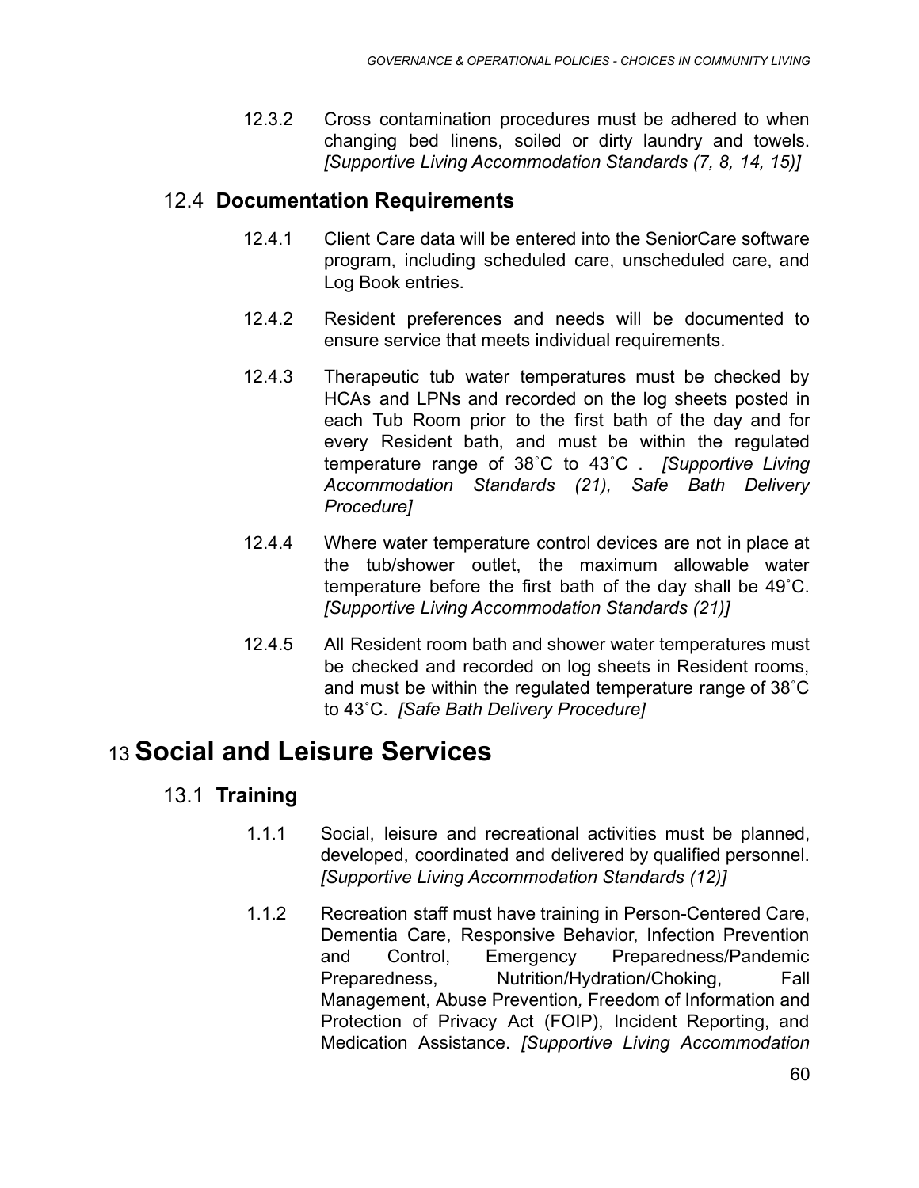12.3.2 Cross contamination procedures must be adhered to when changing bed linens, soiled or dirty laundry and towels. *[Supportive Living Accommodation Standards (7, 8, 14, 15)]*

### 12.4 **Documentation Requirements**

12.4.1 Client Care data will be entered into the SeniorCare software program, including scheduled care, unscheduled care, and Log Book entries.

12.4.2 Resident preferences and needs will be documented to ensure service that meets individual requirements.

12.4.3 Therapeutic tub water temperatures must be checked by HCAs and LPNs and recorded on the log sheets posted in each Tub Room prior to the first bath of the day and for every Resident bath, and must be within the regulated temperature range of 38˚C to 43˚C . *[Supportive Living Accommodation Standards (21), Safe Bath Delivery Procedure]*

12.4.4 Where water temperature control devices are not in place at the tub/shower outlet, the maximum allowable water temperature before the first bath of the day shall be 49˚C. *[Supportive Living Accommodation Standards (21)]*

12.4.5 All Resident room bath and shower water temperatures must be checked and recorded on log sheets in Resident rooms, and must be within the regulated temperature range of 38˚C to 43˚C. *[Safe Bath Delivery Procedure]*

## 13 Social and Leisure Services

### 13.1 **Training**

1.1.1 Social, leisure and recreational activities must be planned, developed, coordinated and delivered by qualified personnel. *[Supportive Living Accommodation Standards (12)]*

1.1.2 Recreation staff must have training in Person-Centered Care, Dementia Care, Responsive Behavior, Infection Prevention and Control, Emergency Preparedness/Pandemic Preparedness, Nutrition/Hydration/Choking, Fall Management, Abuse Prevention, Freedom of Information and Protection of Privacy Act (FOIP), Incident Reporting, and Medication Assistance. *[Supportive Living Accommodation*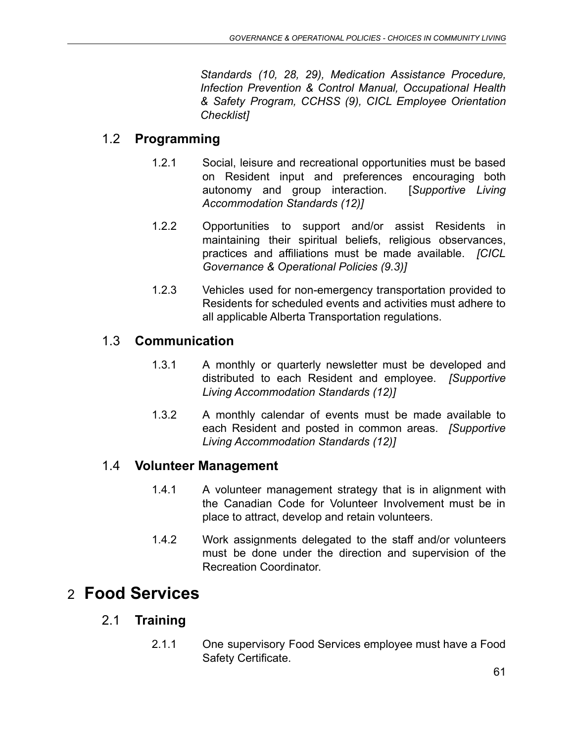*Standards (10, 28, 29), Medication Assistance Procedure, Infection Prevention & Control Manual, Occupational Health & Safety Program, CCHSS (9), CICL Employee Orientation Checklist]*

### 1.2 **Programming**

1.2.1 Social, leisure and recreational opportunities must be based on Resident input and preferences encouraging both autonomy and group interaction. [*Supportive Living Accommodation Standards (12)]*

1.2.2 Opportunities to support and/or assist Residents in maintaining their spiritual beliefs, religious observances, practices and affiliations must be made available. *[CICL Governance & Operational Policies (9.3)]*

1.2.3 Vehicles used for non-emergency transportation provided to Residents for scheduled events and activities must adhere to all applicable Alberta Transportation regulations.

### 1.3 **Communication**

1.3.1 A monthly or quarterly newsletter must be developed and distributed to each Resident and employee. *[Supportive Living Accommodation Standards (12)]*

1.3.2 A monthly calendar of events must be made available to each Resident and posted in common areas. *[Supportive Living Accommodation Standards (12)]*

### 1.4 **Volunteer Management**

1.4.1 A volunteer management strategy that is in alignment with the Canadian Code for Volunteer Involvement must be in place to attract, develop and retain volunteers.

1.4.2 Work assignments delegated to the staff and/or volunteers must be done under the direction and supervision of the Recreation Coordinator.

## 2 **Food Services**

### 2.1 **Training**

2.1.1 One supervisory Food Services employee must have a Food Safety Certificate.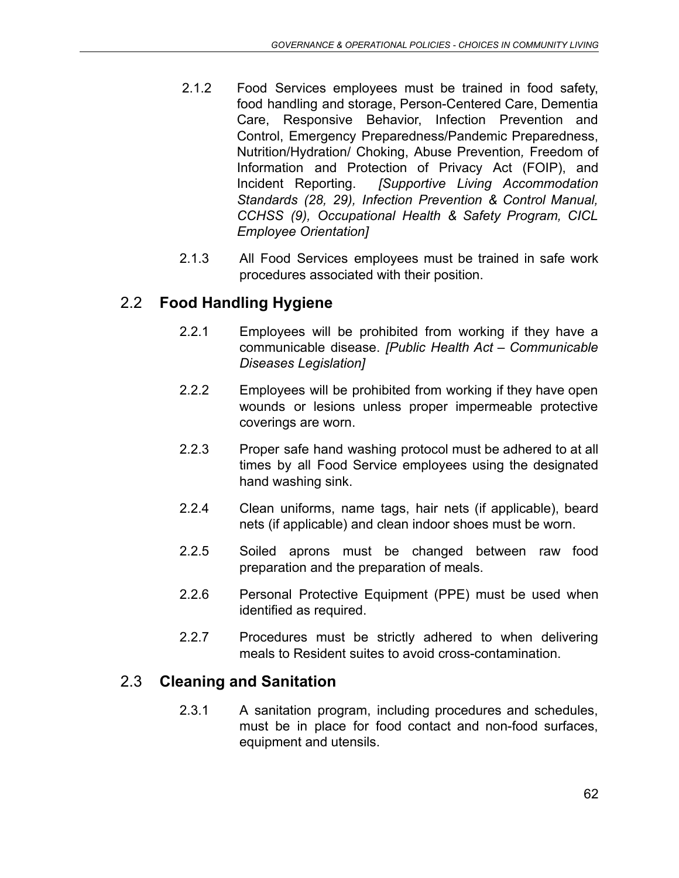2.1.2 Food Services employees must be trained in food safety, food handling and storage, Person-Centered Care, Dementia Care, Responsive Behavior, Infection Prevention and Control, Emergency Preparedness/Pandemic Preparedness, Nutrition/Hydration/ Choking, Abuse Prevention, Freedom of Information and Protection of Privacy Act (FOIP), and Incident Reporting. *[Supportive Living Accommodation Standards (28, 29), Infection Prevention & Control Manual, CCHSS (9), Occupational Health & Safety Program, CICL Employee Orientation]*

2.1.3 All Food Services employees must be trained in safe work procedures associated with their position.

## 2.2 Food Handling Hygiene

2.2.1 Employees will be prohibited from working if they have a communicable disease. *[Public Health Act – Communicable Diseases Legislation]*

2.2.2 Employees will be prohibited from working if they have open wounds or lesions unless proper impermeable protective coverings are worn.

2.2.3 Proper safe hand washing protocol must be adhered to at all times by all Food Service employees using the designated hand washing sink.

2.2.4 Clean uniforms, name tags, hair nets (if applicable), beard nets (if applicable) and clean indoor shoes must be worn.

2.2.5 Soiled aprons must be changed between raw food preparation and the preparation of meals.

2.2.6 Personal Protective Equipment (PPE) must be used when identified as required.

2.2.7 Procedures must be strictly adhered to when delivering meals to Resident suites to avoid cross-contamination.

## 2.3 Cleaning and Sanitation

2.3.1 A sanitation program, including procedures and schedules, must be in place for food contact and non-food surfaces, equipment and utensils.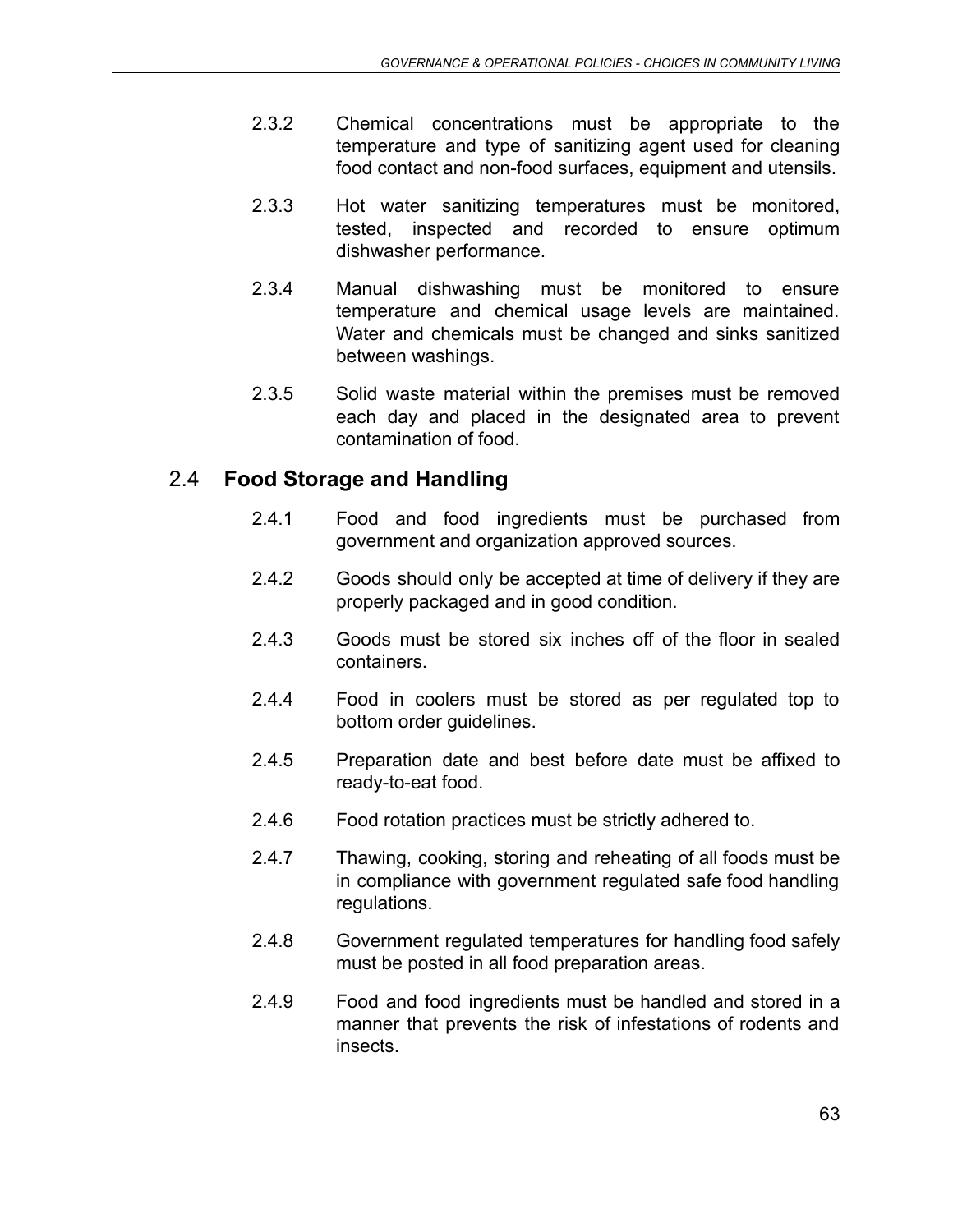2.3.2 Chemical concentrations must be appropriate to the temperature and type of sanitizing agent used for cleaning food contact and non-food surfaces, equipment and utensils.

2.3.3 Hot water sanitizing temperatures must be monitored, tested, inspected and recorded to ensure optimum dishwasher performance.

2.3.4 Manual dishwashing must be monitored to ensure temperature and chemical usage levels are maintained. Water and chemicals must be changed and sinks sanitized between washings.

2.3.5 Solid waste material within the premises must be removed each day and placed in the designated area to prevent contamination of food.

## 2.4 **Food Storage and Handling**

2.4.1 Food and food ingredients must be purchased from government and organization approved sources.

2.4.2 Goods should only be accepted at time of delivery if they are properly packaged and in good condition.

2.4.3 Goods must be stored six inches off of the floor in sealed containers.

2.4.4 Food in coolers must be stored as per regulated top to bottom order guidelines.

2.4.5 Preparation date and best before date must be affixed to ready-to-eat food.

2.4.6 Food rotation practices must be strictly adhered to.

2.4.7 Thawing, cooking, storing and reheating of all foods must be in compliance with government regulated safe food handling regulations.

2.4.8 Government regulated temperatures for handling food safely must be posted in all food preparation areas.

2.4.9 Food and food ingredients must be handled and stored in a manner that prevents the risk of infestations of rodents and insects.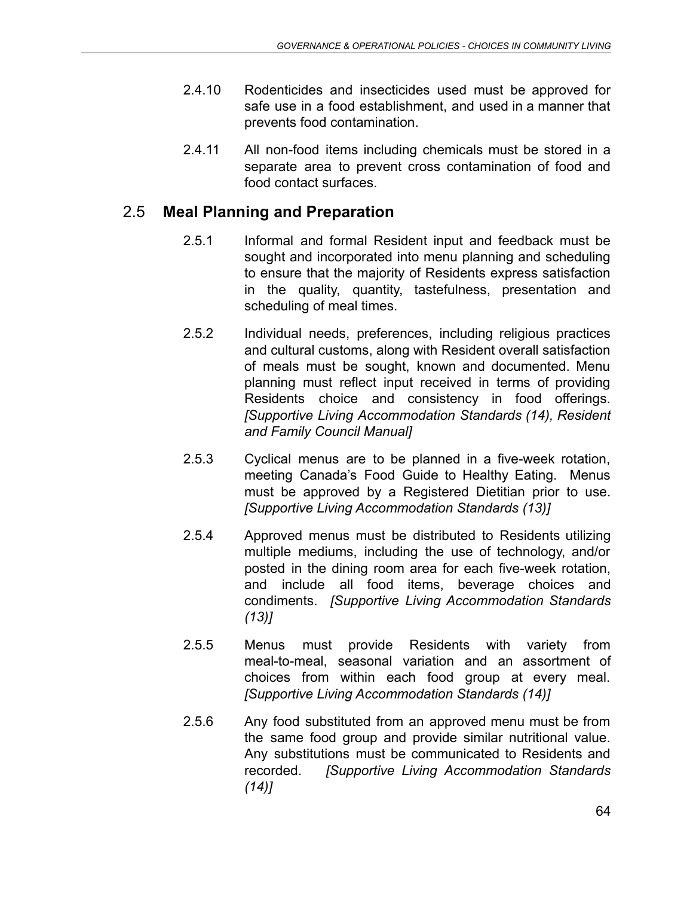2.4.10 Rodenticides and insecticides used must be approved for safe use in a food establishment, and used in a manner that prevents food contamination.

2.4.11 All non-food items including chemicals must be stored in a separate area to prevent cross contamination of food and food contact surfaces.

## 2.5 **Meal Planning and Preparation**

2.5.1 Informal and formal Resident input and feedback must be sought and incorporated into menu planning and scheduling to ensure that the majority of Residents express satisfaction in the quality, quantity, tastefulness, presentation and scheduling of meal times.

2.5.2 Individual needs, preferences, including religious practices and cultural customs, along with Resident overall satisfaction of meals must be sought, known and documented. Menu planning must reflect input received in terms of providing Residents choice and consistency in food offerings. *[Supportive Living Accommodation Standards (14), Resident and Family Council Manual]*

2.5.3 Cyclical menus are to be planned in a five-week rotation, meeting Canada's Food Guide to Healthy Eating. Menus must be approved by a Registered Dietitian prior to use. *[Supportive Living Accommodation Standards (13)]*

2.5.4 Approved menus must be distributed to Residents utilizing multiple mediums, including the use of technology, and/or posted in the dining room area for each five-week rotation, and include all food items, beverage choices and condiments. *[Supportive Living Accommodation Standards (13)]*

2.5.5 Menus must provide Residents with variety from meal-to-meal, seasonal variation and an assortment of choices from within each food group at every meal. *[Supportive Living Accommodation Standards (14)]*

2.5.6 Any food substituted from an approved menu must be from the same food group and provide similar nutritional value. Any substitutions must be communicated to Residents and recorded. *[Supportive Living Accommodation Standards (14)]*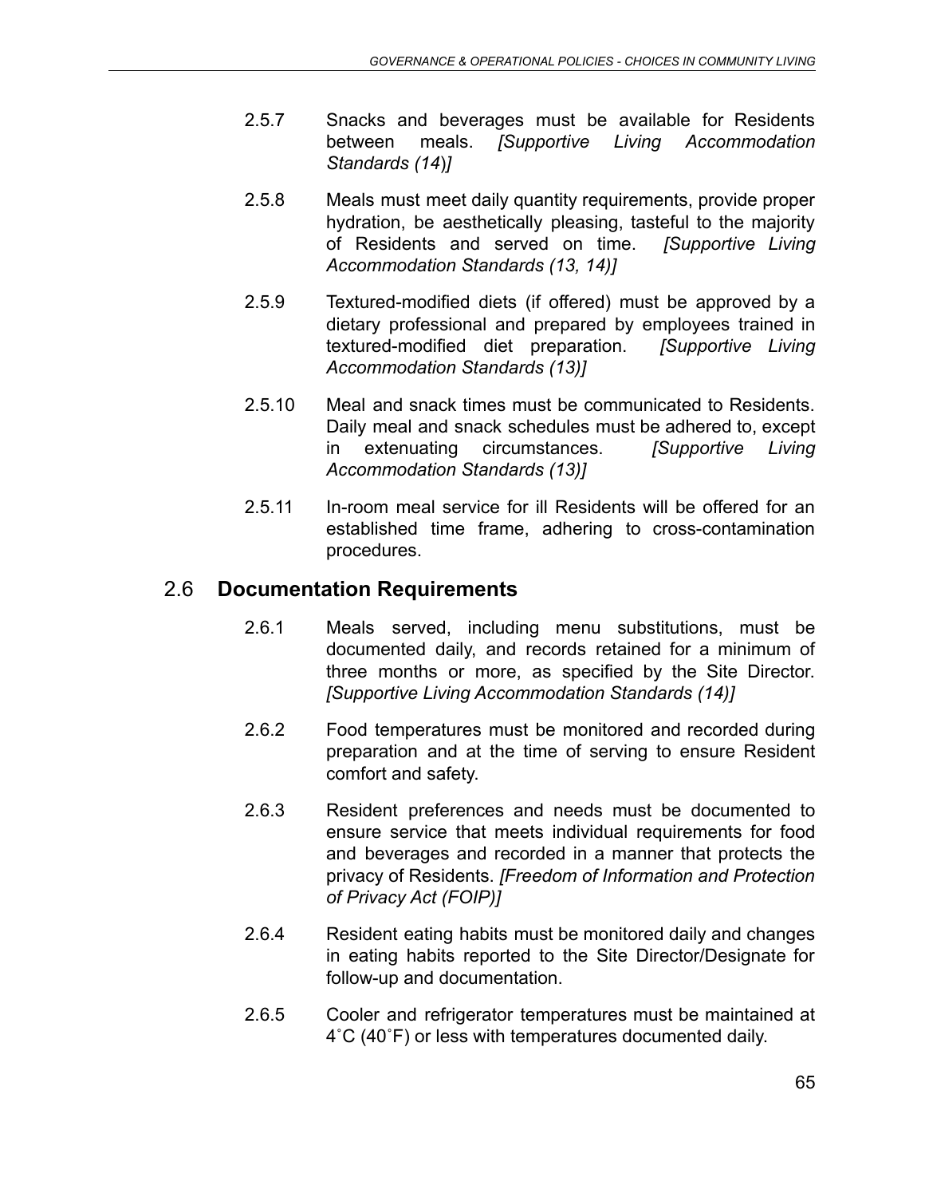2.5.7 Snacks and beverages must be available for Residents between meals. *[Supportive Living Accommodation Standards (14)]*

2.5.8 Meals must meet daily quantity requirements, provide proper hydration, be aesthetically pleasing, tasteful to the majority of Residents and served on time. *[Supportive Living Accommodation Standards (13, 14)]*

2.5.9 Textured-modified diets (if offered) must be approved by a dietary professional and prepared by employees trained in textured-modified diet preparation. *[Supportive Living Accommodation Standards (13)]*

2.5.10 Meal and snack times must be communicated to Residents. Daily meal and snack schedules must be adhered to, except in extenuating circumstances. *[Supportive Living Accommodation Standards (13)]*

2.5.11 In-room meal service for ill Residents will be offered for an established time frame, adhering to cross-contamination procedures.

## 2.6 Documentation Requirements

2.6.1 Meals served, including menu substitutions, must be documented daily, and records retained for a minimum of three months or more, as specified by the Site Director. *[Supportive Living Accommodation Standards (14)]*

2.6.2 Food temperatures must be monitored and recorded during preparation and at the time of serving to ensure Resident comfort and safety.

2.6.3 Resident preferences and needs must be documented to ensure service that meets individual requirements for food and beverages and recorded in a manner that protects the privacy of Residents. *[Freedom of Information and Protection of Privacy Act (FOIP)]*

2.6.4 Resident eating habits must be monitored daily and changes in eating habits reported to the Site Director/Designate for follow-up and documentation.

2.6.5 Cooler and refrigerator temperatures must be maintained at 4˚C (40˚F) or less with temperatures documented daily.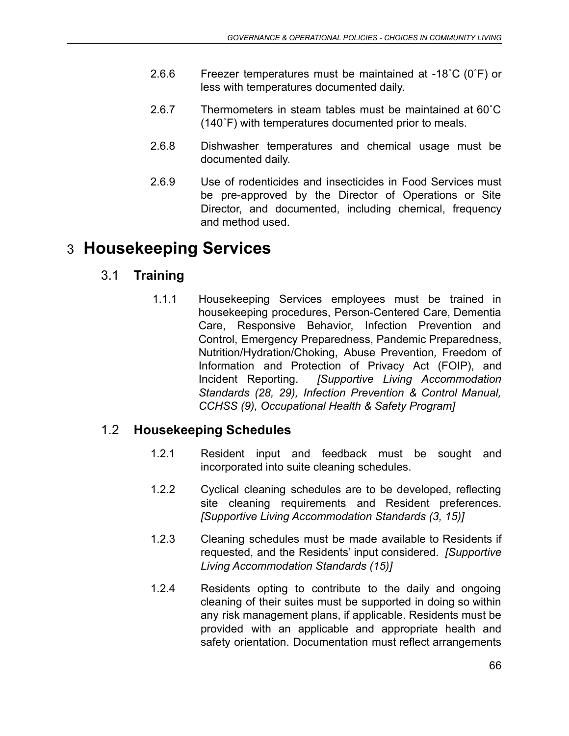2.6.6 Freezer temperatures must be maintained at -18˚C (0˚F) or less with temperatures documented daily.

2.6.7 Thermometers in steam tables must be maintained at 60˚C (140˚F) with temperatures documented prior to meals.

2.6.8 Dishwasher temperatures and chemical usage must be documented daily.

2.6.9 Use of rodenticides and insecticides in Food Services must be pre-approved by the Director of Operations or Site Director, and documented, including chemical, frequency and method used.

# 3 Housekeeping Services

## 3.1 Training

1.1.1 Housekeeping Services employees must be trained in housekeeping procedures, Person-Centered Care, Dementia Care, Responsive Behavior, Infection Prevention and Control, Emergency Preparedness, Pandemic Preparedness, Nutrition/Hydration/Choking, Abuse Prevention, Freedom of Information and Protection of Privacy Act (FOIP), and Incident Reporting. *[Supportive Living Accommodation Standards (28, 29), Infection Prevention & Control Manual, CCHSS (9), Occupational Health & Safety Program]*

## 1.2 Housekeeping Schedules

1.2.1 Resident input and feedback must be sought and incorporated into suite cleaning schedules.

1.2.2 Cyclical cleaning schedules are to be developed, reflecting site cleaning requirements and Resident preferences. *[Supportive Living Accommodation Standards (3, 15)]*

1.2.3 Cleaning schedules must be made available to Residents if requested, and the Residents' input considered. *[Supportive Living Accommodation Standards (15)]*

1.2.4 Residents opting to contribute to the daily and ongoing cleaning of their suites must be supported in doing so within any risk management plans, if applicable. Residents must be provided with an applicable and appropriate health and safety orientation. Documentation must reflect arrangements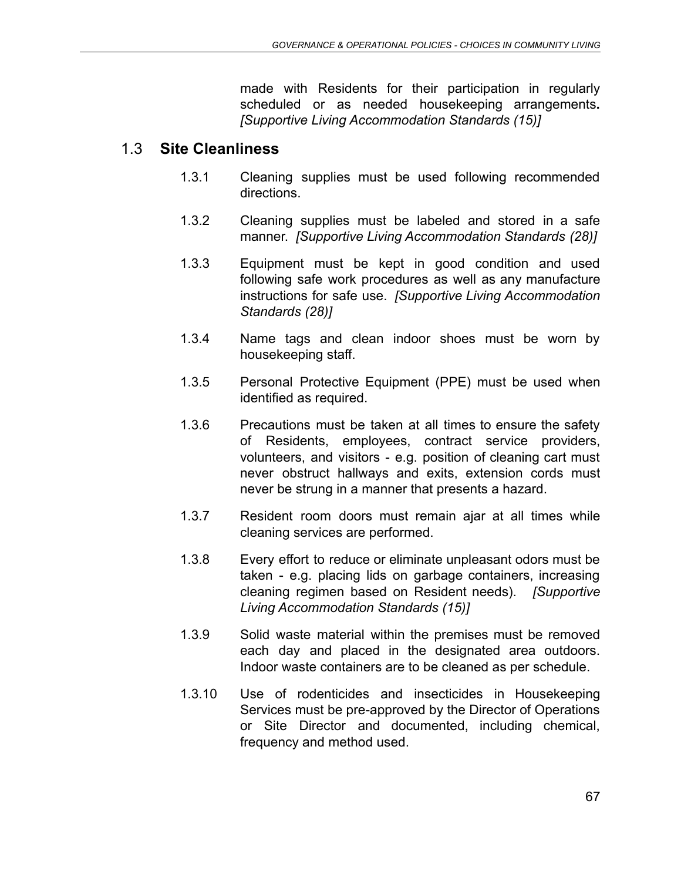made with Residents for their participation in regularly scheduled or as needed housekeeping arrangements**.** *[Supportive Living Accommodation Standards (15)]*

## 1.3 **Site Cleanliness**

1.3.1 Cleaning supplies must be used following recommended directions.

1.3.2 Cleaning supplies must be labeled and stored in a safe manner. *[Supportive Living Accommodation Standards (28)]*

1.3.3 Equipment must be kept in good condition and used following safe work procedures as well as any manufacture instructions for safe use. *[Supportive Living Accommodation Standards (28)]*

1.3.4 Name tags and clean indoor shoes must be worn by housekeeping staff.

1.3.5 Personal Protective Equipment (PPE) must be used when identified as required.

1.3.6 Precautions must be taken at all times to ensure the safety of Residents, employees, contract service providers, volunteers, and visitors - e.g. position of cleaning cart must never obstruct hallways and exits, extension cords must never be strung in a manner that presents a hazard.

1.3.7 Resident room doors must remain ajar at all times while cleaning services are performed.

1.3.8 Every effort to reduce or eliminate unpleasant odors must be taken - e.g. placing lids on garbage containers, increasing cleaning regimen based on Resident needs). *[Supportive Living Accommodation Standards (15)]*

1.3.9 Solid waste material within the premises must be removed each day and placed in the designated area outdoors. Indoor waste containers are to be cleaned as per schedule.

1.3.10 Use of rodenticides and insecticides in Housekeeping Services must be pre-approved by the Director of Operations or Site Director and documented, including chemical, frequency and method used.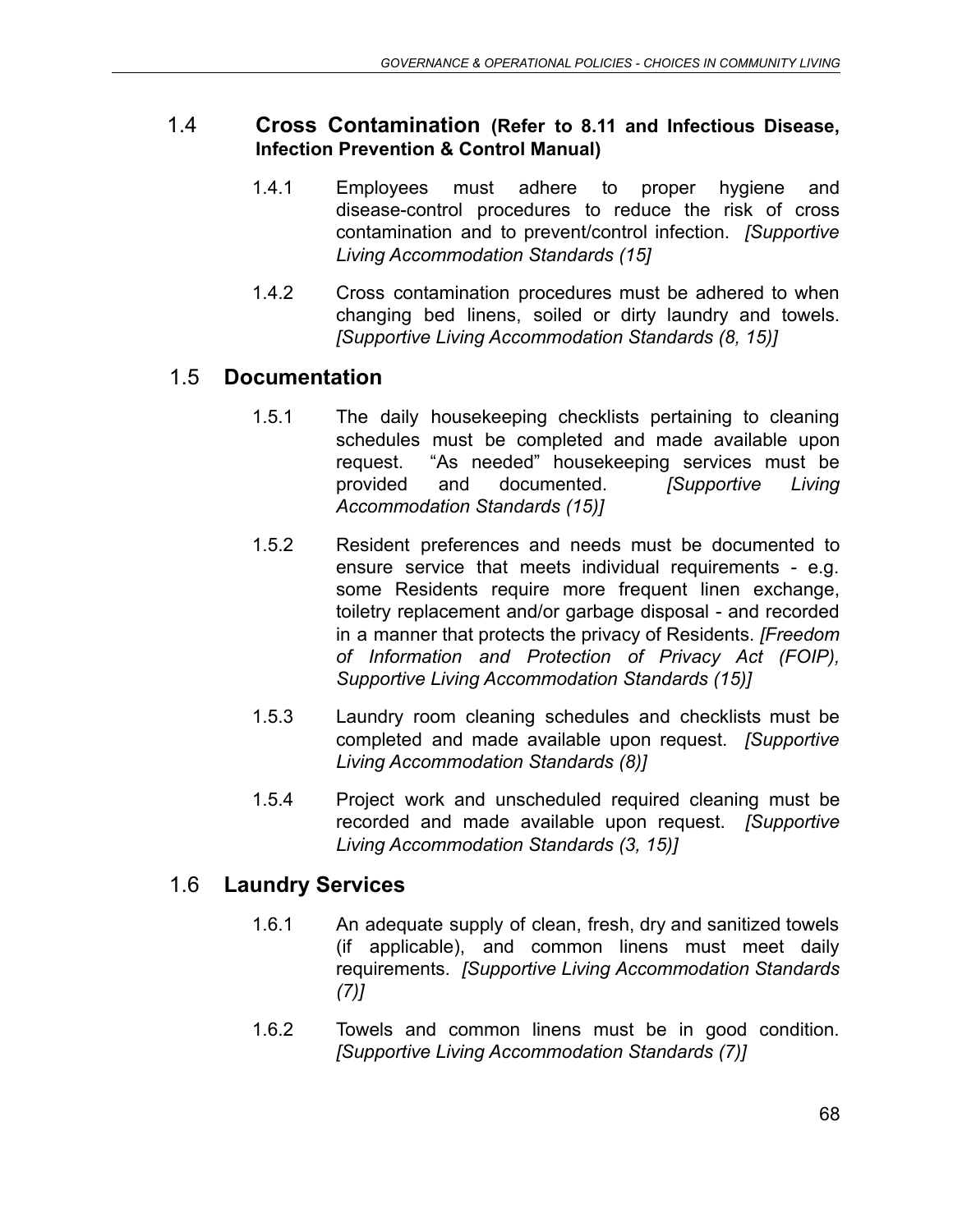## 1.4 Cross Contamination (Refer to 8.11 and Infectious Disease, Infection Prevention & Control Manual)

1.4.1 Employees must adhere to proper hygiene and disease-control procedures to reduce the risk of cross contamination and to prevent/control infection. *[Supportive Living Accommodation Standards (15]*

1.4.2 Cross contamination procedures must be adhered to when changing bed linens, soiled or dirty laundry and towels. *[Supportive Living Accommodation Standards (8, 15)]*

## 1.5 Documentation

1.5.1 The daily housekeeping checklists pertaining to cleaning schedules must be completed and made available upon request. "As needed" housekeeping services must be provided and documented. *[Supportive Living Accommodation Standards (15)]*

1.5.2 Resident preferences and needs must be documented to ensure service that meets individual requirements - e.g. some Residents require more frequent linen exchange, toiletry replacement and/or garbage disposal - and recorded in a manner that protects the privacy of Residents. *[Freedom of Information and Protection of Privacy Act (FOIP), Supportive Living Accommodation Standards (15)]*

1.5.3 Laundry room cleaning schedules and checklists must be completed and made available upon request. *[Supportive Living Accommodation Standards (8)]*

1.5.4 Project work and unscheduled required cleaning must be recorded and made available upon request. *[Supportive Living Accommodation Standards (3, 15)]*

## 1.6 Laundry Services

1.6.1 An adequate supply of clean, fresh, dry and sanitized towels (if applicable), and common linens must meet daily requirements. *[Supportive Living Accommodation Standards (7)]*

1.6.2 Towels and common linens must be in good condition. *[Supportive Living Accommodation Standards (7)]*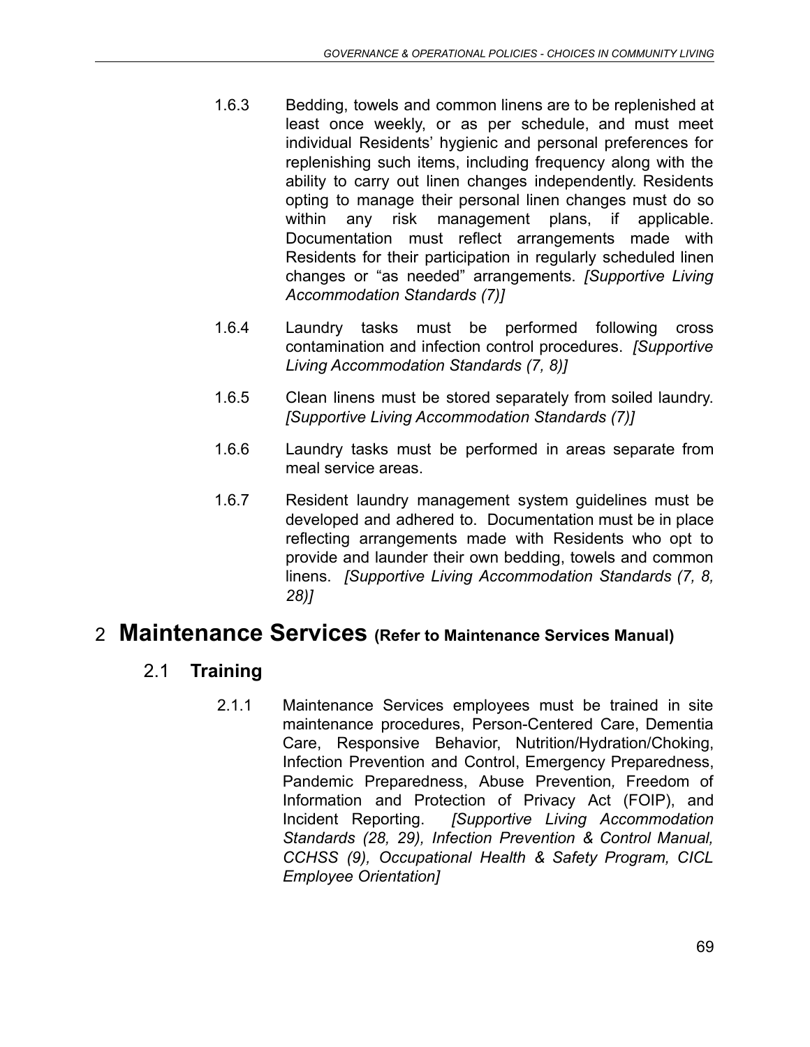1.6.3 Bedding, towels and common linens are to be replenished at least once weekly, or as per schedule, and must meet individual Residents' hygienic and personal preferences for replenishing such items, including frequency along with the ability to carry out linen changes independently. Residents opting to manage their personal linen changes must do so within any risk management plans, if applicable. Documentation must reflect arrangements made with Residents for their participation in regularly scheduled linen changes or "as needed" arrangements. *[Supportive Living Accommodation Standards (7)]*

1.6.4 Laundry tasks must be performed following cross contamination and infection control procedures. *[Supportive Living Accommodation Standards (7, 8)]*

1.6.5 Clean linens must be stored separately from soiled laundry. *[Supportive Living Accommodation Standards (7)]*

1.6.6 Laundry tasks must be performed in areas separate from meal service areas.

1.6.7 Resident laundry management system guidelines must be developed and adhered to. Documentation must be in place reflecting arrangements made with Residents who opt to provide and launder their own bedding, towels and common linens. *[Supportive Living Accommodation Standards (7, 8, 28)]*

# 2 Maintenance Services (Refer to Maintenance Services Manual)

## 2.1 Training

2.1.1 Maintenance Services employees must be trained in site maintenance procedures, Person-Centered Care, Dementia Care, Responsive Behavior, Nutrition/Hydration/Choking, Infection Prevention and Control, Emergency Preparedness, Pandemic Preparedness, Abuse Prevention, Freedom of Information and Protection of Privacy Act (FOIP), and Incident Reporting. *[Supportive Living Accommodation Standards (28, 29), Infection Prevention & Control Manual, CCHSS (9), Occupational Health & Safety Program, CICL Employee Orientation]*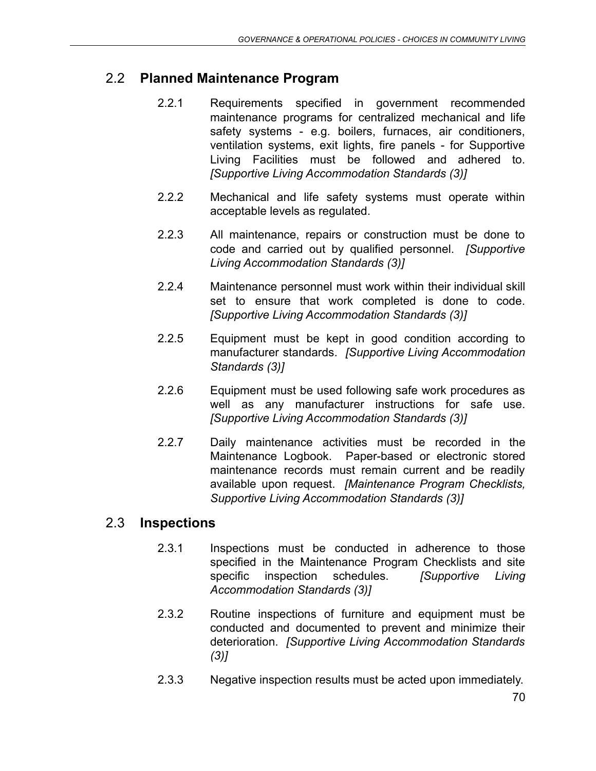## 2.2 **Planned Maintenance Program**

2.2.1 Requirements specified in government recommended maintenance programs for centralized mechanical and life safety systems - e.g. boilers, furnaces, air conditioners, ventilation systems, exit lights, fire panels - for Supportive Living Facilities must be followed and adhered to. *[Supportive Living Accommodation Standards (3)]*

2.2.2 Mechanical and life safety systems must operate within acceptable levels as regulated.

2.2.3 All maintenance, repairs or construction must be done to code and carried out by qualified personnel. *[Supportive Living Accommodation Standards (3)]*

2.2.4 Maintenance personnel must work within their individual skill set to ensure that work completed is done to code. *[Supportive Living Accommodation Standards (3)]*

2.2.5 Equipment must be kept in good condition according to manufacturer standards. *[Supportive Living Accommodation Standards (3)]*

2.2.6 Equipment must be used following safe work procedures as well as any manufacturer instructions for safe use. *[Supportive Living Accommodation Standards (3)]*

2.2.7 Daily maintenance activities must be recorded in the Maintenance Logbook. Paper-based or electronic stored maintenance records must remain current and be readily available upon request. *[Maintenance Program Checklists, Supportive Living Accommodation Standards (3)]*

## 2.3 **Inspections**

2.3.1 Inspections must be conducted in adherence to those specified in the Maintenance Program Checklists and site specific inspection schedules. *[Supportive Living Accommodation Standards (3)]*

2.3.2 Routine inspections of furniture and equipment must be conducted and documented to prevent and minimize their deterioration. *[Supportive Living Accommodation Standards (3)]*

2.3.3 Negative inspection results must be acted upon immediately.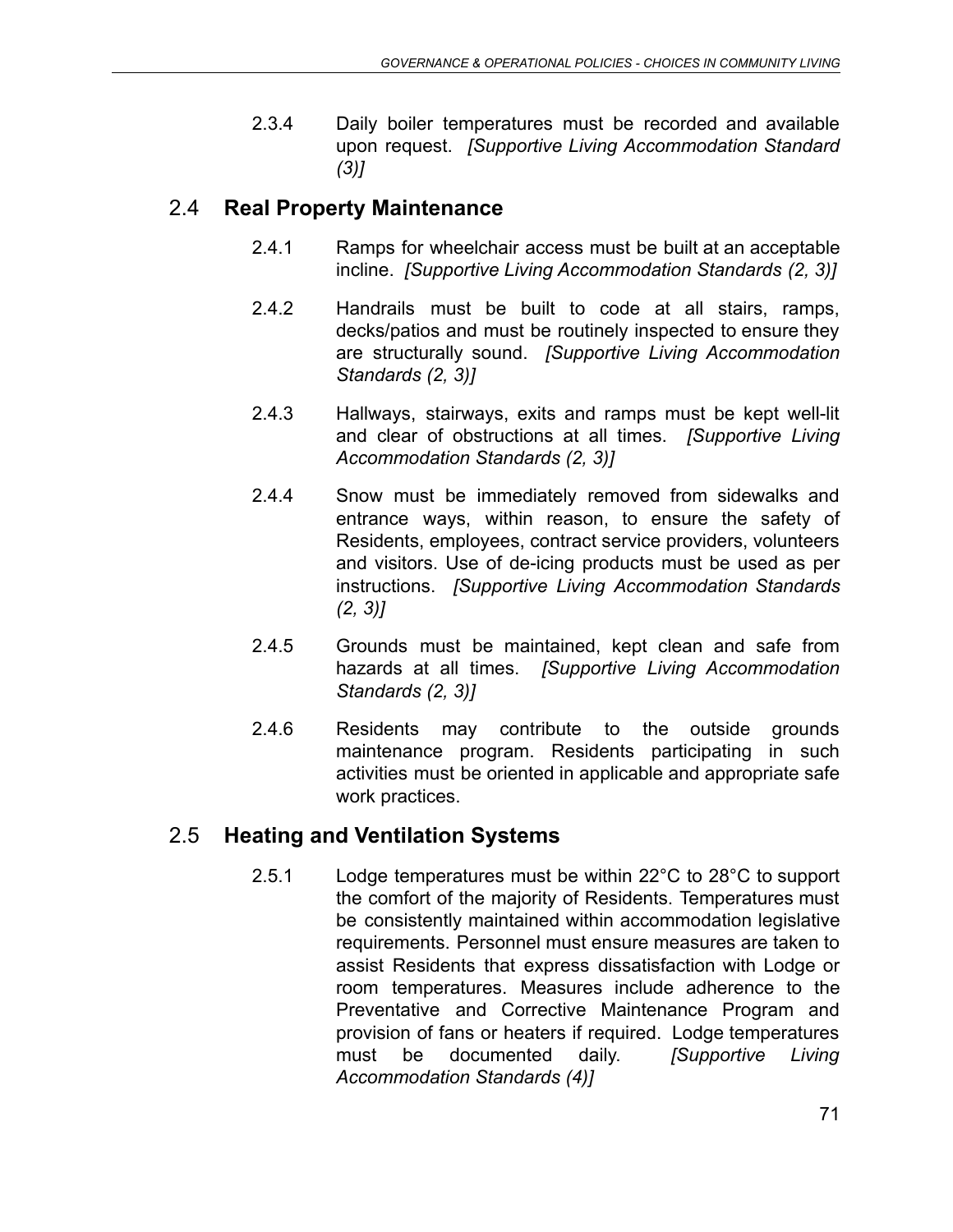2.3.4 Daily boiler temperatures must be recorded and available upon request. *[Supportive Living Accommodation Standard (3)]*

## 2.4 **Real Property Maintenance**

2.4.1 Ramps for wheelchair access must be built at an acceptable incline. *[Supportive Living Accommodation Standards (2, 3)]*

2.4.2 Handrails must be built to code at all stairs, ramps, decks/patios and must be routinely inspected to ensure they are structurally sound. *[Supportive Living Accommodation Standards (2, 3)]*

2.4.3 Hallways, stairways, exits and ramps must be kept well-lit and clear of obstructions at all times. *[Supportive Living Accommodation Standards (2, 3)]*

2.4.4 Snow must be immediately removed from sidewalks and entrance ways, within reason, to ensure the safety of Residents, employees, contract service providers, volunteers and visitors. Use of de-icing products must be used as per instructions. *[Supportive Living Accommodation Standards (2, 3)]*

2.4.5 Grounds must be maintained, kept clean and safe from hazards at all times. *[Supportive Living Accommodation Standards (2, 3)]*

2.4.6 Residents may contribute to the outside grounds maintenance program. Residents participating in such activities must be oriented in applicable and appropriate safe work practices.

## 2.5 **Heating and Ventilation Systems**

2.5.1 Lodge temperatures must be within 22°C to 28°C to support the comfort of the majority of Residents. Temperatures must be consistently maintained within accommodation legislative requirements. Personnel must ensure measures are taken to assist Residents that express dissatisfaction with Lodge or room temperatures. Measures include adherence to the Preventative and Corrective Maintenance Program and provision of fans or heaters if required. Lodge temperatures must be documented daily. *[Supportive Living Accommodation Standards (4)]*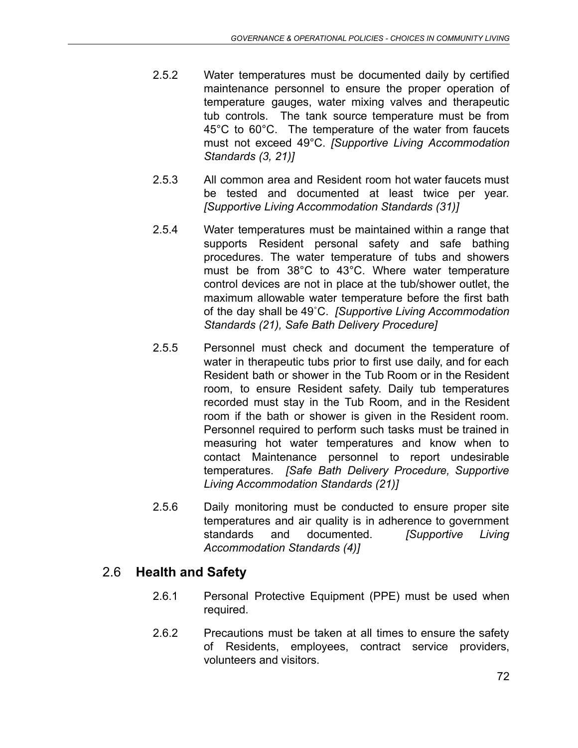2.5.2 Water temperatures must be documented daily by certified maintenance personnel to ensure the proper operation of temperature gauges, water mixing valves and therapeutic tub controls. The tank source temperature must be from 45°C to 60°C. The temperature of the water from faucets must not exceed 49°C. *[Supportive Living Accommodation Standards (3, 21)]*

2.5.3 All common area and Resident room hot water faucets must be tested and documented at least twice per year. *[Supportive Living Accommodation Standards (31)]*

2.5.4 Water temperatures must be maintained within a range that supports Resident personal safety and safe bathing procedures. The water temperature of tubs and showers must be from 38°C to 43°C. Where water temperature control devices are not in place at the tub/shower outlet, the maximum allowable water temperature before the first bath of the day shall be 49˚C. *[Supportive Living Accommodation Standards (21), Safe Bath Delivery Procedure]*

2.5.5 Personnel must check and document the temperature of water in therapeutic tubs prior to first use daily, and for each Resident bath or shower in the Tub Room or in the Resident room, to ensure Resident safety. Daily tub temperatures recorded must stay in the Tub Room, and in the Resident room if the bath or shower is given in the Resident room. Personnel required to perform such tasks must be trained in measuring hot water temperatures and know when to contact Maintenance personnel to report undesirable temperatures. *[Safe Bath Delivery Procedure, Supportive Living Accommodation Standards (21)]*

2.5.6 Daily monitoring must be conducted to ensure proper site temperatures and air quality is in adherence to government standards and documented. *[Supportive Living Accommodation Standards (4)]*

## 2.6 **Health and Safety**

2.6.1 Personal Protective Equipment (PPE) must be used when required.

2.6.2 Precautions must be taken at all times to ensure the safety of Residents, employees, contract service providers, volunteers and visitors.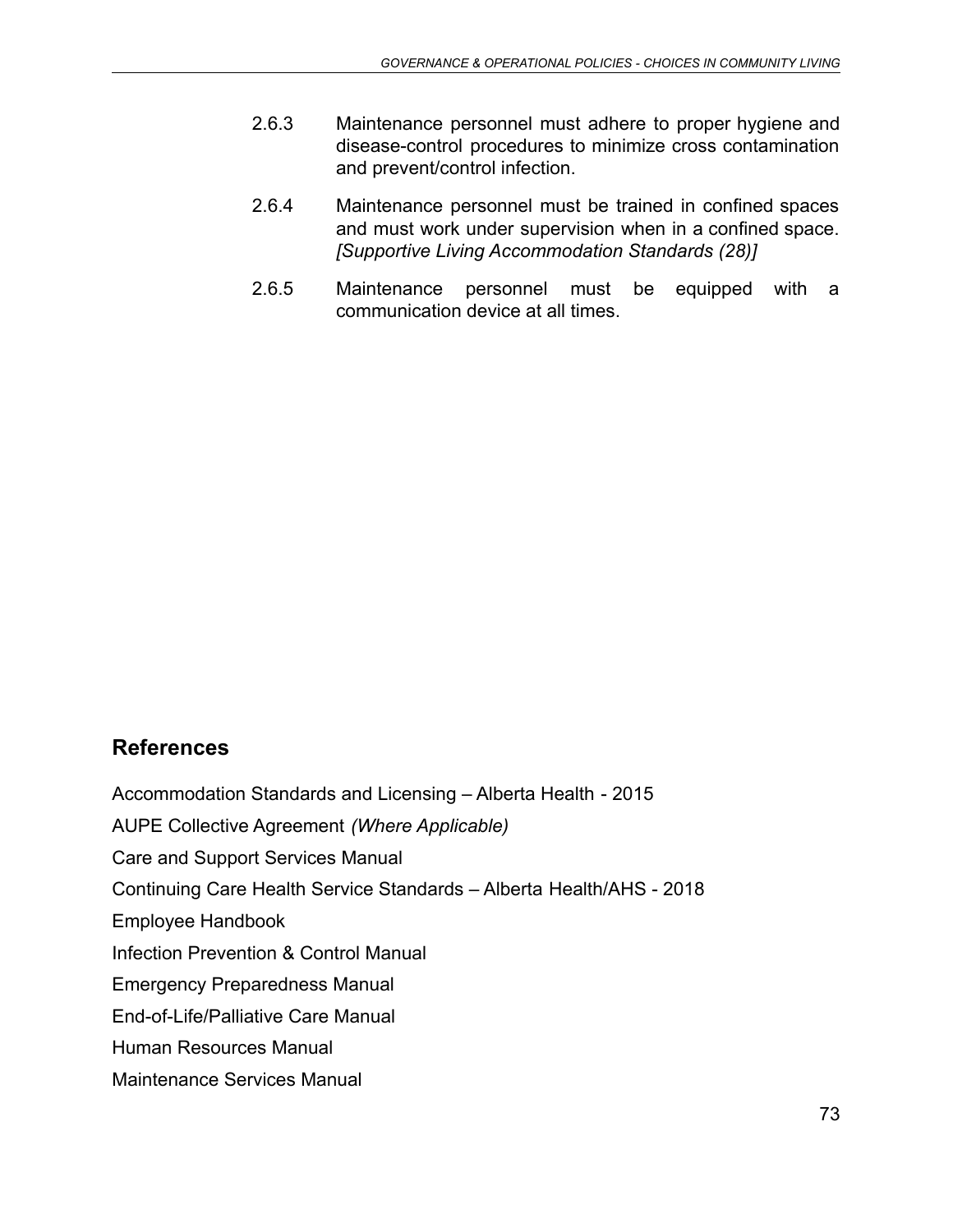2.6.3 Maintenance personnel must adhere to proper hygiene and disease-control procedures to minimize cross contamination and prevent/control infection.

2.6.4 Maintenance personnel must be trained in confined spaces and must work under supervision when in a confined space. *[Supportive Living Accommodation Standards (28)]*

2.6.5 Maintenance personnel must be equipped with a communication device at all times.

## References

Accommodation Standards and Licensing – Alberta Health - 2015

AUPE Collective Agreement *(Where Applicable)*

Care and Support Services Manual

Continuing Care Health Service Standards – Alberta Health/AHS - 2018

Employee Handbook

Infection Prevention & Control Manual

Emergency Preparedness Manual

End-of-Life/Palliative Care Manual

Human Resources Manual

Maintenance Services Manual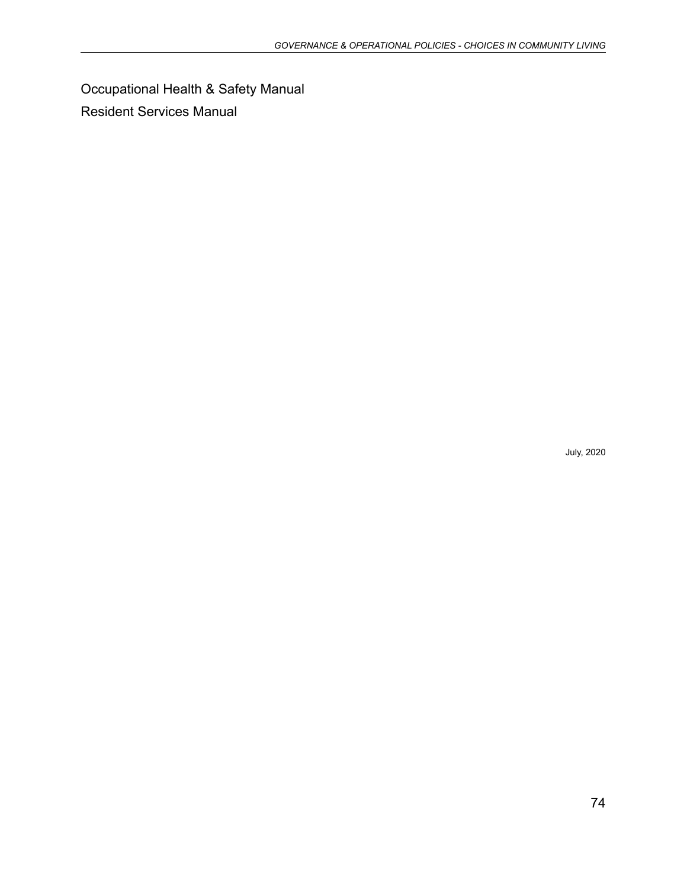Occupational Health & Safety Manual

Resident Services Manual

July, 2020